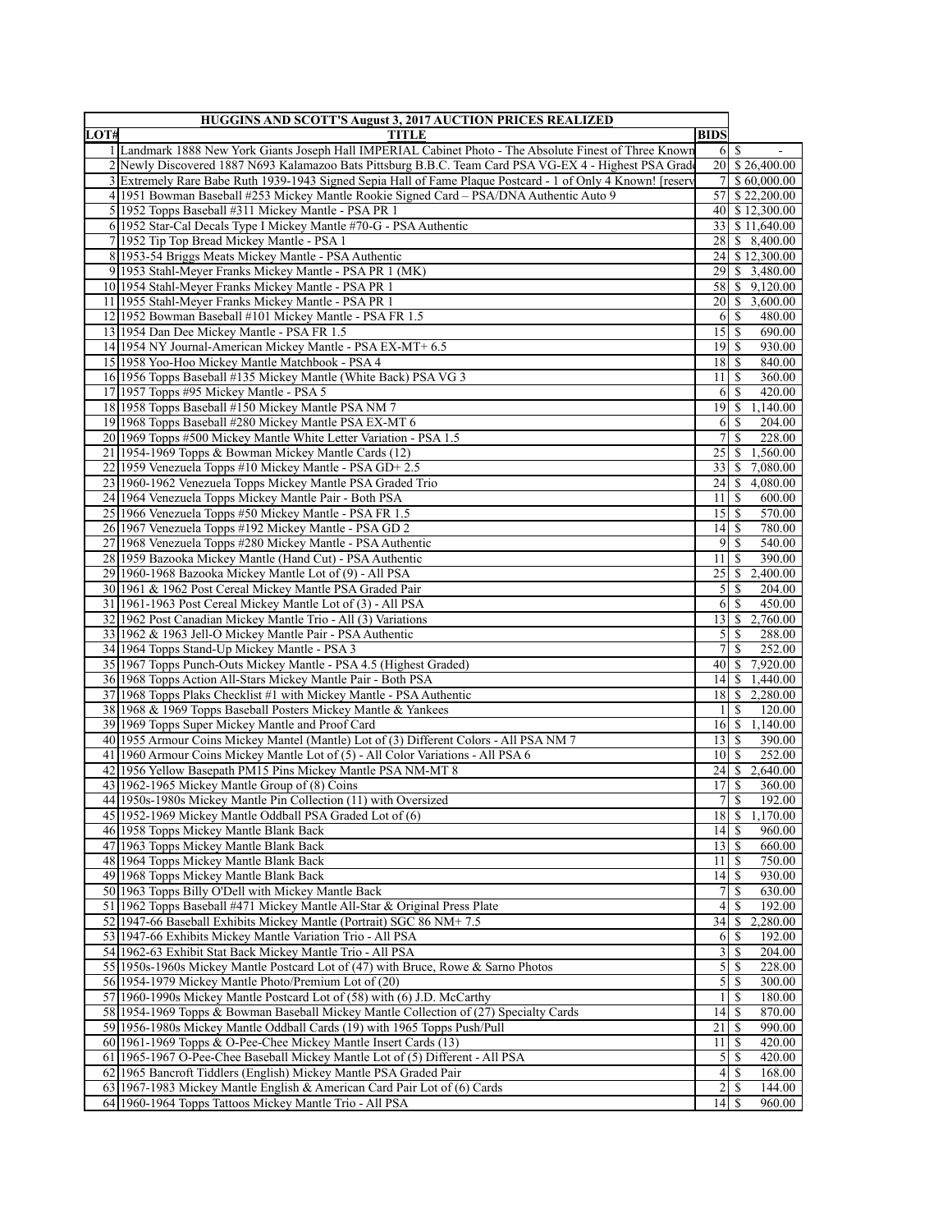| HUGGINS AND SCOTT'S August 3, 2017 AUCTION PRICES REALIZED | | | |
|---|---|---|---|
| LOT# | TITLE | BIDS | |
| 1 | Landmark 1888 New York Giants Joseph Hall IMPERIAL Cabinet Photo - The Absolute Finest of Three Known | 6 | $ - |
| 2 | Newly Discovered 1887 N693 Kalamazoo Bats Pittsburg B.B.C. Team Card PSA VG-EX 4 - Highest PSA Grade | 20 | $ 26,400.00 |
| 3 | Extremely Rare Babe Ruth 1939-1943 Signed Sepia Hall of Fame Plaque Postcard - 1 of Only 4 Known! [reserv | 7 | $ 60,000.00 |
| 4 | 1951 Bowman Baseball #253 Mickey Mantle Rookie Signed Card – PSA/DNA Authentic Auto 9 | 57 | $ 22,200.00 |
| 5 | 1952 Topps Baseball #311 Mickey Mantle - PSA PR 1 | 40 | $ 12,300.00 |
| 6 | 1952 Star-Cal Decals Type I Mickey Mantle #70-G - PSA Authentic | 33 | $ 11,640.00 |
| 7 | 1952 Tip Top Bread Mickey Mantle - PSA 1 | 28 | $ 8,400.00 |
| 8 | 1953-54 Briggs Meats Mickey Mantle - PSA Authentic | 24 | $ 12,300.00 |
| 9 | 1953 Stahl-Meyer Franks Mickey Mantle - PSA PR 1 (MK) | 29 | $ 3,480.00 |
| 10 | 1954 Stahl-Meyer Franks Mickey Mantle - PSA PR 1 | 58 | $ 9,120.00 |
| 11 | 1955 Stahl-Meyer Franks Mickey Mantle - PSA PR 1 | 20 | $ 3,600.00 |
| 12 | 1952 Bowman Baseball #101 Mickey Mantle - PSA FR 1.5 | 6 | $ 480.00 |
| 13 | 1954 Dan Dee Mickey Mantle - PSA FR 1.5 | 15 | $ 690.00 |
| 14 | 1954 NY Journal-American Mickey Mantle - PSA EX-MT+ 6.5 | 19 | $ 930.00 |
| 15 | 1958 Yoo-Hoo Mickey Mantle Matchbook - PSA 4 | 18 | $ 840.00 |
| 16 | 1956 Topps Baseball #135 Mickey Mantle (White Back) PSA VG 3 | 11 | $ 360.00 |
| 17 | 1957 Topps #95 Mickey Mantle - PSA 5 | 6 | $ 420.00 |
| 18 | 1958 Topps Baseball #150 Mickey Mantle PSA NM 7 | 19 | $ 1,140.00 |
| 19 | 1968 Topps Baseball #280 Mickey Mantle PSA EX-MT 6 | 6 | $ 204.00 |
| 20 | 1969 Topps #500 Mickey Mantle White Letter Variation - PSA 1.5 | 7 | $ 228.00 |
| 21 | 1954-1969 Topps & Bowman Mickey Mantle Cards (12) | 25 | $ 1,560.00 |
| 22 | 1959 Venezuela Topps #10 Mickey Mantle - PSA GD+ 2.5 | 33 | $ 7,080.00 |
| 23 | 1960-1962 Venezuela Topps Mickey Mantle PSA Graded Trio | 24 | $ 4,080.00 |
| 24 | 1964 Venezuela Topps Mickey Mantle Pair - Both PSA | 11 | $ 600.00 |
| 25 | 1966 Venezuela Topps #50 Mickey Mantle - PSA FR 1.5 | 15 | $ 570.00 |
| 26 | 1967 Venezuela Topps #192 Mickey Mantle - PSA GD 2 | 14 | $ 780.00 |
| 27 | 1968 Venezuela Topps #280 Mickey Mantle - PSA Authentic | 9 | $ 540.00 |
| 28 | 1959 Bazooka Mickey Mantle (Hand Cut) - PSA Authentic | 11 | $ 390.00 |
| 29 | 1960-1968 Bazooka Mickey Mantle Lot of (9) - All PSA | 25 | $ 2,400.00 |
| 30 | 1961 & 1962 Post Cereal Mickey Mantle PSA Graded Pair | 5 | $ 204.00 |
| 31 | 1961-1963 Post Cereal Mickey Mantle Lot of (3) - All PSA | 6 | $ 450.00 |
| 32 | 1962 Post Canadian Mickey Mantle Trio - All (3) Variations | 13 | $ 2,760.00 |
| 33 | 1962 & 1963 Jell-O Mickey Mantle Pair - PSA Authentic | 5 | $ 288.00 |
| 34 | 1964 Topps Stand-Up Mickey Mantle - PSA 3 | 7 | $ 252.00 |
| 35 | 1967 Topps Punch-Outs Mickey Mantle - PSA 4.5 (Highest Graded) | 40 | $ 7,920.00 |
| 36 | 1968 Topps Action All-Stars Mickey Mantle Pair - Both PSA | 14 | $ 1,440.00 |
| 37 | 1968 Topps Plaks Checklist #1 with Mickey Mantle - PSA Authentic | 18 | $ 2,280.00 |
| 38 | 1968 & 1969 Topps Baseball Posters Mickey Mantle & Yankees | 1 | $ 120.00 |
| 39 | 1969 Topps Super Mickey Mantle and Proof Card | 16 | $ 1,140.00 |
| 40 | 1955 Armour Coins Mickey Mantel (Mantle) Lot of (3) Different Colors - All PSA NM 7 | 13 | $ 390.00 |
| 41 | 1960 Armour Coins Mickey Mantle Lot of (5) - All Color Variations - All PSA 6 | 10 | $ 252.00 |
| 42 | 1956 Yellow Basepath PM15 Pins Mickey Mantle PSA NM-MT 8 | 24 | $ 2,640.00 |
| 43 | 1962-1965 Mickey Mantle Group of (8) Coins | 17 | $ 360.00 |
| 44 | 1950s-1980s Mickey Mantle Pin Collection (11) with Oversized | 7 | $ 192.00 |
| 45 | 1952-1969 Mickey Mantle Oddball PSA Graded Lot of (6) | 18 | $ 1,170.00 |
| 46 | 1958 Topps Mickey Mantle Blank Back | 14 | $ 960.00 |
| 47 | 1963 Topps Mickey Mantle Blank Back | 13 | $ 660.00 |
| 48 | 1964 Topps Mickey Mantle Blank Back | 11 | $ 750.00 |
| 49 | 1968 Topps Mickey Mantle Blank Back | 14 | $ 930.00 |
| 50 | 1963 Topps Billy O'Dell with Mickey Mantle Back | 7 | $ 630.00 |
| 51 | 1962 Topps Baseball #471 Mickey Mantle All-Star & Original Press Plate | 4 | $ 192.00 |
| 52 | 1947-66 Baseball Exhibits Mickey Mantle (Portrait) SGC 86 NM+ 7.5 | 34 | $ 2,280.00 |
| 53 | 1947-66 Exhibits Mickey Mantle Variation Trio - All PSA | 6 | $ 192.00 |
| 54 | 1962-63 Exhibit Stat Back Mickey Mantle Trio - All PSA | 3 | $ 204.00 |
| 55 | 1950s-1960s Mickey Mantle Postcard Lot of (47) with Bruce, Rowe & Sarno Photos | 5 | $ 228.00 |
| 56 | 1954-1979 Mickey Mantle Photo/Premium Lot of (20) | 5 | $ 300.00 |
| 57 | 1960-1990s Mickey Mantle Postcard Lot of (58) with (6) J.D. McCarthy | 1 | $ 180.00 |
| 58 | 1954-1969 Topps & Bowman Baseball Mickey Mantle Collection of (27) Specialty Cards | 14 | $ 870.00 |
| 59 | 1956-1980s Mickey Mantle Oddball Cards (19) with 1965 Topps Push/Pull | 21 | $ 990.00 |
| 60 | 1961-1969 Topps & O-Pee-Chee Mickey Mantle Insert Cards (13) | 11 | $ 420.00 |
| 61 | 1965-1967 O-Pee-Chee Baseball Mickey Mantle Lot of (5) Different - All PSA | 5 | $ 420.00 |
| 62 | 1965 Bancroft Tiddlers (English) Mickey Mantle PSA Graded Pair | 4 | $ 168.00 |
| 63 | 1967-1983 Mickey Mantle English & American Card Pair Lot of (6) Cards | 2 | $ 144.00 |
| 64 | 1960-1964 Topps Tattoos Mickey Mantle Trio - All PSA | 14 | $ 960.00 |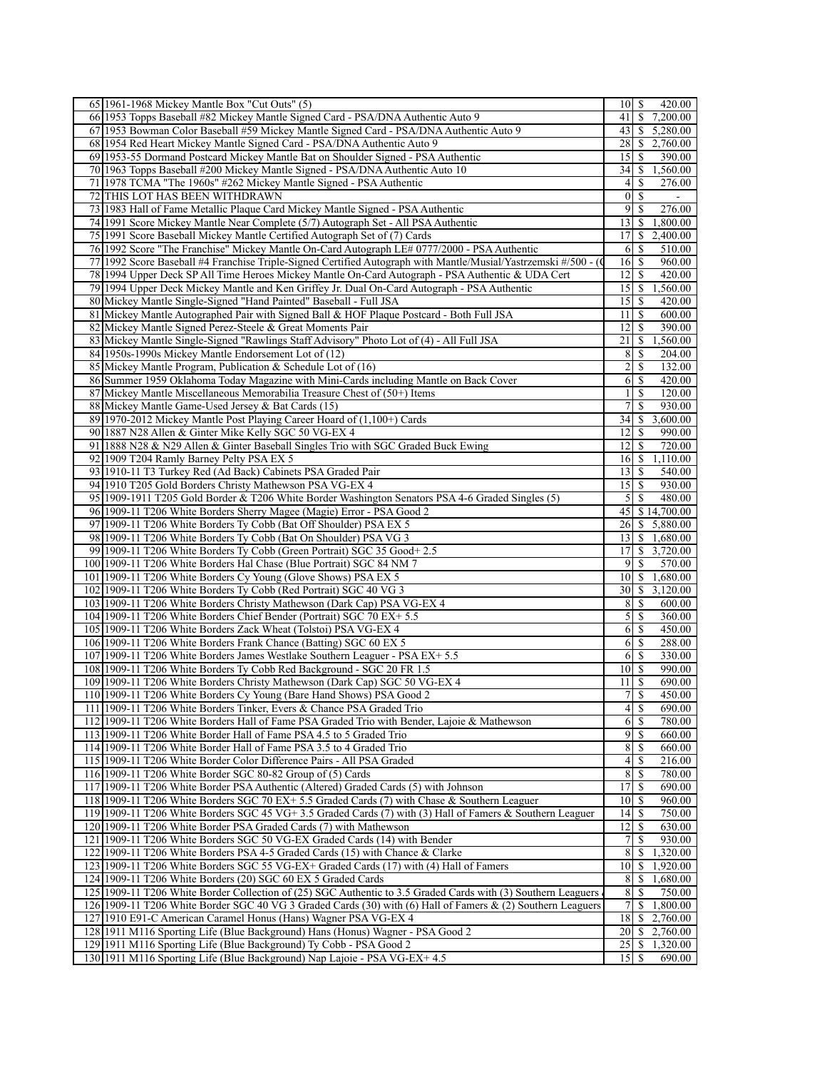| | | | |
|---|---|---|---|
| 65 | 1961-1968 Mickey Mantle Box "Cut Outs" (5) | 10 | $ 420.00 |
| 66 | 1953 Topps Baseball #82 Mickey Mantle Signed Card - PSA/DNA Authentic Auto 9 | 41 | $ 7,200.00 |
| 67 | 1953 Bowman Color Baseball #59 Mickey Mantle Signed Card - PSA/DNA Authentic Auto 9 | 43 | $ 5,280.00 |
| 68 | 1954 Red Heart Mickey Mantle Signed Card - PSA/DNA Authentic Auto 9 | 28 | $ 2,760.00 |
| 69 | 1953-55 Dormand Postcard Mickey Mantle Bat on Shoulder Signed - PSA Authentic | 15 | $ 390.00 |
| 70 | 1963 Topps Baseball #200 Mickey Mantle Signed - PSA/DNA Authentic Auto 10 | 34 | $ 1,560.00 |
| 71 | 1978 TCMA "The 1960s" #262 Mickey Mantle Signed - PSA Authentic | 4 | $ 276.00 |
| 72 | THIS LOT HAS BEEN WITHDRAWN | 0 | $ - |
| 73 | 1983 Hall of Fame Metallic Plaque Card Mickey Mantle Signed - PSA Authentic | 9 | $ 276.00 |
| 74 | 1991 Score Mickey Mantle Near Complete (5/7) Autograph Set - All PSA Authentic | 13 | $ 1,800.00 |
| 75 | 1991 Score Baseball Mickey Mantle Certified Autograph Set of (7) Cards | 17 | $ 2,400.00 |
| 76 | 1992 Score "The Franchise" Mickey Mantle On-Card Autograph LE# 0777/2000 - PSA Authentic | 6 | $ 510.00 |
| 77 | 1992 Score Baseball #4 Franchise Triple-Signed Certified Autograph with Mantle/Musial/Yastrzemski #/500 - ( | 16 | $ 960.00 |
| 78 | 1994 Upper Deck SP All Time Heroes Mickey Mantle On-Card Autograph - PSA Authentic & UDA Cert | 12 | $ 420.00 |
| 79 | 1994 Upper Deck Mickey Mantle and Ken Griffey Jr. Dual On-Card Autograph - PSA Authentic | 15 | $ 1,560.00 |
| 80 | Mickey Mantle Single-Signed "Hand Painted" Baseball - Full JSA | 15 | $ 420.00 |
| 81 | Mickey Mantle Autographed Pair with Signed Ball & HOF Plaque Postcard - Both Full JSA | 11 | $ 600.00 |
| 82 | Mickey Mantle Signed Perez-Steele & Great Moments Pair | 12 | $ 390.00 |
| 83 | Mickey Mantle Single-Signed "Rawlings Staff Advisory" Photo Lot of (4) - All Full JSA | 21 | $ 1,560.00 |
| 84 | 1950s-1990s Mickey Mantle Endorsement Lot of (12) | 8 | $ 204.00 |
| 85 | Mickey Mantle Program, Publication & Schedule Lot of (16) | 2 | $ 132.00 |
| 86 | Summer 1959 Oklahoma Today Magazine with Mini-Cards including Mantle on Back Cover | 6 | $ 420.00 |
| 87 | Mickey Mantle Miscellaneous Memorabilia Treasure Chest of (50+) Items | 1 | $ 120.00 |
| 88 | Mickey Mantle Game-Used Jersey & Bat Cards (15) | 7 | $ 930.00 |
| 89 | 1970-2012 Mickey Mantle Post Playing Career Hoard of (1,100+) Cards | 34 | $ 3,600.00 |
| 90 | 1887 N28 Allen & Ginter Mike Kelly SGC 50 VG-EX 4 | 12 | $ 990.00 |
| 91 | 1888 N28 & N29 Allen & Ginter Baseball Singles Trio with SGC Graded Buck Ewing | 12 | $ 720.00 |
| 92 | 1909 T204 Ramly Barney Pelty PSA EX 5 | 16 | $ 1,110.00 |
| 93 | 1910-11 T3 Turkey Red (Ad Back) Cabinets PSA Graded Pair | 13 | $ 540.00 |
| 94 | 1910 T205 Gold Borders Christy Mathewson PSA VG-EX 4 | 15 | $ 930.00 |
| 95 | 1909-1911 T205 Gold Border & T206 White Border Washington Senators PSA 4-6 Graded Singles (5) | 5 | $ 480.00 |
| 96 | 1909-11 T206 White Borders Sherry Magee (Magie) Error - PSA Good 2 | 45 | $ 14,700.00 |
| 97 | 1909-11 T206 White Borders Ty Cobb (Bat Off Shoulder) PSA EX 5 | 26 | $ 5,880.00 |
| 98 | 1909-11 T206 White Borders Ty Cobb (Bat On Shoulder) PSA VG 3 | 13 | $ 1,680.00 |
| 99 | 1909-11 T206 White Borders Ty Cobb (Green Portrait) SGC 35 Good+ 2.5 | 17 | $ 3,720.00 |
| 100 | 1909-11 T206 White Borders Hal Chase (Blue Portrait) SGC 84 NM 7 | 9 | $ 570.00 |
| 101 | 1909-11 T206 White Borders Cy Young (Glove Shows) PSA EX 5 | 10 | $ 1,680.00 |
| 102 | 1909-11 T206 White Borders Ty Cobb (Red Portrait) SGC 40 VG 3 | 30 | $ 3,120.00 |
| 103 | 1909-11 T206 White Borders Christy Mathewson (Dark Cap) PSA VG-EX 4 | 8 | $ 600.00 |
| 104 | 1909-11 T206 White Borders Chief Bender (Portrait) SGC 70 EX+ 5.5 | 5 | $ 360.00 |
| 105 | 1909-11 T206 White Borders Zack Wheat (Tolstoi) PSA VG-EX 4 | 6 | $ 450.00 |
| 106 | 1909-11 T206 White Borders Frank Chance (Batting) SGC 60 EX 5 | 6 | $ 288.00 |
| 107 | 1909-11 T206 White Borders James Westlake Southern Leaguer - PSA EX+ 5.5 | 6 | $ 330.00 |
| 108 | 1909-11 T206 White Borders Ty Cobb Red Background - SGC 20 FR 1.5 | 10 | $ 990.00 |
| 109 | 1909-11 T206 White Borders Christy Mathewson (Dark Cap) SGC 50 VG-EX 4 | 11 | $ 690.00 |
| 110 | 1909-11 T206 White Borders Cy Young (Bare Hand Shows) PSA Good 2 | 7 | $ 450.00 |
| 111 | 1909-11 T206 White Borders Tinker, Evers & Chance PSA Graded Trio | 4 | $ 690.00 |
| 112 | 1909-11 T206 White Borders Hall of Fame PSA Graded Trio with Bender, Lajoie & Mathewson | 6 | $ 780.00 |
| 113 | 1909-11 T206 White Border Hall of Fame PSA 4.5 to 5 Graded Trio | 9 | $ 660.00 |
| 114 | 1909-11 T206 White Border Hall of Fame PSA 3.5 to 4 Graded Trio | 8 | $ 660.00 |
| 115 | 1909-11 T206 White Border Color Difference Pairs - All PSA Graded | 4 | $ 216.00 |
| 116 | 1909-11 T206 White Border SGC 80-82 Group of (5) Cards | 8 | $ 780.00 |
| 117 | 1909-11 T206 White Border PSA Authentic (Altered) Graded Cards (5) with Johnson | 17 | $ 690.00 |
| 118 | 1909-11 T206 White Borders SGC 70 EX+ 5.5 Graded Cards (7) with Chase & Southern Leaguer | 10 | $ 960.00 |
| 119 | 1909-11 T206 White Borders SGC 45 VG+ 3.5 Graded Cards (7) with (3) Hall of Famers & Southern Leaguer | 14 | $ 750.00 |
| 120 | 1909-11 T206 White Border PSA Graded Cards (7) with Mathewson | 12 | $ 630.00 |
| 121 | 1909-11 T206 White Borders SGC 50 VG-EX Graded Cards (14) with Bender | 7 | $ 930.00 |
| 122 | 1909-11 T206 White Borders PSA 4-5 Graded Cards (15) with Chance & Clarke | 8 | $ 1,320.00 |
| 123 | 1909-11 T206 White Borders SGC 55 VG-EX+ Graded Cards (17) with (4) Hall of Famers | 10 | $ 1,920.00 |
| 124 | 1909-11 T206 White Borders (20) SGC 60 EX 5 Graded Cards | 8 | $ 1,680.00 |
| 125 | 1909-11 T206 White Border Collection of (25) SGC Authentic to 3.5 Graded Cards with (3) Southern Leaguers | 8 | $ 750.00 |
| 126 | 1909-11 T206 White Border SGC 40 VG 3 Graded Cards (30) with (6) Hall of Famers & (2) Southern Leaguers | 7 | $ 1,800.00 |
| 127 | 1910 E91-C American Caramel Honus (Hans) Wagner PSA VG-EX 4 | 18 | $ 2,760.00 |
| 128 | 1911 M116 Sporting Life (Blue Background) Hans (Honus) Wagner - PSA Good 2 | 20 | $ 2,760.00 |
| 129 | 1911 M116 Sporting Life (Blue Background) Ty Cobb - PSA Good 2 | 25 | $ 1,320.00 |
| 130 | 1911 M116 Sporting Life (Blue Background) Nap Lajoie - PSA VG-EX+ 4.5 | 15 | $ 690.00 |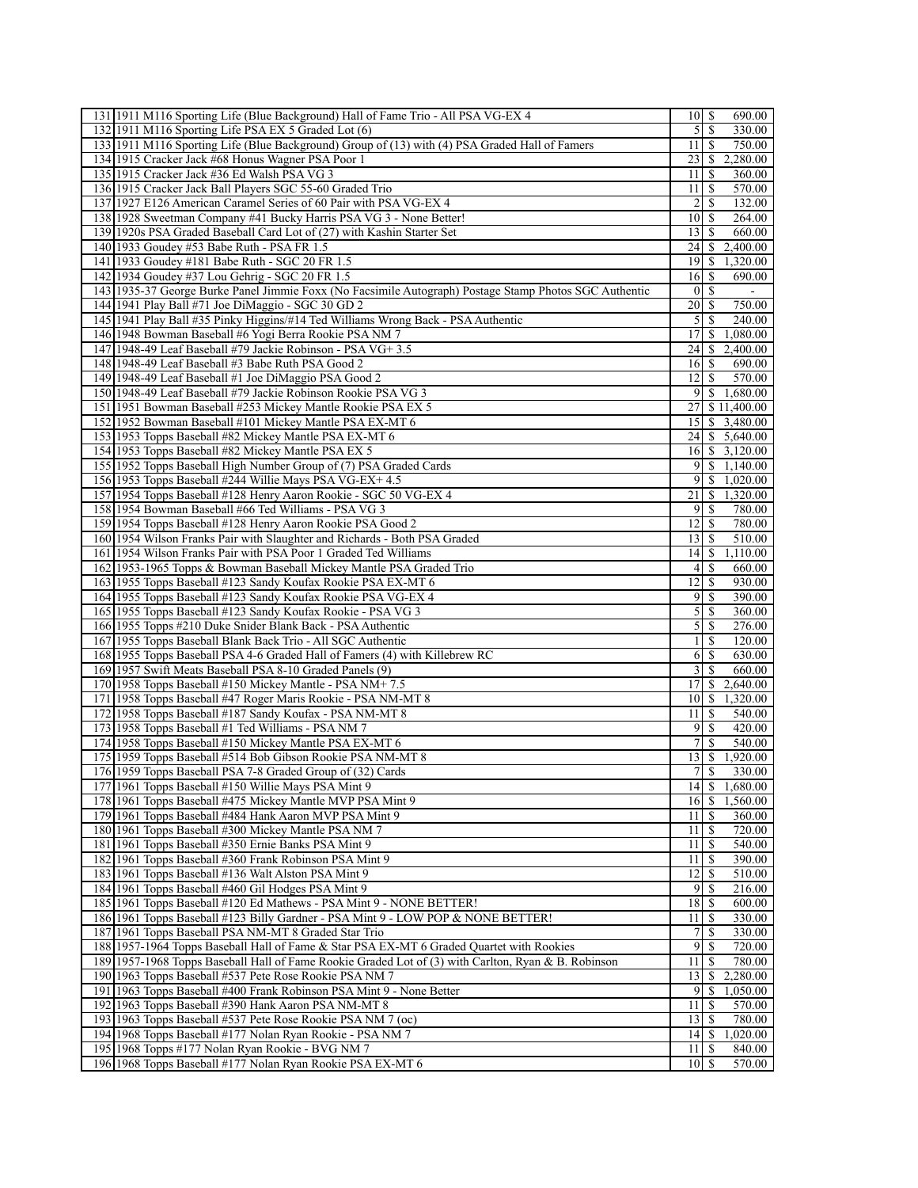| | | | |
|---|---|---|---|
| 131 | 1911 M116 Sporting Life (Blue Background) Hall of Fame Trio - All PSA VG-EX 4 | 10 | $ 690.00 |
| 132 | 1911 M116 Sporting Life PSA EX 5 Graded Lot (6) | 5 | $ 330.00 |
| 133 | 1911 M116 Sporting Life (Blue Background) Group of (13) with (4) PSA Graded Hall of Famers | 11 | $ 750.00 |
| 134 | 1915 Cracker Jack #68 Honus Wagner PSA Poor 1 | 23 | $ 2,280.00 |
| 135 | 1915 Cracker Jack #36 Ed Walsh PSA VG 3 | 11 | $ 360.00 |
| 136 | 1915 Cracker Jack Ball Players SGC 55-60 Graded Trio | 11 | $ 570.00 |
| 137 | 1927 E126 American Caramel Series of 60 Pair with PSA VG-EX 4 | 2 | $ 132.00 |
| 138 | 1928 Sweetman Company #41 Bucky Harris PSA VG 3 - None Better! | 10 | $ 264.00 |
| 139 | 1920s PSA Graded Baseball Card Lot of (27) with Kashin Starter Set | 13 | $ 660.00 |
| 140 | 1933 Goudey #53 Babe Ruth - PSA FR 1.5 | 24 | $ 2,400.00 |
| 141 | 1933 Goudey #181 Babe Ruth - SGC 20 FR 1.5 | 19 | $ 1,320.00 |
| 142 | 1934 Goudey #37 Lou Gehrig - SGC 20 FR 1.5 | 16 | $ 690.00 |
| 143 | 1935-37 George Burke Panel Jimmie Foxx (No Facsimile Autograph) Postage Stamp Photos SGC Authentic | 0 | $ - |
| 144 | 1941 Play Ball #71 Joe DiMaggio - SGC 30 GD 2 | 20 | $ 750.00 |
| 145 | 1941 Play Ball #35 Pinky Higgins/#14 Ted Williams Wrong Back - PSA Authentic | 5 | $ 240.00 |
| 146 | 1948 Bowman Baseball #6 Yogi Berra Rookie PSA NM 7 | 17 | $ 1,080.00 |
| 147 | 1948-49 Leaf Baseball #79 Jackie Robinson - PSA VG+ 3.5 | 24 | $ 2,400.00 |
| 148 | 1948-49 Leaf Baseball #3 Babe Ruth PSA Good 2 | 16 | $ 690.00 |
| 149 | 1948-49 Leaf Baseball #1 Joe DiMaggio PSA Good 2 | 12 | $ 570.00 |
| 150 | 1948-49 Leaf Baseball #79 Jackie Robinson Rookie PSA VG 3 | 9 | $ 1,680.00 |
| 151 | 1951 Bowman Baseball #253 Mickey Mantle Rookie PSA EX 5 | 27 | $ 11,400.00 |
| 152 | 1952 Bowman Baseball #101 Mickey Mantle PSA EX-MT 6 | 15 | $ 3,480.00 |
| 153 | 1953 Topps Baseball #82 Mickey Mantle PSA EX-MT 6 | 24 | $ 5,640.00 |
| 154 | 1953 Topps Baseball #82 Mickey Mantle PSA EX 5 | 16 | $ 3,120.00 |
| 155 | 1952 Topps Baseball High Number Group of (7) PSA Graded Cards | 9 | $ 1,140.00 |
| 156 | 1953 Topps Baseball #244 Willie Mays PSA VG-EX+ 4.5 | 9 | $ 1,020.00 |
| 157 | 1954 Topps Baseball #128 Henry Aaron Rookie - SGC 50 VG-EX 4 | 21 | $ 1,320.00 |
| 158 | 1954 Bowman Baseball #66 Ted Williams - PSA VG 3 | 9 | $ 780.00 |
| 159 | 1954 Topps Baseball #128 Henry Aaron Rookie PSA Good 2 | 12 | $ 780.00 |
| 160 | 1954 Wilson Franks Pair with Slaughter and Richards - Both PSA Graded | 13 | $ 510.00 |
| 161 | 1954 Wilson Franks Pair with PSA Poor 1 Graded Ted Williams | 14 | $ 1,110.00 |
| 162 | 1953-1965 Topps & Bowman Baseball Mickey Mantle PSA Graded Trio | 4 | $ 660.00 |
| 163 | 1955 Topps Baseball #123 Sandy Koufax Rookie PSA EX-MT 6 | 12 | $ 930.00 |
| 164 | 1955 Topps Baseball #123 Sandy Koufax Rookie PSA VG-EX 4 | 9 | $ 390.00 |
| 165 | 1955 Topps Baseball #123 Sandy Koufax Rookie - PSA VG 3 | 5 | $ 360.00 |
| 166 | 1955 Topps #210 Duke Snider Blank Back - PSA Authentic | 5 | $ 276.00 |
| 167 | 1955 Topps Baseball Blank Back Trio - All SGC Authentic | 1 | $ 120.00 |
| 168 | 1955 Topps Baseball PSA 4-6 Graded Hall of Famers (4) with Killebrew RC | 6 | $ 630.00 |
| 169 | 1957 Swift Meats Baseball PSA 8-10 Graded Panels (9) | 3 | $ 660.00 |
| 170 | 1958 Topps Baseball #150 Mickey Mantle - PSA NM+ 7.5 | 17 | $ 2,640.00 |
| 171 | 1958 Topps Baseball #47 Roger Maris Rookie - PSA NM-MT 8 | 10 | $ 1,320.00 |
| 172 | 1958 Topps Baseball #187 Sandy Koufax - PSA NM-MT 8 | 11 | $ 540.00 |
| 173 | 1958 Topps Baseball #1 Ted Williams - PSA NM 7 | 9 | $ 420.00 |
| 174 | 1958 Topps Baseball #150 Mickey Mantle PSA EX-MT 6 | 7 | $ 540.00 |
| 175 | 1959 Topps Baseball #514 Bob Gibson Rookie PSA NM-MT 8 | 13 | $ 1,920.00 |
| 176 | 1959 Topps Baseball PSA 7-8 Graded Group of (32) Cards | 7 | $ 330.00 |
| 177 | 1961 Topps Baseball #150 Willie Mays PSA Mint 9 | 14 | $ 1,680.00 |
| 178 | 1961 Topps Baseball #475 Mickey Mantle MVP PSA Mint 9 | 16 | $ 1,560.00 |
| 179 | 1961 Topps Baseball #484 Hank Aaron MVP PSA Mint 9 | 11 | $ 360.00 |
| 180 | 1961 Topps Baseball #300 Mickey Mantle PSA NM 7 | 11 | $ 720.00 |
| 181 | 1961 Topps Baseball #350 Ernie Banks PSA Mint 9 | 11 | $ 540.00 |
| 182 | 1961 Topps Baseball #360 Frank Robinson PSA Mint 9 | 11 | $ 390.00 |
| 183 | 1961 Topps Baseball #136 Walt Alston PSA Mint 9 | 12 | $ 510.00 |
| 184 | 1961 Topps Baseball #460 Gil Hodges PSA Mint 9 | 9 | $ 216.00 |
| 185 | 1961 Topps Baseball #120 Ed Mathews - PSA Mint 9 - NONE BETTER! | 18 | $ 600.00 |
| 186 | 1961 Topps Baseball #123 Billy Gardner - PSA Mint 9 - LOW POP & NONE BETTER! | 11 | $ 330.00 |
| 187 | 1961 Topps Baseball PSA NM-MT 8 Graded Star Trio | 7 | $ 330.00 |
| 188 | 1957-1964 Topps Baseball Hall of Fame & Star PSA EX-MT 6 Graded Quartet with Rookies | 9 | $ 720.00 |
| 189 | 1957-1968 Topps Baseball Hall of Fame Rookie Graded Lot of (3) with Carlton, Ryan & B. Robinson | 11 | $ 780.00 |
| 190 | 1963 Topps Baseball #537 Pete Rose Rookie PSA NM 7 | 13 | $ 2,280.00 |
| 191 | 1963 Topps Baseball #400 Frank Robinson PSA Mint 9 - None Better | 9 | $ 1,050.00 |
| 192 | 1963 Topps Baseball #390 Hank Aaron PSA NM-MT 8 | 11 | $ 570.00 |
| 193 | 1963 Topps Baseball #537 Pete Rose Rookie PSA NM 7 (oc) | 13 | $ 780.00 |
| 194 | 1968 Topps Baseball #177 Nolan Ryan Rookie - PSA NM 7 | 14 | $ 1,020.00 |
| 195 | 1968 Topps #177 Nolan Ryan Rookie - BVG NM 7 | 11 | $ 840.00 |
| 196 | 1968 Topps Baseball #177 Nolan Ryan Rookie PSA EX-MT 6 | 10 | $ 570.00 |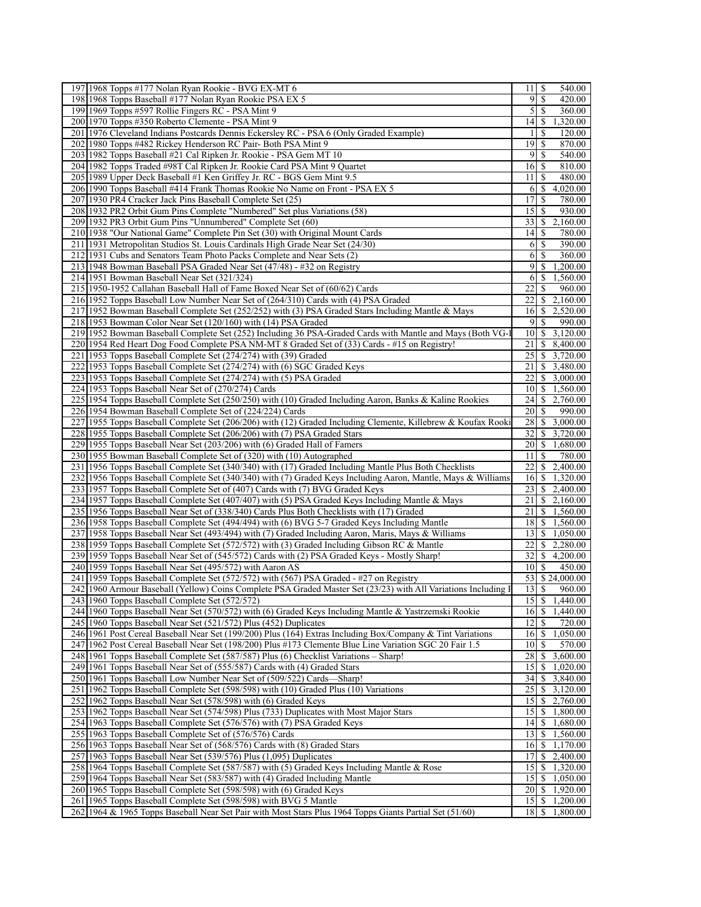| | | | |
|---|---|---|---|
| 197 | 1968 Topps #177 Nolan Ryan Rookie - BVG EX-MT 6 | 11 | $ 540.00 |
| 198 | 1968 Topps Baseball #177 Nolan Ryan Rookie PSA EX 5 | 9 | $ 420.00 |
| 199 | 1969 Topps #597 Rollie Fingers RC - PSA Mint 9 | 5 | $ 360.00 |
| 200 | 1970 Topps #350 Roberto Clemente - PSA Mint 9 | 14 | $ 1,320.00 |
| 201 | 1976 Cleveland Indians Postcards Dennis Eckersley RC - PSA 6 (Only Graded Example) | 1 | $ 120.00 |
| 202 | 1980 Topps #482 Rickey Henderson RC Pair- Both PSA Mint 9 | 19 | $ 870.00 |
| 203 | 1982 Topps Baseball #21 Cal Ripken Jr. Rookie - PSA Gem MT 10 | 9 | $ 540.00 |
| 204 | 1982 Topps Traded #98T Cal Ripken Jr. Rookie Card PSA Mint 9 Quartet | 16 | $ 810.00 |
| 205 | 1989 Upper Deck Baseball #1 Ken Griffey Jr. RC - BGS Gem Mint 9.5 | 11 | $ 480.00 |
| 206 | 1990 Topps Baseball #414 Frank Thomas Rookie No Name on Front - PSA EX 5 | 6 | $ 4,020.00 |
| 207 | 1930 PR4 Cracker Jack Pins Baseball Complete Set (25) | 17 | $ 780.00 |
| 208 | 1932 PR2 Orbit Gum Pins Complete "Numbered" Set plus Variations (58) | 15 | $ 930.00 |
| 209 | 1932 PR3 Orbit Gum Pins "Unnumbered" Complete Set (60) | 33 | $ 2,160.00 |
| 210 | 1938 "Our National Game" Complete Pin Set (30) with Original Mount Cards | 14 | $ 780.00 |
| 211 | 1931 Metropolitan Studios St. Louis Cardinals High Grade Near Set (24/30) | 6 | $ 390.00 |
| 212 | 1931 Cubs and Senators Team Photo Packs Complete and Near Sets (2) | 6 | $ 360.00 |
| 213 | 1948 Bowman Baseball PSA Graded Near Set (47/48) - #32 on Registry | 9 | $ 1,200.00 |
| 214 | 1951 Bowman Baseball Near Set (321/324) | 6 | $ 1,560.00 |
| 215 | 1950-1952 Callahan Baseball Hall of Fame Boxed Near Set of (60/62) Cards | 22 | $ 960.00 |
| 216 | 1952 Topps Baseball Low Number Near Set of (264/310) Cards with (4) PSA Graded | 22 | $ 2,160.00 |
| 217 | 1952 Bowman Baseball Complete Set (252/252) with (3) PSA Graded Stars Including Mantle & Mays | 16 | $ 2,520.00 |
| 218 | 1953 Bowman Color Near Set (120/160) with (14) PSA Graded | 9 | $ 990.00 |
| 219 | 1952 Bowman Baseball Complete Set (252) Including 36 PSA-Graded Cards with Mantle and Mays (Both VG-I | 10 | $ 3,120.00 |
| 220 | 1954 Red Heart Dog Food Complete PSA NM-MT 8 Graded Set of (33) Cards - #15 on Registry! | 21 | $ 8,400.00 |
| 221 | 1953 Topps Baseball Complete Set (274/274) with (39) Graded | 25 | $ 3,720.00 |
| 222 | 1953 Topps Baseball Complete Set (274/274) with (6) SGC Graded Keys | 21 | $ 3,480.00 |
| 223 | 1953 Topps Baseball Complete Set (274/274) with (5) PSA Graded | 22 | $ 3,000.00 |
| 224 | 1953 Topps Baseball Near Set of (270/274) Cards | 10 | $ 1,560.00 |
| 225 | 1954 Topps Baseball Complete Set (250/250) with (10) Graded Including Aaron, Banks & Kaline Rookies | 24 | $ 2,760.00 |
| 226 | 1954 Bowman Baseball Complete Set of (224/224) Cards | 20 | $ 990.00 |
| 227 | 1955 Topps Baseball Complete Set (206/206) with (12) Graded Including Clemente, Killebrew & Koufax Rooki | 28 | $ 3,000.00 |
| 228 | 1955 Topps Baseball Complete Set (206/206) with (7) PSA Graded Stars | 32 | $ 3,720.00 |
| 229 | 1955 Topps Baseball Near Set (203/206) with (6) Graded Hall of Famers | 20 | $ 1,680.00 |
| 230 | 1955 Bowman Baseball Complete Set of (320) with (10) Autographed | 11 | $ 780.00 |
| 231 | 1956 Topps Baseball Complete Set (340/340) with (17) Graded Including Mantle Plus Both Checklists | 22 | $ 2,400.00 |
| 232 | 1956 Topps Baseball Complete Set (340/340) with (7) Graded Keys Including Aaron, Mantle, Mays & Williams | 16 | $ 1,320.00 |
| 233 | 1957 Topps Baseball Complete Set of (407) Cards with (7) BVG Graded Keys | 23 | $ 2,400.00 |
| 234 | 1957 Topps Baseball Complete Set (407/407) with (5) PSA Graded Keys Including Mantle & Mays | 21 | $ 2,160.00 |
| 235 | 1956 Topps Baseball Near Set of (338/340) Cards Plus Both Checklists with (17) Graded | 21 | $ 1,560.00 |
| 236 | 1958 Topps Baseball Complete Set (494/494) with (6) BVG 5-7 Graded Keys Including Mantle | 18 | $ 1,560.00 |
| 237 | 1958 Topps Baseball Near Set (493/494) with (7) Graded Including Aaron, Maris, Mays & Williams | 13 | $ 1,050.00 |
| 238 | 1959 Topps Baseball Complete Set (572/572) with (3) Graded Including Gibson RC & Mantle | 22 | $ 2,280.00 |
| 239 | 1959 Topps Baseball Near Set of (545/572) Cards with (2) PSA Graded Keys - Mostly Sharp! | 32 | $ 4,200.00 |
| 240 | 1959 Topps Baseball Near Set (495/572) with Aaron AS | 10 | $ 450.00 |
| 241 | 1959 Topps Baseball Complete Set (572/572) with (567) PSA Graded - #27 on Registry | 53 | $ 24,000.00 |
| 242 | 1960 Armour Baseball (Yellow) Coins Complete PSA Graded Master Set (23/23) with All Variations Including I | 13 | $ 960.00 |
| 243 | 1960 Topps Baseball Complete Set (572/572) | 15 | $ 1,440.00 |
| 244 | 1960 Topps Baseball Near Set (570/572) with (6) Graded Keys Including Mantle & Yastrzemski Rookie | 16 | $ 1,440.00 |
| 245 | 1960 Topps Baseball Near Set (521/572) Plus (452) Duplicates | 12 | $ 720.00 |
| 246 | 1961 Post Cereal Baseball Near Set (199/200) Plus (164) Extras Including Box/Company & Tint Variations | 16 | $ 1,050.00 |
| 247 | 1962 Post Cereal Baseball Near Set (198/200) Plus #173 Clemente Blue Line Variation SGC 20 Fair 1.5 | 10 | $ 570.00 |
| 248 | 1961 Topps Baseball Complete Set (587/587) Plus (6) Checklist Variations – Sharp! | 28 | $ 3,600.00 |
| 249 | 1961 Topps Baseball Near Set of (555/587) Cards with (4) Graded Stars | 15 | $ 1,020.00 |
| 250 | 1961 Topps Baseball Low Number Near Set of (509/522) Cards—Sharp! | 34 | $ 3,840.00 |
| 251 | 1962 Topps Baseball Complete Set (598/598) with (10) Graded Plus (10) Variations | 25 | $ 3,120.00 |
| 252 | 1962 Topps Baseball Near Set (578/598) with (6) Graded Keys | 15 | $ 2,760.00 |
| 253 | 1962 Topps Baseball Near Set (574/598) Plus (733) Duplicates with Most Major Stars | 15 | $ 1,800.00 |
| 254 | 1963 Topps Baseball Complete Set (576/576) with (7) PSA Graded Keys | 14 | $ 1,680.00 |
| 255 | 1963 Topps Baseball Complete Set of (576/576) Cards | 13 | $ 1,560.00 |
| 256 | 1963 Topps Baseball Near Set of (568/576) Cards with (8) Graded Stars | 16 | $ 1,170.00 |
| 257 | 1963 Topps Baseball Near Set (539/576) Plus (1,095) Duplicates | 17 | $ 2,400.00 |
| 258 | 1964 Topps Baseball Complete Set (587/587) with (5) Graded Keys Including Mantle & Rose | 15 | $ 1,320.00 |
| 259 | 1964 Topps Baseball Near Set (583/587) with (4) Graded Including Mantle | 15 | $ 1,050.00 |
| 260 | 1965 Topps Baseball Complete Set (598/598) with (6) Graded Keys | 20 | $ 1,920.00 |
| 261 | 1965 Topps Baseball Complete Set (598/598) with BVG 5 Mantle | 15 | $ 1,200.00 |
| 262 | 1964 & 1965 Topps Baseball Near Set Pair with Most Stars Plus 1964 Topps Giants Partial Set (51/60) | 18 | $ 1,800.00 |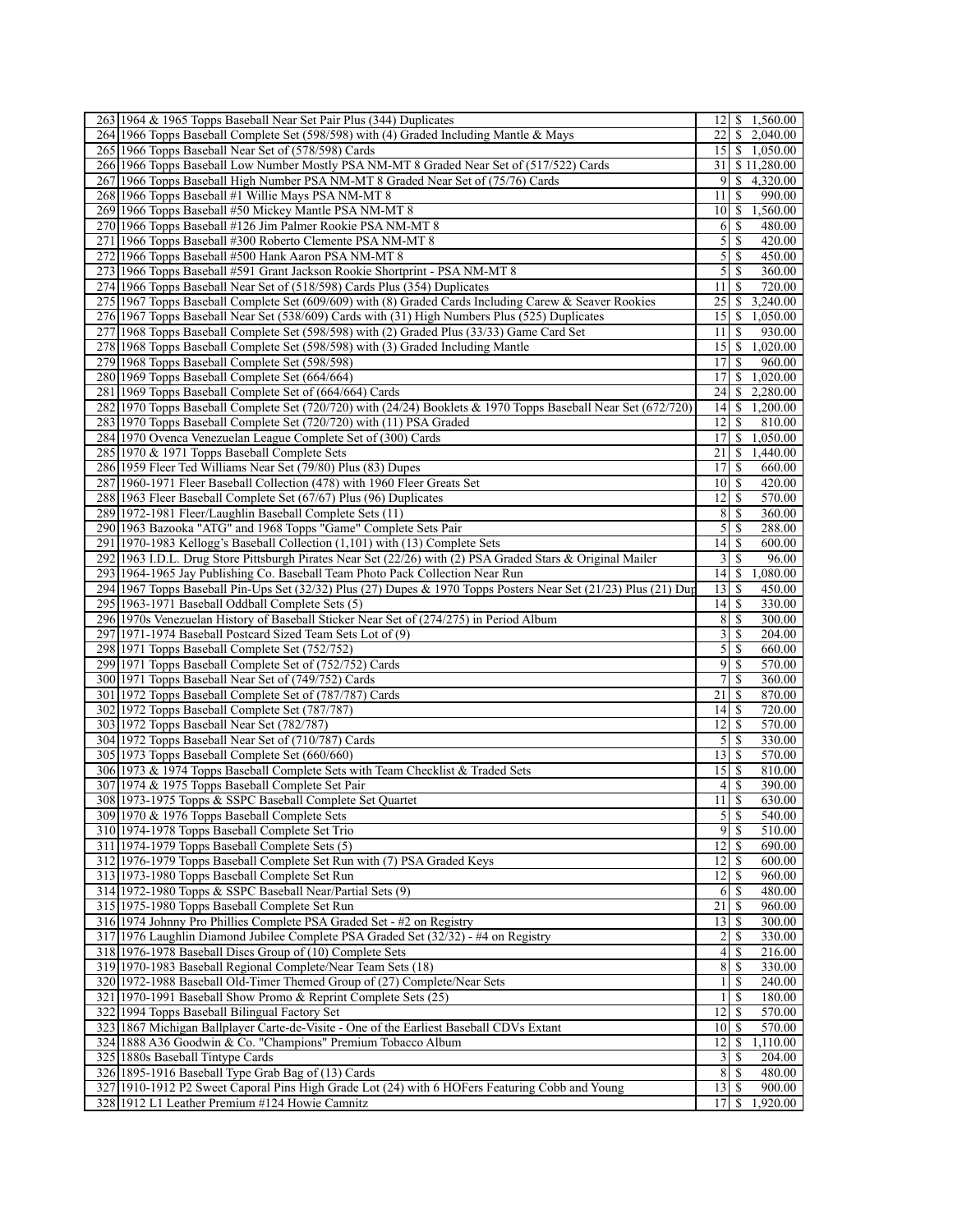| | | | |
|---|---|---|---|
| 263 | 1964 & 1965 Topps Baseball Near Set Pair Plus (344) Duplicates | 12 | $ 1,560.00 |
| 264 | 1966 Topps Baseball Complete Set (598/598) with (4) Graded Including Mantle & Mays | 22 | $ 2,040.00 |
| 265 | 1966 Topps Baseball Near Set of (578/598) Cards | 15 | $ 1,050.00 |
| 266 | 1966 Topps Baseball Low Number Mostly PSA NM-MT 8 Graded Near Set of (517/522) Cards | 31 | $ 11,280.00 |
| 267 | 1966 Topps Baseball High Number PSA NM-MT 8 Graded Near Set of (75/76) Cards | 9 | $ 4,320.00 |
| 268 | 1966 Topps Baseball #1 Willie Mays PSA NM-MT 8 | 11 | $ 990.00 |
| 269 | 1966 Topps Baseball #50 Mickey Mantle PSA NM-MT 8 | 10 | $ 1,560.00 |
| 270 | 1966 Topps Baseball #126 Jim Palmer Rookie PSA NM-MT 8 | 6 | $ 480.00 |
| 271 | 1966 Topps Baseball #300 Roberto Clemente PSA NM-MT 8 | 5 | $ 420.00 |
| 272 | 1966 Topps Baseball #500 Hank Aaron PSA NM-MT 8 | 5 | $ 450.00 |
| 273 | 1966 Topps Baseball #591 Grant Jackson Rookie Shortprint - PSA NM-MT 8 | 5 | $ 360.00 |
| 274 | 1966 Topps Baseball Near Set of (518/598) Cards Plus (354) Duplicates | 11 | $ 720.00 |
| 275 | 1967 Topps Baseball Complete Set (609/609) with (8) Graded Cards Including Carew & Seaver Rookies | 25 | $ 3,240.00 |
| 276 | 1967 Topps Baseball Near Set (538/609) Cards with (31) High Numbers Plus (525) Duplicates | 15 | $ 1,050.00 |
| 277 | 1968 Topps Baseball Complete Set (598/598) with (2) Graded Plus (33/33) Game Card Set | 11 | $ 930.00 |
| 278 | 1968 Topps Baseball Complete Set (598/598) with (3) Graded Including Mantle | 15 | $ 1,020.00 |
| 279 | 1968 Topps Baseball Complete Set (598/598) | 17 | $ 960.00 |
| 280 | 1969 Topps Baseball Complete Set (664/664) | 17 | $ 1,020.00 |
| 281 | 1969 Topps Baseball Complete Set of (664/664) Cards | 24 | $ 2,280.00 |
| 282 | 1970 Topps Baseball Complete Set (720/720) with (24/24) Booklets & 1970 Topps Baseball Near Set (672/720) | 14 | $ 1,200.00 |
| 283 | 1970 Topps Baseball Complete Set (720/720) with (11) PSA Graded | 12 | $ 810.00 |
| 284 | 1970 Ovenca Venezuelan League Complete Set of (300) Cards | 17 | $ 1,050.00 |
| 285 | 1970 & 1971 Topps Baseball Complete Sets | 21 | $ 1,440.00 |
| 286 | 1959 Fleer Ted Williams Near Set (79/80) Plus (83) Dupes | 17 | $ 660.00 |
| 287 | 1960-1971 Fleer Baseball Collection (478) with 1960 Fleer Greats Set | 10 | $ 420.00 |
| 288 | 1963 Fleer Baseball Complete Set (67/67) Plus (96) Duplicates | 12 | $ 570.00 |
| 289 | 1972-1981 Fleer/Laughlin Baseball Complete Sets (11) | 8 | $ 360.00 |
| 290 | 1963 Bazooka "ATG" and 1968 Topps "Game" Complete Sets Pair | 5 | $ 288.00 |
| 291 | 1970-1983 Kellogg's Baseball Collection (1,101) with (13) Complete Sets | 14 | $ 600.00 |
| 292 | 1963 I.D.L. Drug Store Pittsburgh Pirates Near Set (22/26) with (2) PSA Graded Stars & Original Mailer | 3 | $ 96.00 |
| 293 | 1964-1965 Jay Publishing Co. Baseball Team Photo Pack Collection Near Run | 14 | $ 1,080.00 |
| 294 | 1967 Topps Baseball Pin-Ups Set (32/32) Plus (27) Dupes & 1970 Topps Posters Near Set (21/23) Plus (21) Dup | 13 | $ 450.00 |
| 295 | 1963-1971 Baseball Oddball Complete Sets (5) | 14 | $ 330.00 |
| 296 | 1970s Venezuelan History of Baseball Sticker Near Set of (274/275) in Period Album | 8 | $ 300.00 |
| 297 | 1971-1974 Baseball Postcard Sized Team Sets Lot of (9) | 3 | $ 204.00 |
| 298 | 1971 Topps Baseball Complete Set (752/752) | 5 | $ 660.00 |
| 299 | 1971 Topps Baseball Complete Set of (752/752) Cards | 9 | $ 570.00 |
| 300 | 1971 Topps Baseball Near Set of (749/752) Cards | 7 | $ 360.00 |
| 301 | 1972 Topps Baseball Complete Set of (787/787) Cards | 21 | $ 870.00 |
| 302 | 1972 Topps Baseball Complete Set (787/787) | 14 | $ 720.00 |
| 303 | 1972 Topps Baseball Near Set (782/787) | 12 | $ 570.00 |
| 304 | 1972 Topps Baseball Near Set of (710/787) Cards | 5 | $ 330.00 |
| 305 | 1973 Topps Baseball Complete Set (660/660) | 13 | $ 570.00 |
| 306 | 1973 & 1974 Topps Baseball Complete Sets with Team Checklist & Traded Sets | 15 | $ 810.00 |
| 307 | 1974 & 1975 Topps Baseball Complete Set Pair | 4 | $ 390.00 |
| 308 | 1973-1975 Topps & SSPC Baseball Complete Set Quartet | 11 | $ 630.00 |
| 309 | 1970 & 1976 Topps Baseball Complete Sets | 5 | $ 540.00 |
| 310 | 1974-1978 Topps Baseball Complete Set Trio | 9 | $ 510.00 |
| 311 | 1974-1979 Topps Baseball Complete Sets (5) | 12 | $ 690.00 |
| 312 | 1976-1979 Topps Baseball Complete Set Run with (7) PSA Graded Keys | 12 | $ 600.00 |
| 313 | 1973-1980 Topps Baseball Complete Set Run | 12 | $ 960.00 |
| 314 | 1972-1980 Topps & SSPC Baseball Near/Partial Sets (9) | 6 | $ 480.00 |
| 315 | 1975-1980 Topps Baseball Complete Set Run | 21 | $ 960.00 |
| 316 | 1974 Johnny Pro Phillies Complete PSA Graded Set - #2 on Registry | 13 | $ 300.00 |
| 317 | 1976 Laughlin Diamond Jubilee Complete PSA Graded Set (32/32) - #4 on Registry | 2 | $ 330.00 |
| 318 | 1976-1978 Baseball Discs Group of (10) Complete Sets | 4 | $ 216.00 |
| 319 | 1970-1983 Baseball Regional Complete/Near Team Sets (18) | 8 | $ 330.00 |
| 320 | 1972-1988 Baseball Old-Timer Themed Group of (27) Complete/Near Sets | 1 | $ 240.00 |
| 321 | 1970-1991 Baseball Show Promo & Reprint Complete Sets (25) | 1 | $ 180.00 |
| 322 | 1994 Topps Baseball Bilingual Factory Set | 12 | $ 570.00 |
| 323 | 1867 Michigan Ballplayer Carte-de-Visite - One of the Earliest Baseball CDVs Extant | 10 | $ 570.00 |
| 324 | 1888 A36 Goodwin & Co. "Champions" Premium Tobacco Album | 12 | $ 1,110.00 |
| 325 | 1880s Baseball Tintype Cards | 3 | $ 204.00 |
| 326 | 1895-1916 Baseball Type Grab Bag of (13) Cards | 8 | $ 480.00 |
| 327 | 1910-1912 P2 Sweet Caporal Pins High Grade Lot (24) with 6 HOFers Featuring Cobb and Young | 13 | $ 900.00 |
| 328 | 1912 L1 Leather Premium #124 Howie Camnitz | 17 | $ 1,920.00 |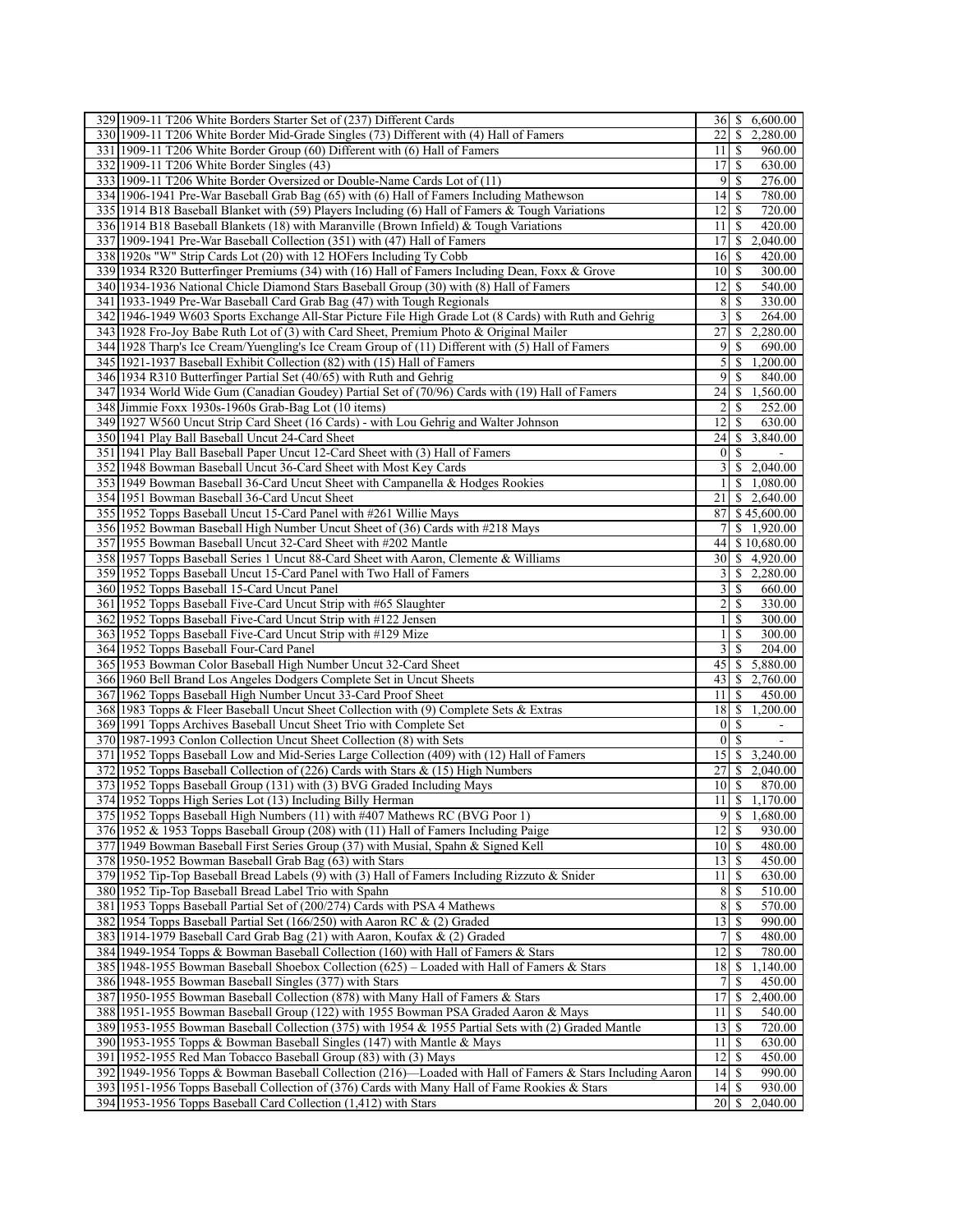| | | | |
|---|---|---|---|
| 329 | 1909-11 T206 White Borders Starter Set of (237) Different Cards | 36 | $ 6,600.00 |
| 330 | 1909-11 T206 White Border Mid-Grade Singles (73) Different with (4) Hall of Famers | 22 | $ 2,280.00 |
| 331 | 1909-11 T206 White Border Group (60) Different with (6) Hall of Famers | 11 | $ 960.00 |
| 332 | 1909-11 T206 White Border Singles (43) | 17 | $ 630.00 |
| 333 | 1909-11 T206 White Border Oversized or Double-Name Cards Lot of (11) | 9 | $ 276.00 |
| 334 | 1906-1941 Pre-War Baseball Grab Bag (65) with (6) Hall of Famers Including Mathewson | 14 | $ 780.00 |
| 335 | 1914 B18 Baseball Blanket with (59) Players Including (6) Hall of Famers & Tough Variations | 12 | $ 720.00 |
| 336 | 1914 B18 Baseball Blankets (18) with Maranville (Brown Infield) & Tough Variations | 11 | $ 420.00 |
| 337 | 1909-1941 Pre-War Baseball Collection (351) with (47) Hall of Famers | 17 | $ 2,040.00 |
| 338 | 1920s "W" Strip Cards Lot (20) with 12 HOFers Including Ty Cobb | 16 | $ 420.00 |
| 339 | 1934 R320 Butterfinger Premiums (34) with (16) Hall of Famers Including Dean, Foxx & Grove | 10 | $ 300.00 |
| 340 | 1934-1936 National Chicle Diamond Stars Baseball Group (30) with (8) Hall of Famers | 12 | $ 540.00 |
| 341 | 1933-1949 Pre-War Baseball Card Grab Bag (47) with Tough Regionals | 8 | $ 330.00 |
| 342 | 1946-1949 W603 Sports Exchange All-Star Picture File High Grade Lot (8 Cards) with Ruth and Gehrig | 3 | $ 264.00 |
| 343 | 1928 Fro-Joy Babe Ruth Lot of (3) with Card Sheet, Premium Photo & Original Mailer | 27 | $ 2,280.00 |
| 344 | 1928 Tharp's Ice Cream/Yuengling's Ice Cream Group of (11) Different with (5) Hall of Famers | 9 | $ 690.00 |
| 345 | 1921-1937 Baseball Exhibit Collection (82) with (15) Hall of Famers | 5 | $ 1,200.00 |
| 346 | 1934 R310 Butterfinger Partial Set (40/65) with Ruth and Gehrig | 9 | $ 840.00 |
| 347 | 1934 World Wide Gum (Canadian Goudey) Partial Set of (70/96) Cards with (19) Hall of Famers | 24 | $ 1,560.00 |
| 348 | Jimmie Foxx 1930s-1960s Grab-Bag Lot (10 items) | 2 | $ 252.00 |
| 349 | 1927 W560 Uncut Strip Card Sheet (16 Cards) - with Lou Gehrig and Walter Johnson | 12 | $ 630.00 |
| 350 | 1941 Play Ball Baseball Uncut 24-Card Sheet | 24 | $ 3,840.00 |
| 351 | 1941 Play Ball Baseball Paper Uncut 12-Card Sheet with (3) Hall of Famers | 0 | $ - |
| 352 | 1948 Bowman Baseball Uncut 36-Card Sheet with Most Key Cards | 3 | $ 2,040.00 |
| 353 | 1949 Bowman Baseball 36-Card Uncut Sheet with Campanella & Hodges Rookies | 1 | $ 1,080.00 |
| 354 | 1951 Bowman Baseball 36-Card Uncut Sheet | 21 | $ 2,640.00 |
| 355 | 1952 Topps Baseball Uncut 15-Card Panel with #261 Willie Mays | 87 | $ 45,600.00 |
| 356 | 1952 Bowman Baseball High Number Uncut Sheet of (36) Cards with #218 Mays | 7 | $ 1,920.00 |
| 357 | 1955 Bowman Baseball Uncut 32-Card Sheet with #202 Mantle | 44 | $ 10,680.00 |
| 358 | 1957 Topps Baseball Series 1 Uncut 88-Card Sheet with Aaron, Clemente & Williams | 30 | $ 4,920.00 |
| 359 | 1952 Topps Baseball Uncut 15-Card Panel with Two Hall of Famers | 3 | $ 2,280.00 |
| 360 | 1952 Topps Baseball 15-Card Uncut Panel | 3 | $ 660.00 |
| 361 | 1952 Topps Baseball Five-Card Uncut Strip with #65 Slaughter | 2 | $ 330.00 |
| 362 | 1952 Topps Baseball Five-Card Uncut Strip with #122 Jensen | 1 | $ 300.00 |
| 363 | 1952 Topps Baseball Five-Card Uncut Strip with #129 Mize | 1 | $ 300.00 |
| 364 | 1952 Topps Baseball Four-Card Panel | 3 | $ 204.00 |
| 365 | 1953 Bowman Color Baseball High Number Uncut 32-Card Sheet | 45 | $ 5,880.00 |
| 366 | 1960 Bell Brand Los Angeles Dodgers Complete Set in Uncut Sheets | 43 | $ 2,760.00 |
| 367 | 1962 Topps Baseball High Number Uncut 33-Card Proof Sheet | 11 | $ 450.00 |
| 368 | 1983 Topps & Fleer Baseball Uncut Sheet Collection with (9) Complete Sets & Extras | 18 | $ 1,200.00 |
| 369 | 1991 Topps Archives Baseball Uncut Sheet Trio with Complete Set | 0 | $ - |
| 370 | 1987-1993 Conlon Collection Uncut Sheet Collection (8) with Sets | 0 | $ - |
| 371 | 1952 Topps Baseball Low and Mid-Series Large Collection (409) with (12) Hall of Famers | 15 | $ 3,240.00 |
| 372 | 1952 Topps Baseball Collection of (226) Cards with Stars & (15) High Numbers | 27 | $ 2,040.00 |
| 373 | 1952 Topps Baseball Group (131) with (3) BVG Graded Including Mays | 10 | $ 870.00 |
| 374 | 1952 Topps High Series Lot (13) Including Billy Herman | 11 | $ 1,170.00 |
| 375 | 1952 Topps Baseball High Numbers (11) with #407 Mathews RC (BVG Poor 1) | 9 | $ 1,680.00 |
| 376 | 1952 & 1953 Topps Baseball Group (208) with (11) Hall of Famers Including Paige | 12 | $ 930.00 |
| 377 | 1949 Bowman Baseball First Series Group (37) with Musial, Spahn & Signed Kell | 10 | $ 480.00 |
| 378 | 1950-1952 Bowman Baseball Grab Bag (63) with Stars | 13 | $ 450.00 |
| 379 | 1952 Tip-Top Baseball Bread Labels (9) with (3) Hall of Famers Including Rizzuto & Snider | 11 | $ 630.00 |
| 380 | 1952 Tip-Top Baseball Bread Label Trio with Spahn | 8 | $ 510.00 |
| 381 | 1953 Topps Baseball Partial Set of (200/274) Cards with PSA 4 Mathews | 8 | $ 570.00 |
| 382 | 1954 Topps Baseball Partial Set (166/250) with Aaron RC & (2) Graded | 13 | $ 990.00 |
| 383 | 1914-1979 Baseball Card Grab Bag (21) with Aaron, Koufax & (2) Graded | 7 | $ 480.00 |
| 384 | 1949-1954 Topps & Bowman Baseball Collection (160) with Hall of Famers & Stars | 12 | $ 780.00 |
| 385 | 1948-1955 Bowman Baseball Shoebox Collection (625) – Loaded with Hall of Famers & Stars | 18 | $ 1,140.00 |
| 386 | 1948-1955 Bowman Baseball Singles (377) with Stars | 7 | $ 450.00 |
| 387 | 1950-1955 Bowman Baseball Collection (878) with Many Hall of Famers & Stars | 17 | $ 2,400.00 |
| 388 | 1951-1955 Bowman Baseball Group (122) with 1955 Bowman PSA Graded Aaron & Mays | 11 | $ 540.00 |
| 389 | 1953-1955 Bowman Baseball Collection (375) with 1954 & 1955 Partial Sets with (2) Graded Mantle | 13 | $ 720.00 |
| 390 | 1953-1955 Topps & Bowman Baseball Singles (147) with Mantle & Mays | 11 | $ 630.00 |
| 391 | 1952-1955 Red Man Tobacco Baseball Group (83) with (3) Mays | 12 | $ 450.00 |
| 392 | 1949-1956 Topps & Bowman Baseball Collection (216)—Loaded with Hall of Famers & Stars Including Aaron | 14 | $ 990.00 |
| 393 | 1951-1956 Topps Baseball Collection of (376) Cards with Many Hall of Fame Rookies & Stars | 14 | $ 930.00 |
| 394 | 1953-1956 Topps Baseball Card Collection (1,412) with Stars | 20 | $ 2,040.00 |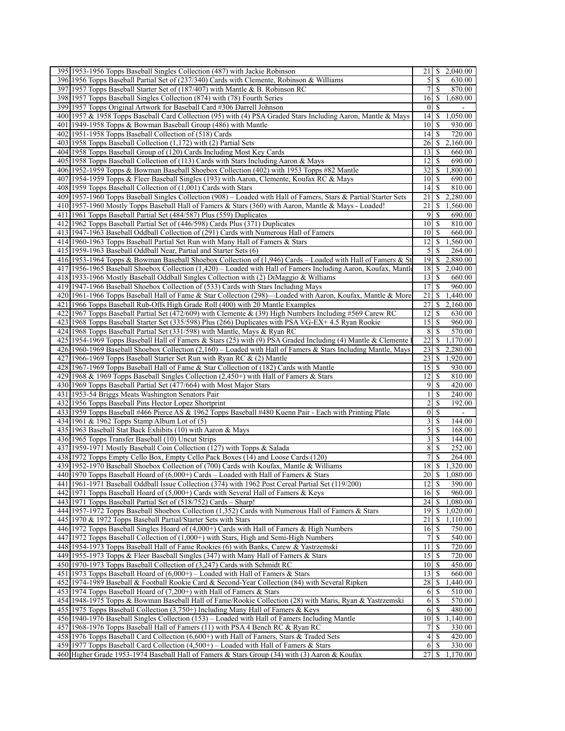| | | | |
|---|---|---|---|
| 395 | 1953-1956 Topps Baseball Singles Collection (487) with Jackie Robinson | 21 | $ 2,040.00 |
| 396 | 1956 Topps Baseball Partial Set of (237/340) Cards with Clemente, Robinson & Williams | 5 | $ 630.00 |
| 397 | 1957 Topps Baseball Starter Set of (187/407) with Mantle & B. Robinson RC | 7 | $ 870.00 |
| 398 | 1957 Topps Baseball Singles Collection (874) with (78) Fourth Series | 16 | $ 1,680.00 |
| 399 | 1957 Topps Original Artwork for Baseball Card #306 Darrell Johnson | 0 | $ - |
| 400 | 1957 & 1958 Topps Baseball Card Collection (95) with (4) PSA Graded Stars Including Aaron, Mantle & Mays | 14 | $ 1,050.00 |
| 401 | 1949-1958 Topps & Bowman Baseball Group (486) with Mantle | 10 | $ 930.00 |
| 402 | 1951-1958 Topps Baseball Collection of (518) Cards | 14 | $ 720.00 |
| 403 | 1958 Topps Baseball Collection (1,172) with (2) Partial Sets | 26 | $ 2,160.00 |
| 404 | 1958 Topps Baseball Group of (120) Cards Including Most Key Cards | 13 | $ 660.00 |
| 405 | 1958 Topps Baseball Collection of (113) Cards with Stars Including Aaron & Mays | 12 | $ 690.00 |
| 406 | 1952-1959 Topps & Bowman Baseball Shoebox Collection (402) with 1953 Topps #82 Mantle | 32 | $ 1,800.00 |
| 407 | 1954-1959 Topps & Fleer Baseball Singles (193) with Aaron, Clemente, Koufax RC & Mays | 10 | $ 690.00 |
| 408 | 1959 Topps Baseball Collection of (1,001) Cards with Stars | 14 | $ 810.00 |
| 409 | 1957-1960 Topps Baseball Singles Collection (908) – Loaded with Hall of Famers, Stars & Partial/Starter Sets | 21 | $ 2,280.00 |
| 410 | 1957-1960 Mostly Topps Baseball Hall of Famers & Stars (360) with Aaron, Mantle & Mays - Loaded! | 21 | $ 1,560.00 |
| 411 | 1961 Topps Baseball Partial Set (484/587) Plus (559) Duplicates | 9 | $ 690.00 |
| 412 | 1962 Topps Baseball Partial Set of (446/598) Cards Plus (371) Duplicates | 10 | $ 810.00 |
| 413 | 1947-1963 Baseball Oddball Collection of (291) Cards with Numerous Hall of Famers | 10 | $ 660.00 |
| 414 | 1960-1963 Topps Baseball Partial Set Run with Many Hall of Famers & Stars | 12 | $ 1,560.00 |
| 415 | 1959-1963 Baseball Oddball Near, Partial and Starter Sets (6) | 5 | $ 264.00 |
| 416 | 1953-1964 Topps & Bowman Baseball Shoebox Collection of (1,946) Cards – Loaded with Hall of Famers & St | 19 | $ 2,880.00 |
| 417 | 1956-1965 Baseball Shoebox Collection (1,420) – Loaded with Hall of Famers Including Aaron, Koufax, Mantle | 18 | $ 2,040.00 |
| 418 | 1933-1966 Mostly Baseball Oddball Singles Collection with (2) DiMaggio & Williams | 13 | $ 660.00 |
| 419 | 1947-1966 Baseball Shoebox Collection of (533) Cards with Stars Including Mays | 17 | $ 960.00 |
| 420 | 1961-1966 Topps Baseball Hall of Fame & Star Collection (298)—Loaded with Aaron, Koufax, Mantle & More | 21 | $ 1,440.00 |
| 421 | 1966 Topps Baseball Rub-Offs High Grade Roll (400) with 20 Mantle Examples | 27 | $ 2,160.00 |
| 422 | 1967 Topps Baseball Partial Set (472/609) with Clemente & (39) High Numbers Including #569 Carew RC | 12 | $ 630.00 |
| 423 | 1968 Topps Baseball Starter Set (335/598) Plus (266) Duplicates with PSA VG-EX+ 4.5 Ryan Rookie | 15 | $ 960.00 |
| 424 | 1968 Topps Baseball Partial Set (331/598) with Mantle, Mays & Ryan RC | 8 | $ 570.00 |
| 425 | 1954-1969 Topps Baseball Hall of Famers & Stars (25) with (9) PSA Graded Including (4) Mantle & Clemente I | 22 | $ 1,170.00 |
| 426 | 1960-1969 Baseball Shoebox Collection (2,160) – Loaded with Hall of Famers & Stars Including Mantle, Mays | 23 | $ 2,280.00 |
| 427 | 1966-1969 Topps Baseball Starter Set Run with Ryan RC & (2) Mantle | 23 | $ 1,920.00 |
| 428 | 1967-1969 Topps Baseball Hall of Fame & Star Collection of (182) Cards with Mantle | 15 | $ 930.00 |
| 429 | 1968 & 1969 Topps Baseball Singles Collection (2,450+) with Hall of Famers & Stars | 12 | $ 810.00 |
| 430 | 1969 Topps Baseball Partial Set (477/664) with Most Major Stars | 9 | $ 420.00 |
| 431 | 1953-54 Briggs Meats Washington Senators Pair | 1 | $ 240.00 |
| 432 | 1956 Topps Baseball Pins Hector Lopez Shortprint | 2 | $ 192.00 |
| 433 | 1959 Topps Baseball #466 Pierce AS & 1962 Topps Baseball #480 Kuenn Pair - Each with Printing Plate | 0 | $ - |
| 434 | 1961 & 1962 Topps Stamp Album Lot of (5) | 3 | $ 144.00 |
| 435 | 1963 Baseball Stat Back Exhibits (10) with Aaron & Mays | 5 | $ 168.00 |
| 436 | 1965 Topps Transfer Baseball (10) Uncut Strips | 3 | $ 144.00 |
| 437 | 1959-1971 Mostly Baseball Coin Collection (127) with Topps & Salada | 8 | $ 252.00 |
| 438 | 1972 Topps Empty Cello Box, Empty Cello Pack Boxes (14) and Loose Cards (120) | 7 | $ 264.00 |
| 439 | 1952-1970 Baseball Shoebox Collection of (700) Cards with Koufax, Mantle & Williams | 18 | $ 1,320.00 |
| 440 | 1970 Topps Baseball Hoard of (6,000+) Cards – Loaded with Hall of Famers & Stars | 20 | $ 1,080.00 |
| 441 | 1961-1971 Baseball Oddball Issue Collection (374) with 1962 Post Cereal Partial Set (119/200) | 12 | $ 390.00 |
| 442 | 1971 Topps Baseball Hoard of (5,000+) Cards with Several Hall of Famers & Keys | 16 | $ 960.00 |
| 443 | 1971 Topps Baseball Partial Set of (518/752) Cards – Sharp! | 24 | $ 1,080.00 |
| 444 | 1957-1972 Topps Baseball Shoebox Collection (1,352) Cards with Numerous Hall of Famers & Stars | 19 | $ 1,020.00 |
| 445 | 1970 & 1972 Topps Baseball Partial/Starter Sets with Stars | 21 | $ 1,110.00 |
| 446 | 1972 Topps Baseball Singles Hoard of (4,000+) Cards with Hall of Famers & High Numbers | 16 | $ 750.00 |
| 447 | 1972 Topps Baseball Collection of (1,000+) with Stars, High and Semi-High Numbers | 7 | $ 540.00 |
| 448 | 1954-1973 Topps Baseball Hall of Fame Rookies (6) with Banks, Carew & Yastrzemski | 11 | $ 720.00 |
| 449 | 1955-1973 Topps & Fleer Baseball Singles (347) with Many Hall of Famers & Stars | 15 | $ 720.00 |
| 450 | 1970-1973 Topps Baseball Collection of (3,247) Cards with Schmidt RC | 10 | $ 450.00 |
| 451 | 1973 Topps Baseball Hoard of (6,000+) – Loaded with Hall of Famers & Stars | 13 | $ 660.00 |
| 452 | 1974-1989 Baseball & Football Rookie Card & Second-Year Collection (84) with Several Ripken | 28 | $ 1,440.00 |
| 453 | 1974 Topps Baseball Hoard of (7,200+) with Hall of Famers & Stars | 6 | $ 510.00 |
| 454 | 1948-1975 Topps & Bowman Baseball Hall of Fame/Rookie Collection (28) with Maris, Ryan & Yastrzemski | 6 | $ 570.00 |
| 455 | 1975 Topps Baseball Collection (3,750+) Including Many Hall of Famers & Keys | 6 | $ 480.00 |
| 456 | 1940-1976 Baseball Singles Collection (153) – Loaded with Hall of Famers Including Mantle | 10 | $ 1,140.00 |
| 457 | 1968-1976 Topps Baseball Hall of Famers (11) with PSA 4 Bench RC & Ryan RC | 7 | $ 330.00 |
| 458 | 1976 Topps Baseball Card Collection (6,600+) with Hall of Famers, Stars & Traded Sets | 4 | $ 420.00 |
| 459 | 1977 Topps Baseball Card Collection (4,500+) – Loaded with Hall of Famers & Stars | 6 | $ 330.00 |
| 460 | Higher Grade 1953-1974 Baseball Hall of Famers & Stars Group (34) with (3) Aaron & Koufax | 27 | $ 1,170.00 |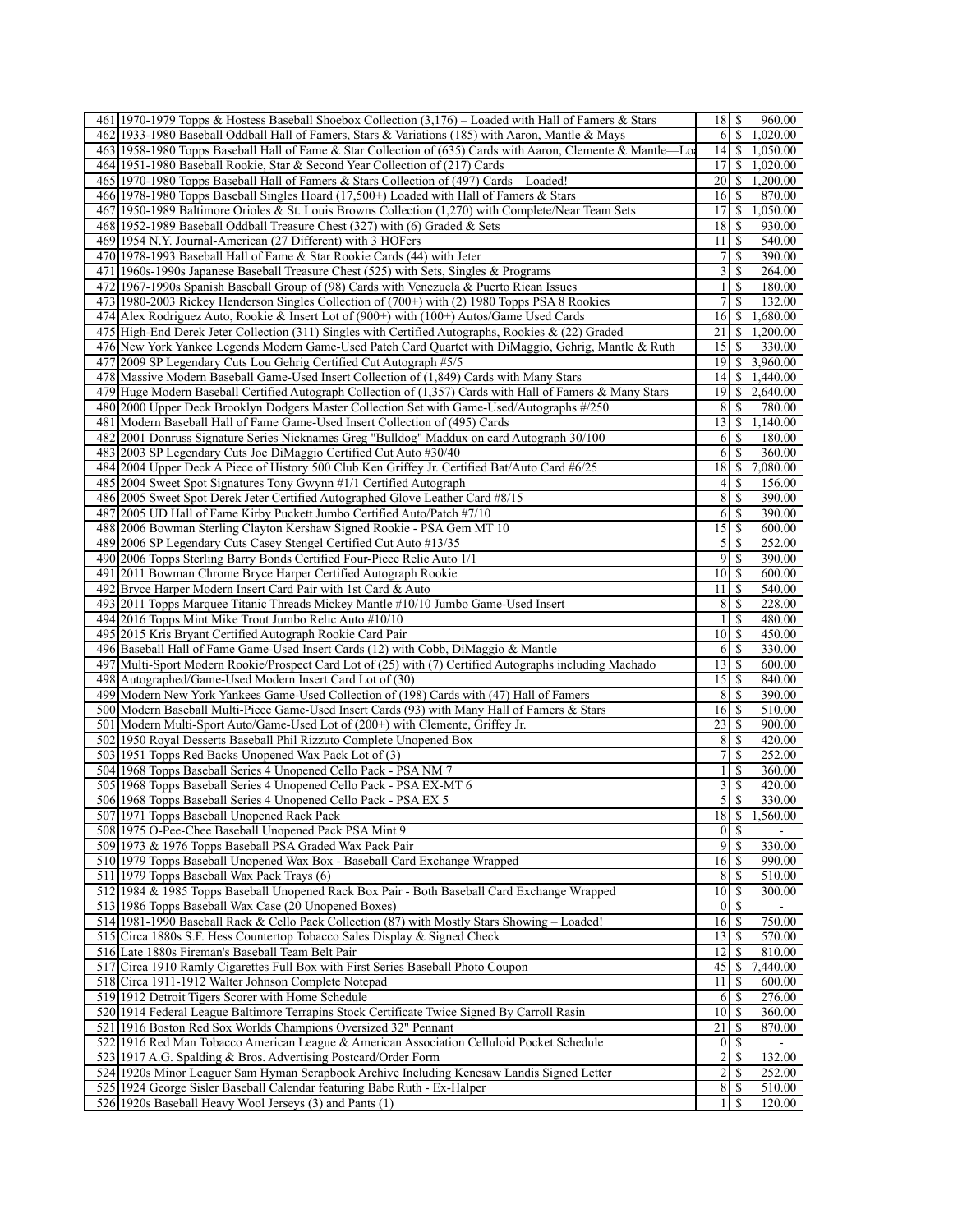| | | | | |
|---|---|---|---|---|
| 461 | 1970-1979 Topps & Hostess Baseball Shoebox Collection (3,176) – Loaded with Hall of Famers & Stars | 18 | $ | 960.00 |
| 462 | 1933-1980 Baseball Oddball Hall of Famers, Stars & Variations (185) with Aaron, Mantle & Mays | 6 | $ | 1,020.00 |
| 463 | 1958-1980 Topps Baseball Hall of Fame & Star Collection of (635) Cards with Aaron, Clemente & Mantle—Lo | 14 | $ | 1,050.00 |
| 464 | 1951-1980 Baseball Rookie, Star & Second Year Collection of (217) Cards | 17 | $ | 1,020.00 |
| 465 | 1970-1980 Topps Baseball Hall of Famers & Stars Collection of (497) Cards—Loaded! | 20 | $ | 1,200.00 |
| 466 | 1978-1980 Topps Baseball Singles Hoard (17,500+) Loaded with Hall of Famers & Stars | 16 | $ | 870.00 |
| 467 | 1950-1989 Baltimore Orioles & St. Louis Browns Collection (1,270) with Complete/Near Team Sets | 17 | $ | 1,050.00 |
| 468 | 1952-1989 Baseball Oddball Treasure Chest (327) with (6) Graded & Sets | 18 | $ | 930.00 |
| 469 | 1954 N.Y. Journal-American (27 Different) with 3 HOFers | 11 | $ | 540.00 |
| 470 | 1978-1993 Baseball Hall of Fame & Star Rookie Cards (44) with Jeter | 7 | $ | 390.00 |
| 471 | 1960s-1990s Japanese Baseball Treasure Chest (525) with Sets, Singles & Programs | 3 | $ | 264.00 |
| 472 | 1967-1990s Spanish Baseball Group of (98) Cards with Venezuela & Puerto Rican Issues | 1 | $ | 180.00 |
| 473 | 1980-2003 Rickey Henderson Singles Collection of (700+) with (2) 1980 Topps PSA 8 Rookies | 7 | $ | 132.00 |
| 474 | Alex Rodriguez Auto, Rookie & Insert Lot of (900+) with (100+) Autos/Game Used Cards | 16 | $ | 1,680.00 |
| 475 | High-End Derek Jeter Collection (311) Singles with Certified Autographs, Rookies & (22) Graded | 21 | $ | 1,200.00 |
| 476 | New York Yankee Legends Modern Game-Used Patch Card Quartet with DiMaggio, Gehrig, Mantle & Ruth | 15 | $ | 330.00 |
| 477 | 2009 SP Legendary Cuts Lou Gehrig Certified Cut Autograph #5/5 | 19 | $ | 3,960.00 |
| 478 | Massive Modern Baseball Game-Used Insert Collection of (1,849) Cards with Many Stars | 14 | $ | 1,440.00 |
| 479 | Huge Modern Baseball Certified Autograph Collection of (1,357) Cards with Hall of Famers & Many Stars | 19 | $ | 2,640.00 |
| 480 | 2000 Upper Deck Brooklyn Dodgers Master Collection Set with Game-Used/Autographs #/250 | 8 | $ | 780.00 |
| 481 | Modern Baseball Hall of Fame Game-Used Insert Collection of (495) Cards | 13 | $ | 1,140.00 |
| 482 | 2001 Donruss Signature Series Nicknames Greg "Bulldog" Maddux on card Autograph 30/100 | 6 | $ | 180.00 |
| 483 | 2003 SP Legendary Cuts Joe DiMaggio Certified Cut Auto #30/40 | 6 | $ | 360.00 |
| 484 | 2004 Upper Deck A Piece of History 500 Club Ken Griffey Jr. Certified Bat/Auto Card #6/25 | 18 | $ | 7,080.00 |
| 485 | 2004 Sweet Spot Signatures Tony Gwynn #1/1 Certified Autograph | 4 | $ | 156.00 |
| 486 | 2005 Sweet Spot Derek Jeter Certified Autographed Glove Leather Card #8/15 | 8 | $ | 390.00 |
| 487 | 2005 UD Hall of Fame Kirby Puckett Jumbo Certified Auto/Patch #7/10 | 6 | $ | 390.00 |
| 488 | 2006 Bowman Sterling Clayton Kershaw Signed Rookie - PSA Gem MT 10 | 15 | $ | 600.00 |
| 489 | 2006 SP Legendary Cuts Casey Stengel Certified Cut Auto #13/35 | 5 | $ | 252.00 |
| 490 | 2006 Topps Sterling Barry Bonds Certified Four-Piece Relic Auto 1/1 | 9 | $ | 390.00 |
| 491 | 2011 Bowman Chrome Bryce Harper Certified Autograph Rookie | 10 | $ | 600.00 |
| 492 | Bryce Harper Modern Insert Card Pair with 1st Card & Auto | 11 | $ | 540.00 |
| 493 | 2011 Topps Marquee Titanic Threads Mickey Mantle #10/10 Jumbo Game-Used Insert | 8 | $ | 228.00 |
| 494 | 2016 Topps Mint Mike Trout Jumbo Relic Auto #10/10 | 1 | $ | 480.00 |
| 495 | 2015 Kris Bryant Certified Autograph Rookie Card Pair | 10 | $ | 450.00 |
| 496 | Baseball Hall of Fame Game-Used Insert Cards (12) with Cobb, DiMaggio & Mantle | 6 | $ | 330.00 |
| 497 | Multi-Sport Modern Rookie/Prospect Card Lot of (25) with (7) Certified Autographs including Machado | 13 | $ | 600.00 |
| 498 | Autographed/Game-Used Modern Insert Card Lot of (30) | 15 | $ | 840.00 |
| 499 | Modern New York Yankees Game-Used Collection of (198) Cards with (47) Hall of Famers | 8 | $ | 390.00 |
| 500 | Modern Baseball Multi-Piece Game-Used Insert Cards (93) with Many Hall of Famers & Stars | 16 | $ | 510.00 |
| 501 | Modern Multi-Sport Auto/Game-Used Lot of (200+) with Clemente, Griffey Jr. | 23 | $ | 900.00 |
| 502 | 1950 Royal Desserts Baseball Phil Rizzuto Complete Unopened Box | 8 | $ | 420.00 |
| 503 | 1951 Topps Red Backs Unopened Wax Pack Lot of (3) | 7 | $ | 252.00 |
| 504 | 1968 Topps Baseball Series 4 Unopened Cello Pack - PSA NM 7 | 1 | $ | 360.00 |
| 505 | 1968 Topps Baseball Series 4 Unopened Cello Pack - PSA EX-MT 6 | 3 | $ | 420.00 |
| 506 | 1968 Topps Baseball Series 4 Unopened Cello Pack - PSA EX 5 | 5 | $ | 330.00 |
| 507 | 1971 Topps Baseball Unopened Rack Pack | 18 | $ | 1,560.00 |
| 508 | 1975 O-Pee-Chee Baseball Unopened Pack PSA Mint 9 | 0 | $ | - |
| 509 | 1973 & 1976 Topps Baseball PSA Graded Wax Pack Pair | 9 | $ | 330.00 |
| 510 | 1979 Topps Baseball Unopened Wax Box - Baseball Card Exchange Wrapped | 16 | $ | 990.00 |
| 511 | 1979 Topps Baseball Wax Pack Trays (6) | 8 | $ | 510.00 |
| 512 | 1984 & 1985 Topps Baseball Unopened Rack Box Pair - Both Baseball Card Exchange Wrapped | 10 | $ | 300.00 |
| 513 | 1986 Topps Baseball Wax Case (20 Unopened Boxes) | 0 | $ | - |
| 514 | 1981-1990 Baseball Rack & Cello Pack Collection (87) with Mostly Stars Showing – Loaded! | 16 | $ | 750.00 |
| 515 | Circa 1880s S.F. Hess Countertop Tobacco Sales Display & Signed Check | 13 | $ | 570.00 |
| 516 | Late 1880s Fireman's Baseball Team Belt Pair | 12 | $ | 810.00 |
| 517 | Circa 1910 Ramly Cigarettes Full Box with First Series Baseball Photo Coupon | 45 | $ | 7,440.00 |
| 518 | Circa 1911-1912 Walter Johnson Complete Notepad | 11 | $ | 600.00 |
| 519 | 1912 Detroit Tigers Scorer with Home Schedule | 6 | $ | 276.00 |
| 520 | 1914 Federal League Baltimore Terrapins Stock Certificate Twice Signed By Carroll Rasin | 10 | $ | 360.00 |
| 521 | 1916 Boston Red Sox Worlds Champions Oversized 32" Pennant | 21 | $ | 870.00 |
| 522 | 1916 Red Man Tobacco American League & American Association Celluloid Pocket Schedule | 0 | $ | - |
| 523 | 1917 A.G. Spalding & Bros. Advertising Postcard/Order Form | 2 | $ | 132.00 |
| 524 | 1920s Minor Leaguer Sam Hyman Scrapbook Archive Including Kenesaw Landis Signed Letter | 2 | $ | 252.00 |
| 525 | 1924 George Sisler Baseball Calendar featuring Babe Ruth - Ex-Halper | 8 | $ | 510.00 |
| 526 | 1920s Baseball Heavy Wool Jerseys (3) and Pants (1) | 1 | $ | 120.00 |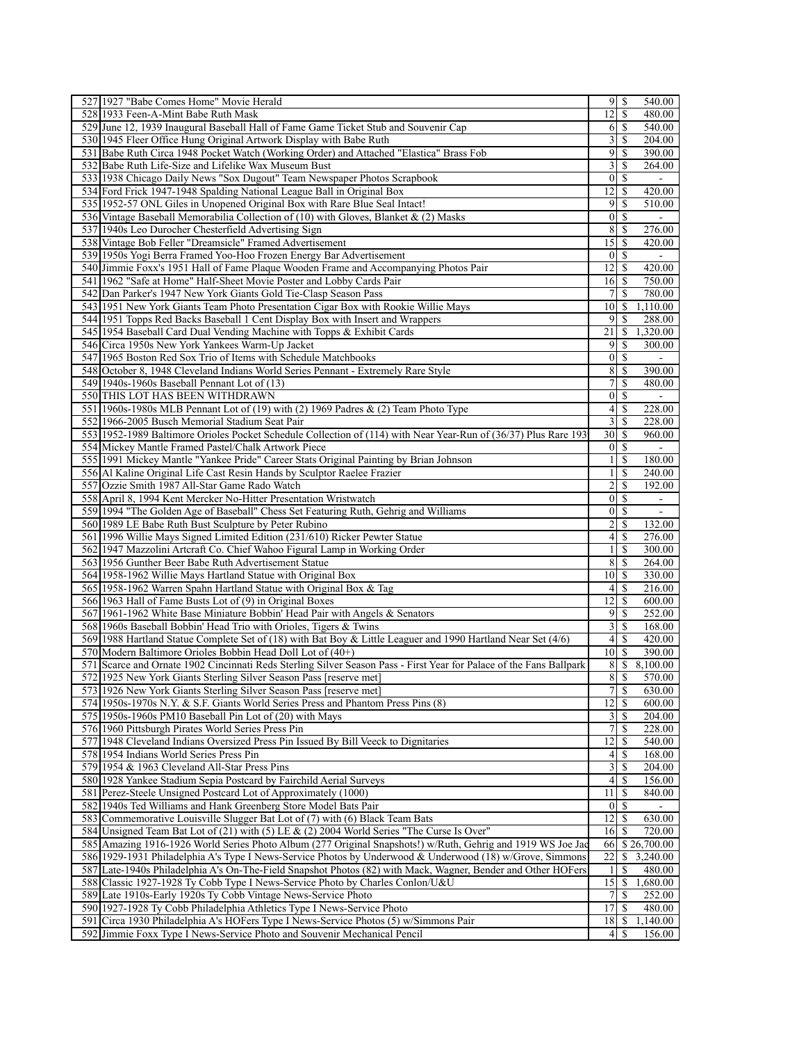| | | | |
|---|---|---|---|
| 527 | 1927 "Babe Comes Home" Movie Herald | 9 | $ 540.00 |
| 528 | 1933 Feen-A-Mint Babe Ruth Mask | 12 | $ 480.00 |
| 529 | June 12, 1939 Inaugural Baseball Hall of Fame Game Ticket Stub and Souvenir Cap | 6 | $ 540.00 |
| 530 | 1945 Fleer Office Hung Original Artwork Display with Babe Ruth | 3 | $ 204.00 |
| 531 | Babe Ruth Circa 1948 Pocket Watch (Working Order) and Attached "Elastica" Brass Fob | 9 | $ 390.00 |
| 532 | Babe Ruth Life-Size and Lifelike Wax Museum Bust | 3 | $ 264.00 |
| 533 | 1938 Chicago Daily News "Sox Dugout" Team Newspaper Photos Scrapbook | 0 | $ - |
| 534 | Ford Frick 1947-1948 Spalding National League Ball in Original Box | 12 | $ 420.00 |
| 535 | 1952-57 ONL Giles in Unopened Original Box with Rare Blue Seal Intact! | 9 | $ 510.00 |
| 536 | Vintage Baseball Memorabilia Collection of (10) with Gloves, Blanket & (2) Masks | 0 | $ - |
| 537 | 1940s Leo Durocher Chesterfield Advertising Sign | 8 | $ 276.00 |
| 538 | Vintage Bob Feller "Dreamsicle" Framed Advertisement | 15 | $ 420.00 |
| 539 | 1950s Yogi Berra Framed Yoo-Hoo Frozen Energy Bar Advertisement | 0 | $ - |
| 540 | Jimmie Foxx's 1951 Hall of Fame Plaque Wooden Frame and Accompanying Photos Pair | 12 | $ 420.00 |
| 541 | 1962 "Safe at Home" Half-Sheet Movie Poster and Lobby Cards Pair | 16 | $ 750.00 |
| 542 | Dan Parker's 1947 New York Giants Gold Tie-Clasp Season Pass | 7 | $ 780.00 |
| 543 | 1951 New York Giants Team Photo Presentation Cigar Box with Rookie Willie Mays | 10 | $ 1,110.00 |
| 544 | 1951 Topps Red Backs Baseball 1 Cent Display Box with Insert and Wrappers | 9 | $ 288.00 |
| 545 | 1954 Baseball Card Dual Vending Machine with Topps & Exhibit Cards | 21 | $ 1,320.00 |
| 546 | Circa 1950s New York Yankees Warm-Up Jacket | 9 | $ 300.00 |
| 547 | 1965 Boston Red Sox Trio of Items with Schedule Matchbooks | 0 | $ - |
| 548 | October 8, 1948 Cleveland Indians World Series Pennant - Extremely Rare Style | 8 | $ 390.00 |
| 549 | 1940s-1960s Baseball Pennant Lot of (13) | 7 | $ 480.00 |
| 550 | THIS LOT HAS BEEN WITHDRAWN | 0 | $ - |
| 551 | 1960s-1980s MLB Pennant Lot of (19) with (2) 1969 Padres & (2) Team Photo Type | 4 | $ 228.00 |
| 552 | 1966-2005 Busch Memorial Stadium Seat Pair | 3 | $ 228.00 |
| 553 | 1952-1989 Baltimore Orioles Pocket Schedule Collection of (114) with Near Year-Run of (36/37) Plus Rare 193 | 30 | $ 960.00 |
| 554 | Mickey Mantle Framed Pastel/Chalk Artwork Piece | 0 | $ - |
| 555 | 1991 Mickey Mantle "Yankee Pride" Career Stats Original Painting by Brian Johnson | 1 | $ 180.00 |
| 556 | Al Kaline Original Life Cast Resin Hands by Sculptor Raelee Frazier | 1 | $ 240.00 |
| 557 | Ozzie Smith 1987 All-Star Game Rado Watch | 2 | $ 192.00 |
| 558 | April 8, 1994 Kent Mercker No-Hitter Presentation Wristwatch | 0 | $ - |
| 559 | 1994 "The Golden Age of Baseball" Chess Set Featuring Ruth, Gehrig and Williams | 0 | $ - |
| 560 | 1989 LE Babe Ruth Bust Sculpture by Peter Rubino | 2 | $ 132.00 |
| 561 | 1996 Willie Mays Signed Limited Edition (231/610) Ricker Pewter Statue | 4 | $ 276.00 |
| 562 | 1947 Mazzolini Artcraft Co. Chief Wahoo Figural Lamp in Working Order | 1 | $ 300.00 |
| 563 | 1956 Gunther Beer Babe Ruth Advertisement Statue | 8 | $ 264.00 |
| 564 | 1958-1962 Willie Mays Hartland Statue with Original Box | 10 | $ 330.00 |
| 565 | 1958-1962 Warren Spahn Hartland Statue with Original Box & Tag | 4 | $ 216.00 |
| 566 | 1963 Hall of Fame Busts Lot of (9) in Original Boxes | 12 | $ 600.00 |
| 567 | 1961-1962 White Base Miniature Bobbin' Head Pair with Angels & Senators | 9 | $ 252.00 |
| 568 | 1960s Baseball Bobbin' Head Trio with Orioles, Tigers & Twins | 3 | $ 168.00 |
| 569 | 1988 Hartland Statue Complete Set of (18) with Bat Boy & Little Leaguer and 1990 Hartland Near Set (4/6) | 4 | $ 420.00 |
| 570 | Modern Baltimore Orioles Bobbin Head Doll Lot of (40+) | 10 | $ 390.00 |
| 571 | Scarce and Ornate 1902 Cincinnati Reds Sterling Silver Season Pass - First Year for Palace of the Fans Ballpark | 8 | $ 8,100.00 |
| 572 | 1925 New York Giants Sterling Silver Season Pass [reserve met] | 8 | $ 570.00 |
| 573 | 1926 New York Giants Sterling Silver Season Pass [reserve met] | 7 | $ 630.00 |
| 574 | 1950s-1970s N.Y. & S.F. Giants World Series Press and Phantom Press Pins (8) | 12 | $ 600.00 |
| 575 | 1950s-1960s PM10 Baseball Pin Lot of (20) with Mays | 3 | $ 204.00 |
| 576 | 1960 Pittsburgh Pirates World Series Press Pin | 7 | $ 228.00 |
| 577 | 1948 Cleveland Indians Oversized Press Pin Issued By Bill Veeck to Dignitaries | 12 | $ 540.00 |
| 578 | 1954 Indians World Series Press Pin | 4 | $ 168.00 |
| 579 | 1954 & 1963 Cleveland All-Star Press Pins | 3 | $ 204.00 |
| 580 | 1928 Yankee Stadium Sepia Postcard by Fairchild Aerial Surveys | 4 | $ 156.00 |
| 581 | Perez-Steele Unsigned Postcard Lot of Approximately (1000) | 11 | $ 840.00 |
| 582 | 1940s Ted Williams and Hank Greenberg Store Model Bats Pair | 0 | $ - |
| 583 | Commemorative Louisville Slugger Bat Lot of (7) with (6) Black Team Bats | 12 | $ 630.00 |
| 584 | Unsigned Team Bat Lot of (21) with (5) LE & (2) 2004 World Series "The Curse Is Over" | 16 | $ 720.00 |
| 585 | Amazing 1916-1926 World Series Photo Album (277 Original Snapshots!) w/Ruth, Gehrig and 1919 WS Joe Jac | 66 | $ 26,700.00 |
| 586 | 1929-1931 Philadelphia A's Type I News-Service Photos by Underwood & Underwood (18) w/Grove, Simmons | 22 | $ 3,240.00 |
| 587 | Late-1940s Philadelphia A's On-The-Field Snapshot Photos (82) with Mack, Wagner, Bender and Other HOFers | 1 | $ 480.00 |
| 588 | Classic 1927-1928 Ty Cobb Type I News-Service Photo by Charles Conlon/U&U | 15 | $ 1,680.00 |
| 589 | Late 1910s-Early 1920s Ty Cobb Vintage News-Service Photo | 7 | $ 252.00 |
| 590 | 1927-1928 Ty Cobb Philadelphia Athletics Type I News-Service Photo | 17 | $ 480.00 |
| 591 | Circa 1930 Philadelphia A's HOFers Type I News-Service Photos (5) w/Simmons Pair | 18 | $ 1,140.00 |
| 592 | Jimmie Foxx Type I News-Service Photo and Souvenir Mechanical Pencil | 4 | $ 156.00 |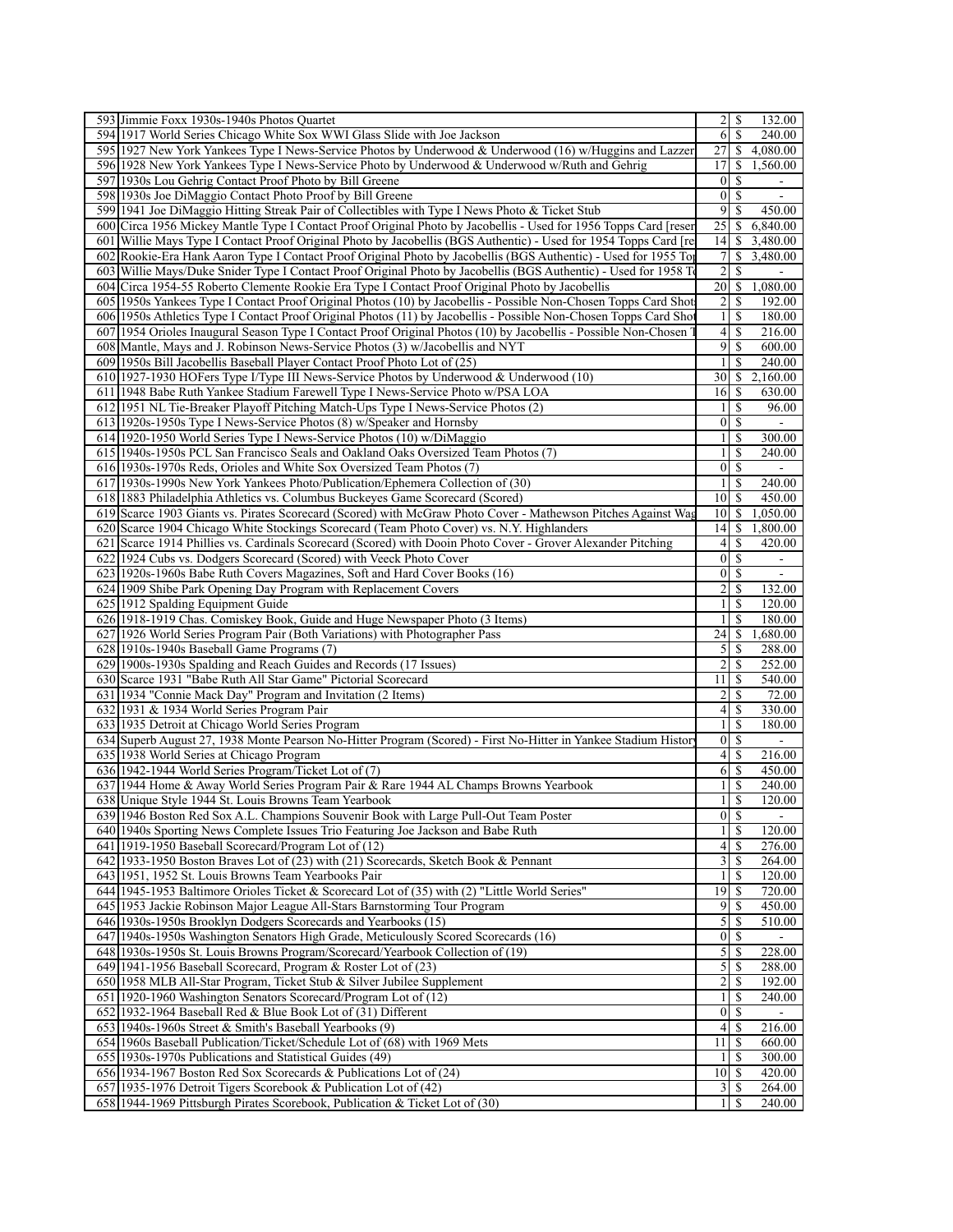| | | | | |
|---|---|---|---|---|
| 593 | Jimmie Foxx 1930s-1940s Photos Quartet | 2 | $ | 132.00 |
| 594 | 1917 World Series Chicago White Sox WWI Glass Slide with Joe Jackson | 6 | $ | 240.00 |
| 595 | 1927 New York Yankees Type I News-Service Photos by Underwood & Underwood (16) w/Huggins and Lazzer | 27 | $ | 4,080.00 |
| 596 | 1928 New York Yankees Type I News-Service Photo by Underwood & Underwood w/Ruth and Gehrig | 17 | $ | 1,560.00 |
| 597 | 1930s Lou Gehrig Contact Proof Photo by Bill Greene | 0 | $ | - |
| 598 | 1930s Joe DiMaggio Contact Photo Proof by Bill Greene | 0 | $ | - |
| 599 | 1941 Joe DiMaggio Hitting Streak Pair of Collectibles with Type I News Photo & Ticket Stub | 9 | $ | 450.00 |
| 600 | Circa 1956 Mickey Mantle Type I Contact Proof Original Photo by Jacobellis - Used for 1956 Topps Card [reser | 25 | $ | 6,840.00 |
| 601 | Willie Mays Type I Contact Proof Original Photo by Jacobellis (BGS Authentic) - Used for 1954 Topps Card [re | 14 | $ | 3,480.00 |
| 602 | Rookie-Era Hank Aaron Type I Contact Proof Original Photo by Jacobellis (BGS Authentic) - Used for 1955 Top | 7 | $ | 3,480.00 |
| 603 | Willie Mays/Duke Snider Type I Contact Proof Original Photo by Jacobellis (BGS Authentic) - Used for 1958 To | 2 | $ | - |
| 604 | Circa 1954-55 Roberto Clemente Rookie Era Type I Contact Proof Original Photo by Jacobellis | 20 | $ | 1,080.00 |
| 605 | 1950s Yankees Type I Contact Proof Original Photos (10) by Jacobellis - Possible Non-Chosen Topps Card Shots | 2 | $ | 192.00 |
| 606 | 1950s Athletics Type I Contact Proof Original Photos (11) by Jacobellis - Possible Non-Chosen Topps Card Shot | 1 | $ | 180.00 |
| 607 | 1954 Orioles Inaugural Season Type I Contact Proof Original Photos (10) by Jacobellis - Possible Non-Chosen T | 4 | $ | 216.00 |
| 608 | Mantle, Mays and J. Robinson News-Service Photos (3) w/Jacobellis and NYT | 9 | $ | 600.00 |
| 609 | 1950s Bill Jacobellis Baseball Player Contact Proof Photo Lot of (25) | 1 | $ | 240.00 |
| 610 | 1927-1930 HOFers Type I/Type III News-Service Photos by Underwood & Underwood (10) | 30 | $ | 2,160.00 |
| 611 | 1948 Babe Ruth Yankee Stadium Farewell Type I News-Service Photo w/PSA LOA | 16 | $ | 630.00 |
| 612 | 1951 NL Tie-Breaker Playoff Pitching Match-Ups Type I News-Service Photos (2) | 1 | $ | 96.00 |
| 613 | 1920s-1950s Type I News-Service Photos (8) w/Speaker and Hornsby | 0 | $ | - |
| 614 | 1920-1950 World Series Type I News-Service Photos (10) w/DiMaggio | 1 | $ | 300.00 |
| 615 | 1940s-1950s PCL San Francisco Seals and Oakland Oaks Oversized Team Photos (7) | 1 | $ | 240.00 |
| 616 | 1930s-1970s Reds, Orioles and White Sox Oversized Team Photos (7) | 0 | $ | - |
| 617 | 1930s-1990s New York Yankees Photo/Publication/Ephemera Collection of (30) | 1 | $ | 240.00 |
| 618 | 1883 Philadelphia Athletics vs. Columbus Buckeyes Game Scorecard (Scored) | 10 | $ | 450.00 |
| 619 | Scarce 1903 Giants vs. Pirates Scorecard (Scored) with McGraw Photo Cover - Mathewson Pitches Against Wag | 10 | $ | 1,050.00 |
| 620 | Scarce 1904 Chicago White Stockings Scorecard (Team Photo Cover) vs. N.Y. Highlanders | 14 | $ | 1,800.00 |
| 621 | Scarce 1914 Phillies vs. Cardinals Scorecard (Scored) with Dooin Photo Cover - Grover Alexander Pitching | 4 | $ | 420.00 |
| 622 | 1924 Cubs vs. Dodgers Scorecard (Scored) with Veeck Photo Cover | 0 | $ | - |
| 623 | 1920s-1960s Babe Ruth Covers Magazines, Soft and Hard Cover Books (16) | 0 | $ | - |
| 624 | 1909 Shibe Park Opening Day Program with Replacement Covers | 2 | $ | 132.00 |
| 625 | 1912 Spalding Equipment Guide | 1 | $ | 120.00 |
| 626 | 1918-1919 Chas. Comiskey Book, Guide and Huge Newspaper Photo (3 Items) | 1 | $ | 180.00 |
| 627 | 1926 World Series Program Pair (Both Variations) with Photographer Pass | 24 | $ | 1,680.00 |
| 628 | 1910s-1940s Baseball Game Programs (7) | 5 | $ | 288.00 |
| 629 | 1900s-1930s Spalding and Reach Guides and Records (17 Issues) | 2 | $ | 252.00 |
| 630 | Scarce 1931 "Babe Ruth All Star Game" Pictorial Scorecard | 11 | $ | 540.00 |
| 631 | 1934 "Connie Mack Day" Program and Invitation (2 Items) | 2 | $ | 72.00 |
| 632 | 1931 & 1934 World Series Program Pair | 4 | $ | 330.00 |
| 633 | 1935 Detroit at Chicago World Series Program | 1 | $ | 180.00 |
| 634 | Superb August 27, 1938 Monte Pearson No-Hitter Program (Scored) - First No-Hitter in Yankee Stadium History | 0 | $ | - |
| 635 | 1938 World Series at Chicago Program | 4 | $ | 216.00 |
| 636 | 1942-1944 World Series Program/Ticket Lot of (7) | 6 | $ | 450.00 |
| 637 | 1944 Home & Away World Series Program Pair & Rare 1944 AL Champs Browns Yearbook | 1 | $ | 240.00 |
| 638 | Unique Style 1944 St. Louis Browns Team Yearbook | 1 | $ | 120.00 |
| 639 | 1946 Boston Red Sox A.L. Champions Souvenir Book with Large Pull-Out Team Poster | 0 | $ | - |
| 640 | 1940s Sporting News Complete Issues Trio Featuring Joe Jackson and Babe Ruth | 1 | $ | 120.00 |
| 641 | 1919-1950 Baseball Scorecard/Program Lot of (12) | 4 | $ | 276.00 |
| 642 | 1933-1950 Boston Braves Lot of (23) with (21) Scorecards, Sketch Book & Pennant | 3 | $ | 264.00 |
| 643 | 1951, 1952 St. Louis Browns Team Yearbooks Pair | 1 | $ | 120.00 |
| 644 | 1945-1953 Baltimore Orioles Ticket & Scorecard Lot of (35) with (2) "Little World Series" | 19 | $ | 720.00 |
| 645 | 1953 Jackie Robinson Major League All-Stars Barnstorming Tour Program | 9 | $ | 450.00 |
| 646 | 1930s-1950s Brooklyn Dodgers Scorecards and Yearbooks (15) | 5 | $ | 510.00 |
| 647 | 1940s-1950s Washington Senators High Grade, Meticulously Scored Scorecards (16) | 0 | $ | - |
| 648 | 1930s-1950s St. Louis Browns Program/Scorecard/Yearbook Collection of (19) | 5 | $ | 228.00 |
| 649 | 1941-1956 Baseball Scorecard, Program & Roster Lot of (23) | 5 | $ | 288.00 |
| 650 | 1958 MLB All-Star Program, Ticket Stub & Silver Jubilee Supplement | 2 | $ | 192.00 |
| 651 | 1920-1960 Washington Senators Scorecard/Program Lot of (12) | 1 | $ | 240.00 |
| 652 | 1932-1964 Baseball Red & Blue Book Lot of (31) Different | 0 | $ | - |
| 653 | 1940s-1960s Street & Smith's Baseball Yearbooks (9) | 4 | $ | 216.00 |
| 654 | 1960s Baseball Publication/Ticket/Schedule Lot of (68) with 1969 Mets | 11 | $ | 660.00 |
| 655 | 1930s-1970s Publications and Statistical Guides (49) | 1 | $ | 300.00 |
| 656 | 1934-1967 Boston Red Sox Scorecards & Publications Lot of (24) | 10 | $ | 420.00 |
| 657 | 1935-1976 Detroit Tigers Scorebook & Publication Lot of (42) | 3 | $ | 264.00 |
| 658 | 1944-1969 Pittsburgh Pirates Scorebook, Publication & Ticket Lot of (30) | 1 | $ | 240.00 |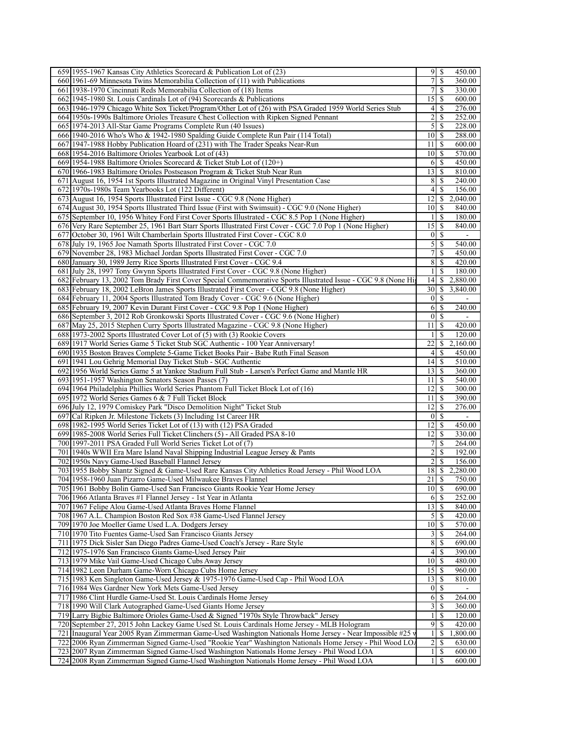| | | | |
|---|---|---|---|
| 659 | 1955-1967 Kansas City Athletics Scorecard & Publication Lot of (23) | 9 | $ 450.00 |
| 660 | 1961-69 Minnesota Twins Memorabilia Collection of (11) with Publications | 7 | $ 360.00 |
| 661 | 1938-1970 Cincinnati Reds Memorabilia Collection of (18) Items | 7 | $ 330.00 |
| 662 | 1945-1980 St. Louis Cardinals Lot of (94) Scorecards & Publications | 15 | $ 600.00 |
| 663 | 1946-1979 Chicago White Sox Ticket/Program/Other Lot of (26) with PSA Graded 1959 World Series Stub | 4 | $ 276.00 |
| 664 | 1950s-1990s Baltimore Orioles Treasure Chest Collection with Ripken Signed Pennant | 2 | $ 252.00 |
| 665 | 1974-2013 All-Star Game Programs Complete Run (40 Issues) | 5 | $ 228.00 |
| 666 | 1940-2016 Who's Who & 1942-1980 Spalding Guide Complete Run Pair (114 Total) | 10 | $ 288.00 |
| 667 | 1947-1988 Hobby Publication Hoard of (231) with The Trader Speaks Near-Run | 11 | $ 600.00 |
| 668 | 1954-2016 Baltimore Orioles Yearbook Lot of (43) | 10 | $ 570.00 |
| 669 | 1954-1988 Baltimore Orioles Scorecard & Ticket Stub Lot of (120+) | 6 | $ 450.00 |
| 670 | 1966-1983 Baltimore Orioles Postseason Program & Ticket Stub Near Run | 13 | $ 810.00 |
| 671 | August 16, 1954 1st Sports Illustrated Magazine in Original Vinyl Presentation Case | 8 | $ 240.00 |
| 672 | 1970s-1980s Team Yearbooks Lot (122 Different) | 4 | $ 156.00 |
| 673 | August 16, 1954 Sports Illustrated First Issue - CGC 9.8 (None Higher) | 12 | $ 2,040.00 |
| 674 | August 30, 1954 Sports Illustrated Third Issue (First with Swimsuit) - CGC 9.0 (None Higher) | 10 | $ 840.00 |
| 675 | September 10, 1956 Whitey Ford First Cover Sports Illustrated - CGC 8.5 Pop 1 (None Higher) | 1 | $ 180.00 |
| 676 | Very Rare September 25, 1961 Bart Starr Sports Illustrated First Cover - CGC 7.0 Pop 1 (None Higher) | 15 | $ 840.00 |
| 677 | October 30, 1961 Wilt Chamberlain Sports Illustrated First Cover - CGC 8.0 | 0 | $ - |
| 678 | July 19, 1965 Joe Namath Sports Illustrated First Cover - CGC 7.0 | 5 | $ 540.00 |
| 679 | November 28, 1983 Michael Jordan Sports Illustrated First Cover - CGC 7.0 | 7 | $ 450.00 |
| 680 | January 30, 1989 Jerry Rice Sports Illustrated First Cover - CGC 9.4 | 8 | $ 420.00 |
| 681 | July 28, 1997 Tony Gwynn Sports Illustrated First Cover - CGC 9.8 (None Higher) | 1 | $ 180.00 |
| 682 | February 13, 2002 Tom Brady First Cover Special Commemorative Sports Illustrated Issue - CGC 9.8 (None Hi | 14 | $ 2,880.00 |
| 683 | February 18, 2002 LeBron James Sports Illustrated First Cover - CGC 9.8 (None Higher) | 30 | $ 3,840.00 |
| 684 | February 11, 2004 Sports Illustrated Tom Brady Cover - CGC 9.6 (None Higher) | 0 | $ - |
| 685 | February 19, 2007 Kevin Durant First Cover - CGC 9.8 Pop 1 (None Higher) | 6 | $ 240.00 |
| 686 | September 3, 2012 Rob Gronkowski Sports Illustrated Cover - CGC 9.6 (None Higher) | 0 | $ - |
| 687 | May 25, 2015 Stephen Curry Sports Illustrated Magazine - CGC 9.8 (None Higher) | 11 | $ 420.00 |
| 688 | 1973-2002 Sports Illustrated Cover Lot of (5) with (3) Rookie Covers | 1 | $ 120.00 |
| 689 | 1917 World Series Game 5 Ticket Stub SGC Authentic - 100 Year Anniversary! | 22 | $ 2,160.00 |
| 690 | 1935 Boston Braves Complete 5-Game Ticket Books Pair - Babe Ruth Final Season | 4 | $ 450.00 |
| 691 | 1941 Lou Gehrig Memorial Day Ticket Stub - SGC Authentic | 14 | $ 510.00 |
| 692 | 1956 World Series Game 5 at Yankee Stadium Full Stub - Larsen's Perfect Game and Mantle HR | 13 | $ 360.00 |
| 693 | 1951-1957 Washington Senators Season Passes (7) | 11 | $ 540.00 |
| 694 | 1964 Philadelphia Phillies World Series Phantom Full Ticket Block Lot of (16) | 12 | $ 300.00 |
| 695 | 1972 World Series Games 6 & 7 Full Ticket Block | 11 | $ 390.00 |
| 696 | July 12, 1979 Comiskey Park "Disco Demolition Night" Ticket Stub | 12 | $ 276.00 |
| 697 | Cal Ripken Jr. Milestone Tickets (3) Including 1st Career HR | 0 | $ - |
| 698 | 1982-1995 World Series Ticket Lot of (13) with (12) PSA Graded | 12 | $ 450.00 |
| 699 | 1985-2008 World Series Full Ticket Clinchers (5) - All Graded PSA 8-10 | 12 | $ 330.00 |
| 700 | 1997-2011 PSA Graded Full World Series Ticket Lot of (7) | 7 | $ 264.00 |
| 701 | 1940s WWII Era Mare Island Naval Shipping Industrial League Jersey & Pants | 2 | $ 192.00 |
| 702 | 1950s Navy Game-Used Baseball Flannel Jersey | 2 | $ 156.00 |
| 703 | 1955 Bobby Shantz Signed & Game-Used Rare Kansas City Athletics Road Jersey - Phil Wood LOA | 18 | $ 2,280.00 |
| 704 | 1958-1960 Juan Pizarro Game-Used Milwaukee Braves Flannel | 21 | $ 750.00 |
| 705 | 1961 Bobby Bolin Game-Used San Francisco Giants Rookie Year Home Jersey | 10 | $ 690.00 |
| 706 | 1966 Atlanta Braves #1 Flannel Jersey - 1st Year in Atlanta | 6 | $ 252.00 |
| 707 | 1967 Felipe Alou Game-Used Atlanta Braves Home Flannel | 13 | $ 840.00 |
| 708 | 1967 A.L. Champion Boston Red Sox #38 Game-Used Flannel Jersey | 5 | $ 420.00 |
| 709 | 1970 Joe Moeller Game Used L.A. Dodgers Jersey | 10 | $ 570.00 |
| 710 | 1970 Tito Fuentes Game-Used San Francisco Giants Jersey | 3 | $ 264.00 |
| 711 | 1975 Dick Sisler San Diego Padres Game-Used Coach's Jersey - Rare Style | 8 | $ 690.00 |
| 712 | 1975-1976 San Francisco Giants Game-Used Jersey Pair | 4 | $ 390.00 |
| 713 | 1979 Mike Vail Game-Used Chicago Cubs Away Jersey | 10 | $ 480.00 |
| 714 | 1982 Leon Durham Game-Worn Chicago Cubs Home Jersey | 15 | $ 960.00 |
| 715 | 1983 Ken Singleton Game-Used Jersey & 1975-1976 Game-Used Cap - Phil Wood LOA | 13 | $ 810.00 |
| 716 | 1984 Wes Gardner New York Mets Game-Used Jersey | 0 | $ - |
| 717 | 1986 Clint Hurdle Game-Used St. Louis Cardinals Home Jersey | 6 | $ 264.00 |
| 718 | 1990 Will Clark Autographed Game-Used Giants Home Jersey | 3 | $ 360.00 |
| 719 | Larry Bigbie Baltimore Orioles Game-Used & Signed "1970s Style Throwback" Jersey | 1 | $ 120.00 |
| 720 | September 27, 2015 John Lackey Game Used St. Louis Cardinals Home Jersey - MLB Hologram | 9 | $ 420.00 |
| 721 | Inaugural Year 2005 Ryan Zimmerman Game-Used Washington Nationals Home Jersey - Near Impossible #25 v | 1 | $ 1,800.00 |
| 722 | 2006 Ryan Zimmerman Signed Game-Used "Rookie Year" Washington Nationals Home Jersey - Phil Wood LO | 2 | $ 630.00 |
| 723 | 2007 Ryan Zimmerman Signed Game-Used Washington Nationals Home Jersey - Phil Wood LOA | 1 | $ 600.00 |
| 724 | 2008 Ryan Zimmerman Signed Game-Used Washington Nationals Home Jersey - Phil Wood LOA | 1 | $ 600.00 |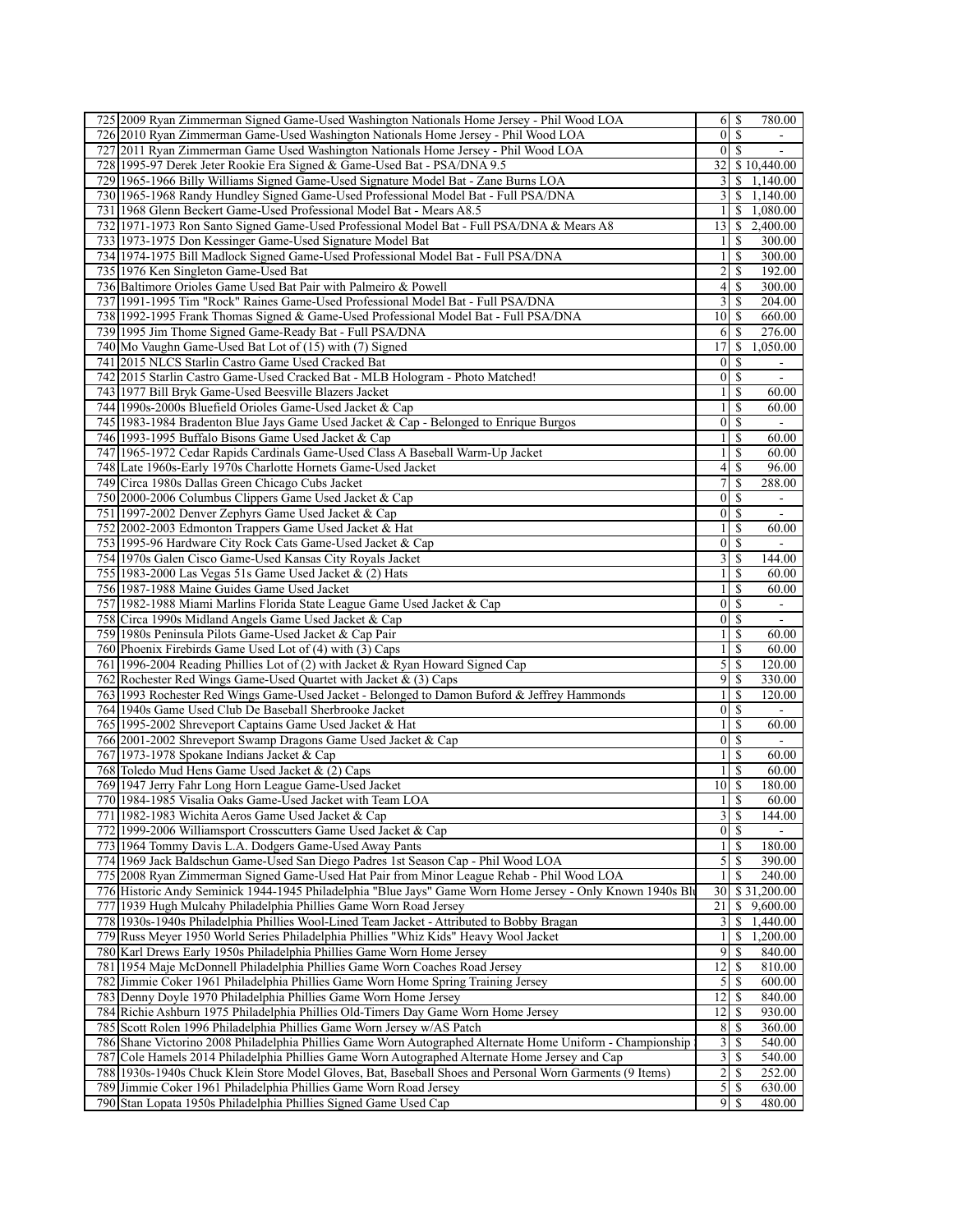| | | | | |
|---|---|---|---|---|
| 725 | 2009 Ryan Zimmerman Signed Game-Used Washington Nationals Home Jersey - Phil Wood LOA | 6 | $ | 780.00 |
| 726 | 2010 Ryan Zimmerman Game-Used Washington Nationals Home Jersey - Phil Wood LOA | 0 | $ | - |
| 727 | 2011 Ryan Zimmerman Game Used Washington Nationals Home Jersey - Phil Wood LOA | 0 | $ | - |
| 728 | 1995-97 Derek Jeter Rookie Era Signed & Game-Used Bat - PSA/DNA 9.5 | 32 | $ | 10,440.00 |
| 729 | 1965-1966 Billy Williams Signed Game-Used Signature Model Bat - Zane Burns LOA | 3 | $ | 1,140.00 |
| 730 | 1965-1968 Randy Hundley Signed Game-Used Professional Model Bat - Full PSA/DNA | 3 | $ | 1,140.00 |
| 731 | 1968 Glenn Beckert Game-Used Professional Model Bat - Mears A8.5 | 1 | $ | 1,080.00 |
| 732 | 1971-1973 Ron Santo Signed Game-Used Professional Model Bat - Full PSA/DNA & Mears A8 | 13 | $ | 2,400.00 |
| 733 | 1973-1975 Don Kessinger Game-Used Signature Model Bat | 1 | $ | 300.00 |
| 734 | 1974-1975 Bill Madlock Signed Game-Used Professional Model Bat - Full PSA/DNA | 1 | $ | 300.00 |
| 735 | 1976 Ken Singleton Game-Used Bat | 2 | $ | 192.00 |
| 736 | Baltimore Orioles Game Used Bat Pair with Palmeiro & Powell | 4 | $ | 300.00 |
| 737 | 1991-1995 Tim "Rock" Raines Game-Used Professional Model Bat - Full PSA/DNA | 3 | $ | 204.00 |
| 738 | 1992-1995 Frank Thomas Signed & Game-Used Professional Model Bat - Full PSA/DNA | 10 | $ | 660.00 |
| 739 | 1995 Jim Thome Signed Game-Ready Bat - Full PSA/DNA | 6 | $ | 276.00 |
| 740 | Mo Vaughn Game-Used Bat Lot of (15) with (7) Signed | 17 | $ | 1,050.00 |
| 741 | 2015 NLCS Starlin Castro Game Used Cracked Bat | 0 | $ | - |
| 742 | 2015 Starlin Castro Game-Used Cracked Bat - MLB Hologram - Photo Matched! | 0 | $ | - |
| 743 | 1977 Bill Bryk Game-Used Beesville Blazers Jacket | 1 | $ | 60.00 |
| 744 | 1990s-2000s Bluefield Orioles Game-Used Jacket & Cap | 1 | $ | 60.00 |
| 745 | 1983-1984 Bradenton Blue Jays Game Used Jacket & Cap - Belonged to Enrique Burgos | 0 | $ | - |
| 746 | 1993-1995 Buffalo Bisons Game Used Jacket & Cap | 1 | $ | 60.00 |
| 747 | 1965-1972 Cedar Rapids Cardinals Game-Used Class A Baseball Warm-Up Jacket | 1 | $ | 60.00 |
| 748 | Late 1960s-Early 1970s Charlotte Hornets Game-Used Jacket | 4 | $ | 96.00 |
| 749 | Circa 1980s Dallas Green Chicago Cubs Jacket | 7 | $ | 288.00 |
| 750 | 2000-2006 Columbus Clippers Game Used Jacket & Cap | 0 | $ | - |
| 751 | 1997-2002 Denver Zephyrs Game Used Jacket & Cap | 0 | $ | - |
| 752 | 2002-2003 Edmonton Trappers Game Used Jacket & Hat | 1 | $ | 60.00 |
| 753 | 1995-96 Hardware City Rock Cats Game-Used Jacket & Cap | 0 | $ | - |
| 754 | 1970s Galen Cisco Game-Used Kansas City Royals Jacket | 3 | $ | 144.00 |
| 755 | 1983-2000 Las Vegas 51s Game Used Jacket & (2) Hats | 1 | $ | 60.00 |
| 756 | 1987-1988 Maine Guides Game Used Jacket | 1 | $ | 60.00 |
| 757 | 1982-1988 Miami Marlins Florida State League Game Used Jacket & Cap | 0 | $ | - |
| 758 | Circa 1990s Midland Angels Game Used Jacket & Cap | 0 | $ | - |
| 759 | 1980s Peninsula Pilots Game-Used Jacket & Cap Pair | 1 | $ | 60.00 |
| 760 | Phoenix Firebirds Game Used Lot of (4) with (3) Caps | 1 | $ | 60.00 |
| 761 | 1996-2004 Reading Phillies Lot of (2) with Jacket & Ryan Howard Signed Cap | 5 | $ | 120.00 |
| 762 | Rochester Red Wings Game-Used Quartet with Jacket & (3) Caps | 9 | $ | 330.00 |
| 763 | 1993 Rochester Red Wings Game-Used Jacket - Belonged to Damon Buford & Jeffrey Hammonds | 1 | $ | 120.00 |
| 764 | 1940s Game Used Club De Baseball Sherbrooke Jacket | 0 | $ | - |
| 765 | 1995-2002 Shreveport Captains Game Used Jacket & Hat | 1 | $ | 60.00 |
| 766 | 2001-2002 Shreveport Swamp Dragons Game Used Jacket & Cap | 0 | $ | - |
| 767 | 1973-1978 Spokane Indians Jacket & Cap | 1 | $ | 60.00 |
| 768 | Toledo Mud Hens Game Used Jacket & (2) Caps | 1 | $ | 60.00 |
| 769 | 1947 Jerry Fahr Long Horn League Game-Used Jacket | 10 | $ | 180.00 |
| 770 | 1984-1985 Visalia Oaks Game-Used Jacket with Team LOA | 1 | $ | 60.00 |
| 771 | 1982-1983 Wichita Aeros Game Used Jacket & Cap | 3 | $ | 144.00 |
| 772 | 1999-2006 Williamsport Crosscutters Game Used Jacket & Cap | 0 | $ | - |
| 773 | 1964 Tommy Davis L.A. Dodgers Game-Used Away Pants | 1 | $ | 180.00 |
| 774 | 1969 Jack Baldschun Game-Used San Diego Padres 1st Season Cap - Phil Wood LOA | 5 | $ | 390.00 |
| 775 | 2008 Ryan Zimmerman Signed Game-Used Hat Pair from Minor League Rehab - Phil Wood LOA | 1 | $ | 240.00 |
| 776 | Historic Andy Seminick 1944-1945 Philadelphia "Blue Jays" Game Worn Home Jersey - Only Known 1940s Bl | 30 | $ | 31,200.00 |
| 777 | 1939 Hugh Mulcahy Philadelphia Phillies Game Worn Road Jersey | 21 | $ | 9,600.00 |
| 778 | 1930s-1940s Philadelphia Phillies Wool-Lined Team Jacket - Attributed to Bobby Bragan | 3 | $ | 1,440.00 |
| 779 | Russ Meyer 1950 World Series Philadelphia Phillies "Whiz Kids" Heavy Wool Jacket | 1 | $ | 1,200.00 |
| 780 | Karl Drews Early 1950s Philadelphia Phillies Game Worn Home Jersey | 9 | $ | 840.00 |
| 781 | 1954 Maje McDonnell Philadelphia Phillies Game Worn Coaches Road Jersey | 12 | $ | 810.00 |
| 782 | Jimmie Coker 1961 Philadelphia Phillies Game Worn Home Spring Training Jersey | 5 | $ | 600.00 |
| 783 | Denny Doyle 1970 Philadelphia Phillies Game Worn Home Jersey | 12 | $ | 840.00 |
| 784 | Richie Ashburn 1975 Philadelphia Phillies Old-Timers Day Game Worn Home Jersey | 12 | $ | 930.00 |
| 785 | Scott Rolen 1996 Philadelphia Phillies Game Worn Jersey w/AS Patch | 8 | $ | 360.00 |
| 786 | Shane Victorino 2008 Philadelphia Phillies Game Worn Autographed Alternate Home Uniform - Championship | 3 | $ | 540.00 |
| 787 | Cole Hamels 2014 Philadelphia Phillies Game Worn Autographed Alternate Home Jersey and Cap | 3 | $ | 540.00 |
| 788 | 1930s-1940s Chuck Klein Store Model Gloves, Bat, Baseball Shoes and Personal Worn Garments (9 Items) | 2 | $ | 252.00 |
| 789 | Jimmie Coker 1961 Philadelphia Phillies Game Worn Road Jersey | 5 | $ | 630.00 |
| 790 | Stan Lopata 1950s Philadelphia Phillies Signed Game Used Cap | 9 | $ | 480.00 |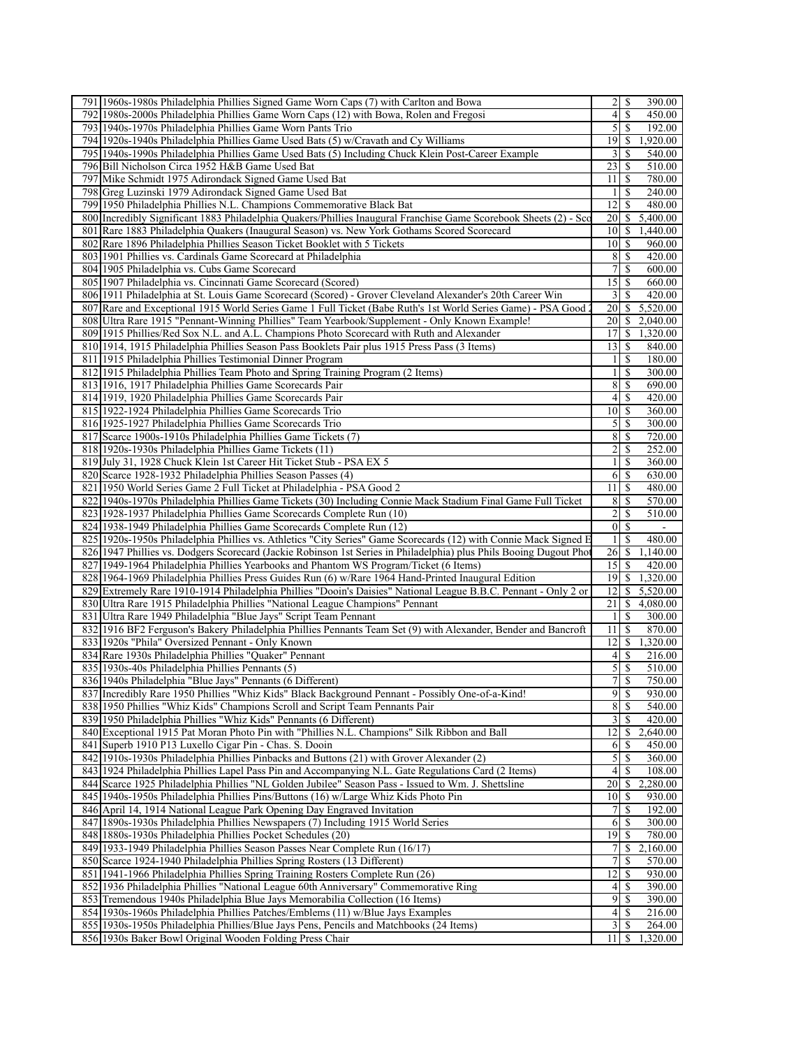| | | | | |
|---|---|---|---|---|
| 791 | 1960s-1980s Philadelphia Phillies Signed Game Worn Caps (7) with Carlton and Bowa | 2 | $ | 390.00 |
| 792 | 1980s-2000s Philadelphia Phillies Game Worn Caps (12) with Bowa, Rolen and Fregosi | 4 | $ | 450.00 |
| 793 | 1940s-1970s Philadelphia Phillies Game Worn Pants Trio | 5 | $ | 192.00 |
| 794 | 1920s-1940s Philadelphia Phillies Game Used Bats (5) w/Cravath and Cy Williams | 19 | $ | 1,920.00 |
| 795 | 1940s-1990s Philadelphia Phillies Game Used Bats (5) Including Chuck Klein Post-Career Example | 3 | $ | 540.00 |
| 796 | Bill Nicholson Circa 1952 H&B Game Used Bat | 23 | $ | 510.00 |
| 797 | Mike Schmidt 1975 Adirondack Signed Game Used Bat | 11 | $ | 780.00 |
| 798 | Greg Luzinski 1979 Adirondack Signed Game Used Bat | 1 | $ | 240.00 |
| 799 | 1950 Philadelphia Phillies N.L. Champions Commemorative Black Bat | 12 | $ | 480.00 |
| 800 | Incredibly Significant 1883 Philadelphia Quakers/Phillies Inaugural Franchise Game Scorebook Sheets (2) - Sco | 20 | $ | 5,400.00 |
| 801 | Rare 1883 Philadelphia Quakers (Inaugural Season) vs. New York Gothams Scored Scorecard | 10 | $ | 1,440.00 |
| 802 | Rare 1896 Philadelphia Phillies Season Ticket Booklet with 5 Tickets | 10 | $ | 960.00 |
| 803 | 1901 Phillies vs. Cardinals Game Scorecard at Philadelphia | 8 | $ | 420.00 |
| 804 | 1905 Philadelphia vs. Cubs Game Scorecard | 7 | $ | 600.00 |
| 805 | 1907 Philadelphia vs. Cincinnati Game Scorecard (Scored) | 15 | $ | 660.00 |
| 806 | 1911 Philadelphia at St. Louis Game Scorecard (Scored) - Grover Cleveland Alexander's 20th Career Win | 3 | $ | 420.00 |
| 807 | Rare and Exceptional 1915 World Series Game 1 Full Ticket (Babe Ruth's 1st World Series Game) - PSA Good 2 | 20 | $ | 5,520.00 |
| 808 | Ultra Rare 1915 "Pennant-Winning Phillies" Team Yearbook/Supplement - Only Known Example! | 20 | $ | 2,040.00 |
| 809 | 1915 Phillies/Red Sox N.L. and A.L. Champions Photo Scorecard with Ruth and Alexander | 17 | $ | 1,320.00 |
| 810 | 1914, 1915 Philadelphia Phillies Season Pass Booklets Pair plus 1915 Press Pass (3 Items) | 13 | $ | 840.00 |
| 811 | 1915 Philadelphia Phillies Testimonial Dinner Program | 1 | $ | 180.00 |
| 812 | 1915 Philadelphia Phillies Team Photo and Spring Training Program (2 Items) | 1 | $ | 300.00 |
| 813 | 1916, 1917 Philadelphia Phillies Game Scorecards Pair | 8 | $ | 690.00 |
| 814 | 1919, 1920 Philadelphia Phillies Game Scorecards Pair | 4 | $ | 420.00 |
| 815 | 1922-1924 Philadelphia Phillies Game Scorecards Trio | 10 | $ | 360.00 |
| 816 | 1925-1927 Philadelphia Phillies Game Scorecards Trio | 5 | $ | 300.00 |
| 817 | Scarce 1900s-1910s Philadelphia Phillies Game Tickets (7) | 8 | $ | 720.00 |
| 818 | 1920s-1930s Philadelphia Phillies Game Tickets (11) | 2 | $ | 252.00 |
| 819 | July 31, 1928 Chuck Klein 1st Career Hit Ticket Stub - PSA EX 5 | 1 | $ | 360.00 |
| 820 | Scarce 1928-1932 Philadelphia Phillies Season Passes (4) | 6 | $ | 630.00 |
| 821 | 1950 World Series Game 2 Full Ticket at Philadelphia - PSA Good 2 | 11 | $ | 480.00 |
| 822 | 1940s-1970s Philadelphia Phillies Game Tickets (30) Including Connie Mack Stadium Final Game Full Ticket | 8 | $ | 570.00 |
| 823 | 1928-1937 Philadelphia Phillies Game Scorecards Complete Run (10) | 2 | $ | 510.00 |
| 824 | 1938-1949 Philadelphia Phillies Game Scorecards Complete Run (12) | 0 | $ | - |
| 825 | 1920s-1950s Philadelphia Phillies vs. Athletics "City Series" Game Scorecards (12) with Connie Mack Signed E | 1 | $ | 480.00 |
| 826 | 1947 Phillies vs. Dodgers Scorecard (Jackie Robinson 1st Series in Philadelphia) plus Phils Booing Dugout Phot | 26 | $ | 1,140.00 |
| 827 | 1949-1964 Philadelphia Phillies Yearbooks and Phantom WS Program/Ticket (6 Items) | 15 | $ | 420.00 |
| 828 | 1964-1969 Philadelphia Phillies Press Guides Run (6) w/Rare 1964 Hand-Printed Inaugural Edition | 19 | $ | 1,320.00 |
| 829 | Extremely Rare 1910-1914 Philadelphia Phillies "Dooin's Daisies" National League B.B.C. Pennant - Only 2 or | 12 | $ | 5,520.00 |
| 830 | Ultra Rare 1915 Philadelphia Phillies "National League Champions" Pennant | 21 | $ | 4,080.00 |
| 831 | Ultra Rare 1949 Philadelphia "Blue Jays" Script Team Pennant | 1 | $ | 300.00 |
| 832 | 1916 BF2 Ferguson's Bakery Philadelphia Phillies Pennants Team Set (9) with Alexander, Bender and Bancroft | 11 | $ | 870.00 |
| 833 | 1920s "Phila" Oversized Pennant - Only Known | 12 | $ | 1,320.00 |
| 834 | Rare 1930s Philadelphia Phillies "Quaker" Pennant | 4 | $ | 216.00 |
| 835 | 1930s-40s Philadelphia Phillies Pennants (5) | 5 | $ | 510.00 |
| 836 | 1940s Philadelphia "Blue Jays" Pennants (6 Different) | 7 | $ | 750.00 |
| 837 | Incredibly Rare 1950 Phillies "Whiz Kids" Black Background Pennant - Possibly One-of-a-Kind! | 9 | $ | 930.00 |
| 838 | 1950 Phillies "Whiz Kids" Champions Scroll and Script Team Pennants Pair | 8 | $ | 540.00 |
| 839 | 1950 Philadelphia Phillies "Whiz Kids" Pennants (6 Different) | 3 | $ | 420.00 |
| 840 | Exceptional 1915 Pat Moran Photo Pin with "Phillies N.L. Champions" Silk Ribbon and Ball | 12 | $ | 2,640.00 |
| 841 | Superb 1910 P13 Luxello Cigar Pin - Chas. S. Dooin | 6 | $ | 450.00 |
| 842 | 1910s-1930s Philadelphia Phillies Pinbacks and Buttons (21) with Grover Alexander (2) | 5 | $ | 360.00 |
| 843 | 1924 Philadelphia Phillies Lapel Pass Pin and Accompanying N.L. Gate Regulations Card (2 Items) | 4 | $ | 108.00 |
| 844 | Scarce 1925 Philadelphia Phillies "NL Golden Jubilee" Season Pass - Issued to Wm. J. Shettsline | 20 | $ | 2,280.00 |
| 845 | 1940s-1950s Philadelphia Phillies Pins/Buttons (16) w/Large Whiz Kids Photo Pin | 10 | $ | 930.00 |
| 846 | April 14, 1914 National League Park Opening Day Engraved Invitation | 7 | $ | 192.00 |
| 847 | 1890s-1930s Philadelphia Phillies Newspapers (7) Including 1915 World Series | 6 | $ | 300.00 |
| 848 | 1880s-1930s Philadelphia Phillies Pocket Schedules (20) | 19 | $ | 780.00 |
| 849 | 1933-1949 Philadelphia Phillies Season Passes Near Complete Run (16/17) | 7 | $ | 2,160.00 |
| 850 | Scarce 1924-1940 Philadelphia Phillies Spring Rosters (13 Different) | 7 | $ | 570.00 |
| 851 | 1941-1966 Philadelphia Phillies Spring Training Rosters Complete Run (26) | 12 | $ | 930.00 |
| 852 | 1936 Philadelphia Phillies "National League 60th Anniversary" Commemorative Ring | 4 | $ | 390.00 |
| 853 | Tremendous 1940s Philadelphia Blue Jays Memorabilia Collection (16 Items) | 9 | $ | 390.00 |
| 854 | 1930s-1960s Philadelphia Phillies Patches/Emblems (11) w/Blue Jays Examples | 4 | $ | 216.00 |
| 855 | 1930s-1950s Philadelphia Phillies/Blue Jays Pens, Pencils and Matchbooks (24 Items) | 3 | $ | 264.00 |
| 856 | 1930s Baker Bowl Original Wooden Folding Press Chair | 11 | $ | 1,320.00 |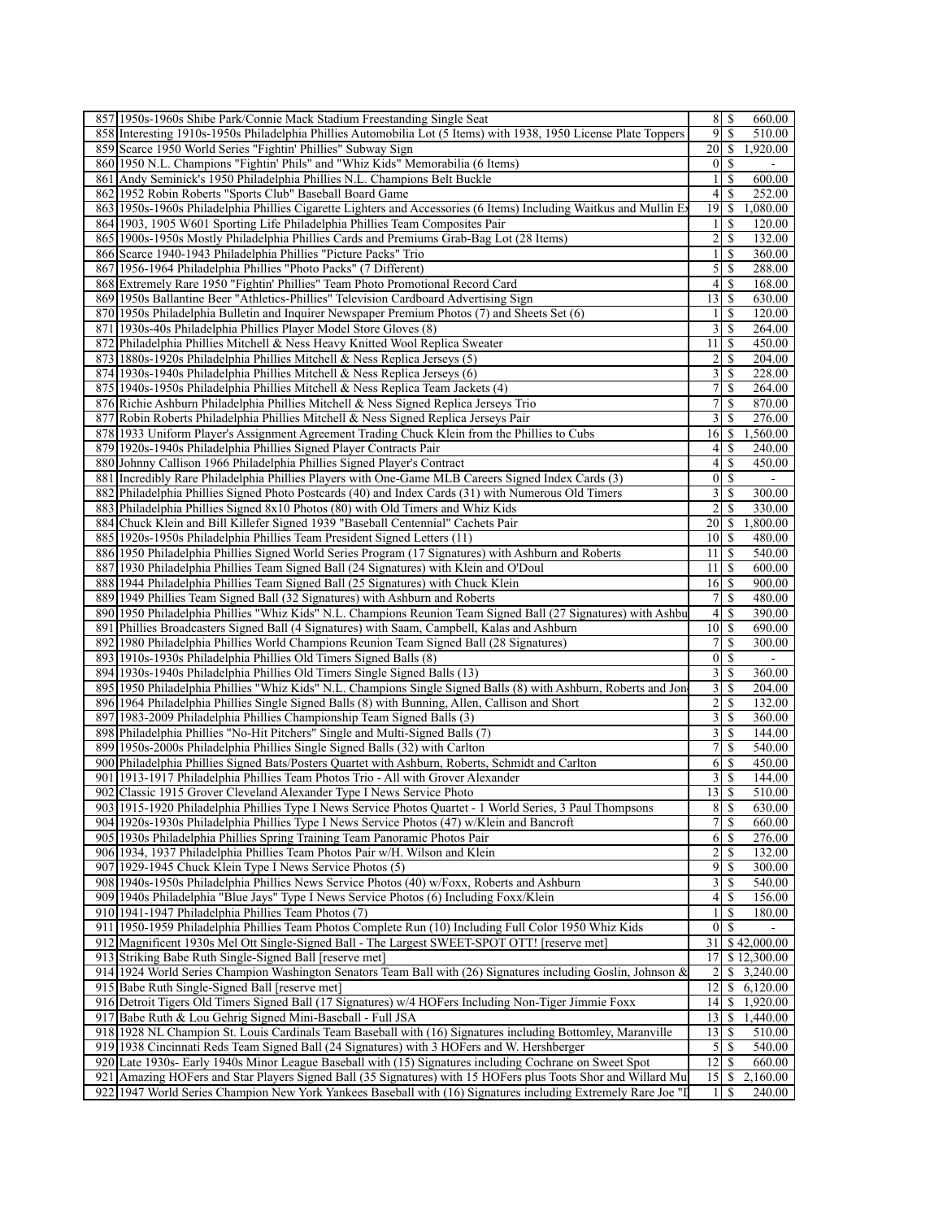| | | | | |
|---|---|---|---|---|
| 857 | 1950s-1960s Shibe Park/Connie Mack Stadium Freestanding Single Seat | 8 | $ | 660.00 |
| 858 | Interesting 1910s-1950s Philadelphia Phillies Automobilia Lot (5 Items) with 1938, 1950 License Plate Toppers | 9 | $ | 510.00 |
| 859 | Scarce 1950 World Series "Fightin' Phillies" Subway Sign | 20 | $ | 1,920.00 |
| 860 | 1950 N.L. Champions "Fightin' Phils" and "Whiz Kids" Memorabilia (6 Items) | 0 | $ | - |
| 861 | Andy Seminick's 1950 Philadelphia Phillies N.L. Champions Belt Buckle | 1 | $ | 600.00 |
| 862 | 1952 Robin Roberts "Sports Club" Baseball Board Game | 4 | $ | 252.00 |
| 863 | 1950s-1960s Philadelphia Phillies Cigarette Lighters and Accessories (6 Items) Including Waitkus and Mullin Ex | 19 | $ | 1,080.00 |
| 864 | 1903, 1905 W601 Sporting Life Philadelphia Phillies Team Composites Pair | 1 | $ | 120.00 |
| 865 | 1900s-1950s Mostly Philadelphia Phillies Cards and Premiums Grab-Bag Lot (28 Items) | 2 | $ | 132.00 |
| 866 | Scarce 1940-1943 Philadelphia Phillies "Picture Packs" Trio | 1 | $ | 360.00 |
| 867 | 1956-1964 Philadelphia Phillies "Photo Packs" (7 Different) | 5 | $ | 288.00 |
| 868 | Extremely Rare 1950 "Fightin' Phillies" Team Photo Promotional Record Card | 4 | $ | 168.00 |
| 869 | 1950s Ballantine Beer "Athletics-Phillies" Television Cardboard Advertising Sign | 13 | $ | 630.00 |
| 870 | 1950s Philadelphia Bulletin and Inquirer Newspaper Premium Photos (7) and Sheets Set (6) | 1 | $ | 120.00 |
| 871 | 1930s-40s Philadelphia Phillies Player Model Store Gloves (8) | 3 | $ | 264.00 |
| 872 | Philadelphia Phillies Mitchell & Ness Heavy Knitted Wool Replica Sweater | 11 | $ | 450.00 |
| 873 | 1880s-1920s Philadelphia Phillies Mitchell & Ness Replica Jerseys (5) | 2 | $ | 204.00 |
| 874 | 1930s-1940s Philadelphia Phillies Mitchell & Ness Replica Jerseys (6) | 3 | $ | 228.00 |
| 875 | 1940s-1950s Philadelphia Phillies Mitchell & Ness Replica Team Jackets (4) | 7 | $ | 264.00 |
| 876 | Richie Ashburn Philadelphia Phillies Mitchell & Ness Signed Replica Jerseys Trio | 7 | $ | 870.00 |
| 877 | Robin Roberts Philadelphia Phillies Mitchell & Ness Signed Replica Jerseys Pair | 3 | $ | 276.00 |
| 878 | 1933 Uniform Player's Assignment Agreement Trading Chuck Klein from the Phillies to Cubs | 16 | $ | 1,560.00 |
| 879 | 1920s-1940s Philadelphia Phillies Signed Player Contracts Pair | 4 | $ | 240.00 |
| 880 | Johnny Callison 1966 Philadelphia Phillies Signed Player's Contract | 4 | $ | 450.00 |
| 881 | Incredibly Rare Philadelphia Phillies Players with One-Game MLB Careers Signed Index Cards (3) | 0 | $ | - |
| 882 | Philadelphia Phillies Signed Photo Postcards (40) and Index Cards (31) with Numerous Old Timers | 3 | $ | 300.00 |
| 883 | Philadelphia Phillies Signed 8x10 Photos (80) with Old Timers and Whiz Kids | 2 | $ | 330.00 |
| 884 | Chuck Klein and Bill Killefer Signed 1939 "Baseball Centennial" Cachets Pair | 20 | $ | 1,800.00 |
| 885 | 1920s-1950s Philadelphia Phillies Team President Signed Letters (11) | 10 | $ | 480.00 |
| 886 | 1950 Philadelphia Phillies Signed World Series Program (17 Signatures) with Ashburn and Roberts | 11 | $ | 540.00 |
| 887 | 1930 Philadelphia Phillies Team Signed Ball (24 Signatures) with Klein and O'Doul | 11 | $ | 600.00 |
| 888 | 1944 Philadelphia Phillies Team Signed Ball (25 Signatures) with Chuck Klein | 16 | $ | 900.00 |
| 889 | 1949 Phillies Team Signed Ball (32 Signatures) with Ashburn and Roberts | 7 | $ | 480.00 |
| 890 | 1950 Philadelphia Phillies "Whiz Kids" N.L. Champions Reunion Team Signed Ball (27 Signatures) with Ashbu | 4 | $ | 390.00 |
| 891 | Phillies Broadcasters Signed Ball (4 Signatures) with Saam, Campbell, Kalas and Ashburn | 10 | $ | 690.00 |
| 892 | 1980 Philadelphia Phillies World Champions Reunion Team Signed Ball (28 Signatures) | 7 | $ | 300.00 |
| 893 | 1910s-1930s Philadelphia Phillies Old Timers Signed Balls (8) | 0 | $ | - |
| 894 | 1930s-1940s Philadelphia Phillies Old Timers Single Signed Balls (13) | 3 | $ | 360.00 |
| 895 | 1950 Philadelphia Phillies "Whiz Kids" N.L. Champions Single Signed Balls (8) with Ashburn, Roberts and Jon | 3 | $ | 204.00 |
| 896 | 1964 Philadelphia Phillies Single Signed Balls (8) with Bunning, Allen, Callison and Short | 2 | $ | 132.00 |
| 897 | 1983-2009 Philadelphia Phillies Championship Team Signed Balls (3) | 3 | $ | 360.00 |
| 898 | Philadelphia Phillies "No-Hit Pitchers" Single and Multi-Signed Balls (7) | 3 | $ | 144.00 |
| 899 | 1950s-2000s Philadelphia Phillies Single Signed Balls (32) with Carlton | 7 | $ | 540.00 |
| 900 | Philadelphia Phillies Signed Bats/Posters Quartet with Ashburn, Roberts, Schmidt and Carlton | 6 | $ | 450.00 |
| 901 | 1913-1917 Philadelphia Phillies Team Photos Trio - All with Grover Alexander | 3 | $ | 144.00 |
| 902 | Classic 1915 Grover Cleveland Alexander Type I News Service Photo | 13 | $ | 510.00 |
| 903 | 1915-1920 Philadelphia Phillies Type I News Service Photos Quartet - 1 World Series, 3 Paul Thompsons | 8 | $ | 630.00 |
| 904 | 1920s-1930s Philadelphia Phillies Type I News Service Photos (47) w/Klein and Bancroft | 7 | $ | 660.00 |
| 905 | 1930s Philadelphia Phillies Spring Training Team Panoramic Photos Pair | 6 | $ | 276.00 |
| 906 | 1934, 1937 Philadelphia Phillies Team Photos Pair w/H. Wilson and Klein | 2 | $ | 132.00 |
| 907 | 1929-1945 Chuck Klein Type I News Service Photos (5) | 9 | $ | 300.00 |
| 908 | 1940s-1950s Philadelphia Phillies News Service Photos (40) w/Foxx, Roberts and Ashburn | 3 | $ | 540.00 |
| 909 | 1940s Philadelphia "Blue Jays" Type I News Service Photos (6) Including Foxx/Klein | 4 | $ | 156.00 |
| 910 | 1941-1947 Philadelphia Phillies Team Photos (7) | 1 | $ | 180.00 |
| 911 | 1950-1959 Philadelphia Phillies Team Photos Complete Run (10) Including Full Color 1950 Whiz Kids | 0 | $ | - |
| 912 | Magnificent 1930s Mel Ott Single-Signed Ball - The Largest SWEET-SPOT OTT! [reserve met] | 31 | $ | 42,000.00 |
| 913 | Striking Babe Ruth Single-Signed Ball [reserve met] | 17 | $ | 12,300.00 |
| 914 | 1924 World Series Champion Washington Senators Team Ball with (26) Signatures including Goslin, Johnson & | 2 | $ | 3,240.00 |
| 915 | Babe Ruth Single-Signed Ball [reserve met] | 12 | $ | 6,120.00 |
| 916 | Detroit Tigers Old Timers Signed Ball (17 Signatures) w/4 HOFers Including Non-Tiger Jimmie Foxx | 14 | $ | 1,920.00 |
| 917 | Babe Ruth & Lou Gehrig Signed Mini-Baseball - Full JSA | 13 | $ | 1,440.00 |
| 918 | 1928 NL Champion St. Louis Cardinals Team Baseball with (16) Signatures including Bottomley, Maranville | 13 | $ | 510.00 |
| 919 | 1938 Cincinnati Reds Team Signed Ball (24 Signatures) with 3 HOFers and W. Hershberger | 5 | $ | 540.00 |
| 920 | Late 1930s- Early 1940s Minor League Baseball with (15) Signatures including Cochrane on Sweet Spot | 12 | $ | 660.00 |
| 921 | Amazing HOFers and Star Players Signed Ball (35 Signatures) with 15 HOFers plus Toots Shor and Willard Mu | 15 | $ | 2,160.00 |
| 922 | 1947 World Series Champion New York Yankees Baseball with (16) Signatures including Extremely Rare Joe "I | 1 | $ | 240.00 |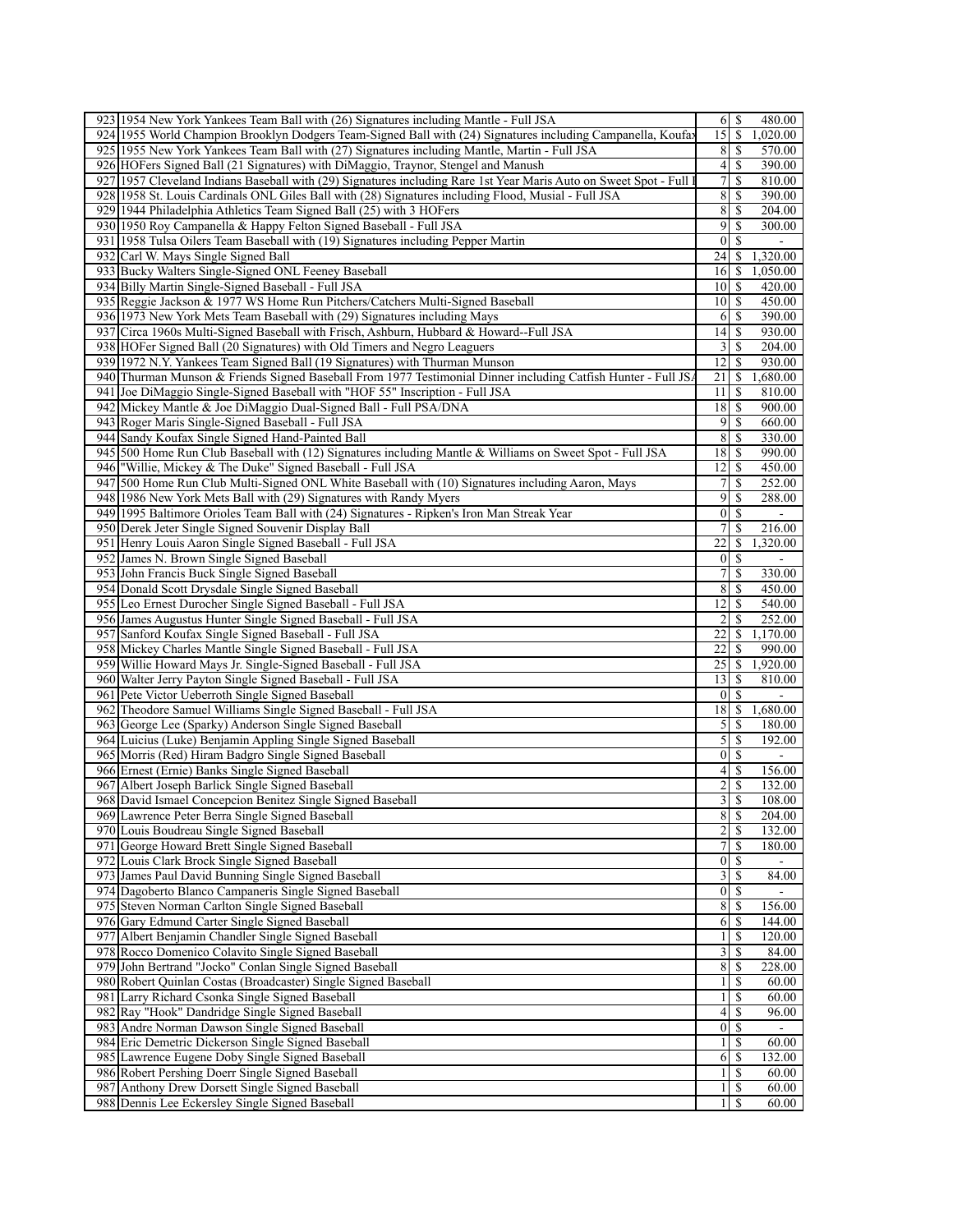| | | | | |
|---|---|---|---|---|
| 923 | 1954 New York Yankees Team Ball with (26) Signatures including Mantle - Full JSA | 6 | $ | 480.00 |
| 924 | 1955 World Champion Brooklyn Dodgers Team-Signed Ball with (24) Signatures including Campanella, Koufax | 15 | $ | 1,020.00 |
| 925 | 1955 New York Yankees Team Ball with (27) Signatures including Mantle, Martin - Full JSA | 8 | $ | 570.00 |
| 926 | HOFers Signed Ball (21 Signatures) with DiMaggio, Traynor, Stengel and Manush | 4 | $ | 390.00 |
| 927 | 1957 Cleveland Indians Baseball with (29) Signatures including Rare 1st Year Maris Auto on Sweet Spot - Full | 7 | $ | 810.00 |
| 928 | 1958 St. Louis Cardinals ONL Giles Ball with (28) Signatures including Flood, Musial - Full JSA | 8 | $ | 390.00 |
| 929 | 1944 Philadelphia Athletics Team Signed Ball (25) with 3 HOFers | 8 | $ | 204.00 |
| 930 | 1950 Roy Campanella & Happy Felton Signed Baseball - Full JSA | 9 | $ | 300.00 |
| 931 | 1958 Tulsa Oilers Team Baseball with (19) Signatures including Pepper Martin | 0 | $ | - |
| 932 | Carl W. Mays Single Signed Ball | 24 | $ | 1,320.00 |
| 933 | Bucky Walters Single-Signed ONL Feeney Baseball | 16 | $ | 1,050.00 |
| 934 | Billy Martin Single-Signed Baseball - Full JSA | 10 | $ | 420.00 |
| 935 | Reggie Jackson & 1977 WS Home Run Pitchers/Catchers Multi-Signed Baseball | 10 | $ | 450.00 |
| 936 | 1973 New York Mets Team Baseball with (29) Signatures including Mays | 6 | $ | 390.00 |
| 937 | Circa 1960s Multi-Signed Baseball with Frisch, Ashburn, Hubbard & Howard--Full JSA | 14 | $ | 930.00 |
| 938 | HOFer Signed Ball (20 Signatures) with Old Timers and Negro Leaguers | 3 | $ | 204.00 |
| 939 | 1972 N.Y. Yankees Team Signed Ball (19 Signatures) with Thurman Munson | 12 | $ | 930.00 |
| 940 | Thurman Munson & Friends Signed Baseball From 1977 Testimonial Dinner including Catfish Hunter - Full JSA | 21 | $ | 1,680.00 |
| 941 | Joe DiMaggio Single-Signed Baseball with "HOF 55" Inscription - Full JSA | 11 | $ | 810.00 |
| 942 | Mickey Mantle & Joe DiMaggio Dual-Signed Ball - Full PSA/DNA | 18 | $ | 900.00 |
| 943 | Roger Maris Single-Signed Baseball - Full JSA | 9 | $ | 660.00 |
| 944 | Sandy Koufax Single Signed Hand-Painted Ball | 8 | $ | 330.00 |
| 945 | 500 Home Run Club Baseball with (12) Signatures including Mantle & Williams on Sweet Spot - Full JSA | 18 | $ | 990.00 |
| 946 | "Willie, Mickey & The Duke" Signed Baseball - Full JSA | 12 | $ | 450.00 |
| 947 | 500 Home Run Club Multi-Signed ONL White Baseball with (10) Signatures including Aaron, Mays | 7 | $ | 252.00 |
| 948 | 1986 New York Mets Ball with (29) Signatures with Randy Myers | 9 | $ | 288.00 |
| 949 | 1995 Baltimore Orioles Team Ball with (24) Signatures - Ripken's Iron Man Streak Year | 0 | $ | - |
| 950 | Derek Jeter Single Signed Souvenir Display Ball | 7 | $ | 216.00 |
| 951 | Henry Louis Aaron Single Signed Baseball - Full JSA | 22 | $ | 1,320.00 |
| 952 | James N. Brown Single Signed Baseball | 0 | $ | - |
| 953 | John Francis Buck Single Signed Baseball | 7 | $ | 330.00 |
| 954 | Donald Scott Drysdale Single Signed Baseball | 8 | $ | 450.00 |
| 955 | Leo Ernest Durocher Single Signed Baseball - Full JSA | 12 | $ | 540.00 |
| 956 | James Augustus Hunter Single Signed Baseball - Full JSA | 2 | $ | 252.00 |
| 957 | Sanford Koufax Single Signed Baseball - Full JSA | 22 | $ | 1,170.00 |
| 958 | Mickey Charles Mantle Single Signed Baseball - Full JSA | 22 | $ | 990.00 |
| 959 | Willie Howard Mays Jr. Single-Signed Baseball - Full JSA | 25 | $ | 1,920.00 |
| 960 | Walter Jerry Payton Single Signed Baseball - Full JSA | 13 | $ | 810.00 |
| 961 | Pete Victor Ueberroth Single Signed Baseball | 0 | $ | - |
| 962 | Theodore Samuel Williams Single Signed Baseball - Full JSA | 18 | $ | 1,680.00 |
| 963 | George Lee (Sparky) Anderson Single Signed Baseball | 5 | $ | 180.00 |
| 964 | Luicius (Luke) Benjamin Appling Single Signed Baseball | 5 | $ | 192.00 |
| 965 | Morris (Red) Hiram Badgro Single Signed Baseball | 0 | $ | - |
| 966 | Ernest (Ernie) Banks Single Signed Baseball | 4 | $ | 156.00 |
| 967 | Albert Joseph Barlick Single Signed Baseball | 2 | $ | 132.00 |
| 968 | David Ismael Concepcion Benitez Single Signed Baseball | 3 | $ | 108.00 |
| 969 | Lawrence Peter Berra Single Signed Baseball | 8 | $ | 204.00 |
| 970 | Louis Boudreau Single Signed Baseball | 2 | $ | 132.00 |
| 971 | George Howard Brett Single Signed Baseball | 7 | $ | 180.00 |
| 972 | Louis Clark Brock Single Signed Baseball | 0 | $ | - |
| 973 | James Paul David Bunning Single Signed Baseball | 3 | $ | 84.00 |
| 974 | Dagoberto Blanco Campaneris Single Signed Baseball | 0 | $ | - |
| 975 | Steven Norman Carlton Single Signed Baseball | 8 | $ | 156.00 |
| 976 | Gary Edmund Carter Single Signed Baseball | 6 | $ | 144.00 |
| 977 | Albert Benjamin Chandler Single Signed Baseball | 1 | $ | 120.00 |
| 978 | Rocco Domenico Colavito Single Signed Baseball | 3 | $ | 84.00 |
| 979 | John Bertrand "Jocko" Conlan Single Signed Baseball | 8 | $ | 228.00 |
| 980 | Robert Quinlan Costas (Broadcaster) Single Signed Baseball | 1 | $ | 60.00 |
| 981 | Larry Richard Csonka Single Signed Baseball | 1 | $ | 60.00 |
| 982 | Ray "Hook" Dandridge Single Signed Baseball | 4 | $ | 96.00 |
| 983 | Andre Norman Dawson Single Signed Baseball | 0 | $ | - |
| 984 | Eric Demetric Dickerson Single Signed Baseball | 1 | $ | 60.00 |
| 985 | Lawrence Eugene Doby Single Signed Baseball | 6 | $ | 132.00 |
| 986 | Robert Pershing Doerr Single Signed Baseball | 1 | $ | 60.00 |
| 987 | Anthony Drew Dorsett Single Signed Baseball | 1 | $ | 60.00 |
| 988 | Dennis Lee Eckersley Single Signed Baseball | 1 | $ | 60.00 |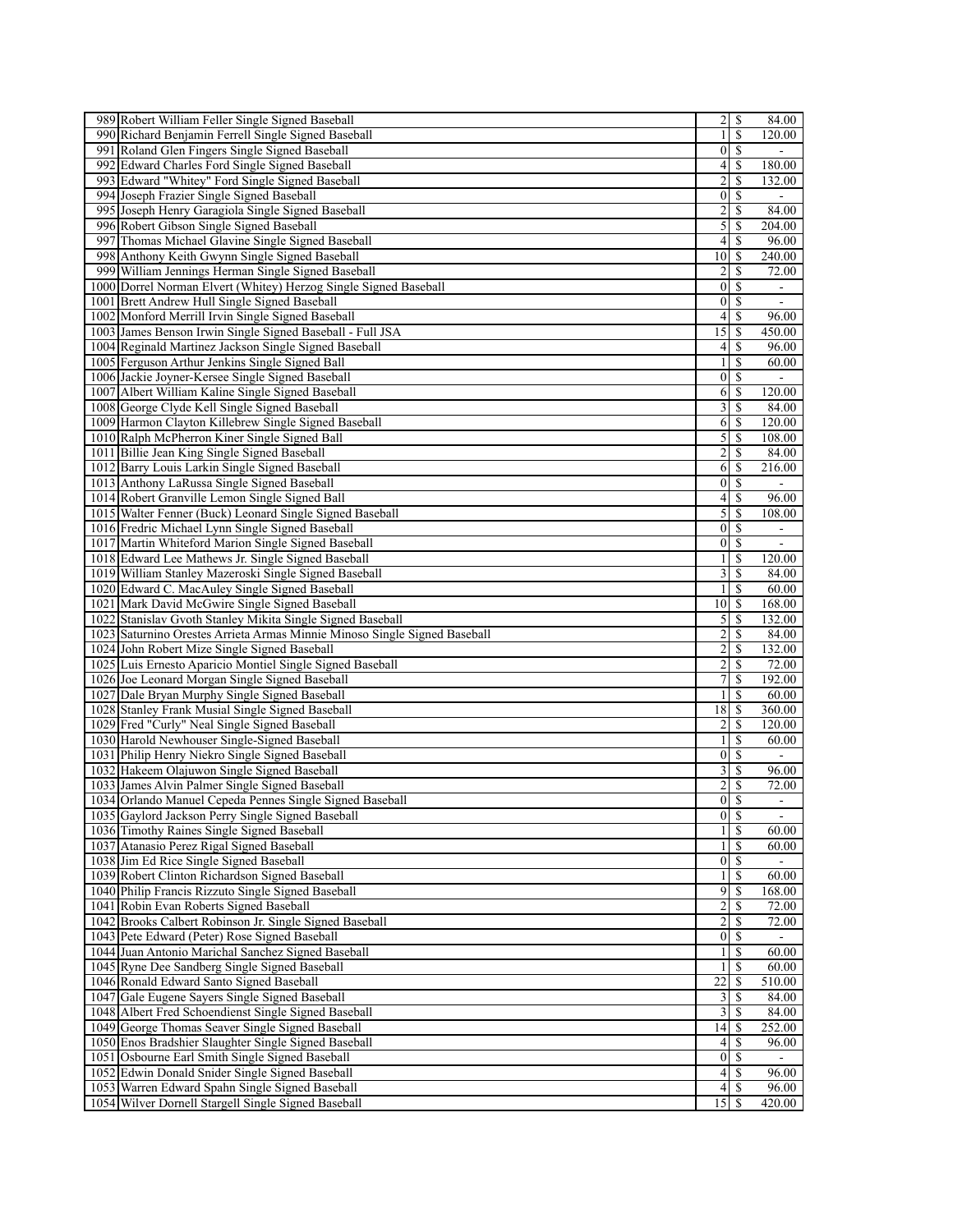| | | | | |
|---|---|---|---|---|
| 989 | Robert William Feller Single Signed Baseball | 2 | $ | 84.00 |
| 990 | Richard Benjamin Ferrell Single Signed Baseball | 1 | $ | 120.00 |
| 991 | Roland Glen Fingers Single Signed Baseball | 0 | $ | - |
| 992 | Edward Charles Ford Single Signed Baseball | 4 | $ | 180.00 |
| 993 | Edward "Whitey" Ford Single Signed Baseball | 2 | $ | 132.00 |
| 994 | Joseph Frazier Single Signed Baseball | 0 | $ | - |
| 995 | Joseph Henry Garagiola Single Signed Baseball | 2 | $ | 84.00 |
| 996 | Robert Gibson Single Signed Baseball | 5 | $ | 204.00 |
| 997 | Thomas Michael Glavine Single Signed Baseball | 4 | $ | 96.00 |
| 998 | Anthony Keith Gwynn Single Signed Baseball | 10 | $ | 240.00 |
| 999 | William Jennings Herman Single Signed Baseball | 2 | $ | 72.00 |
| 1000 | Dorrel Norman Elvert (Whitey) Herzog Single Signed Baseball | 0 | $ | - |
| 1001 | Brett Andrew Hull Single Signed Baseball | 0 | $ | - |
| 1002 | Monford Merrill Irvin Single Signed Baseball | 4 | $ | 96.00 |
| 1003 | James Benson Irwin Single Signed Baseball - Full JSA | 15 | $ | 450.00 |
| 1004 | Reginald Martinez Jackson Single Signed Baseball | 4 | $ | 96.00 |
| 1005 | Ferguson Arthur Jenkins Single Signed Ball | 1 | $ | 60.00 |
| 1006 | Jackie Joyner-Kersee Single Signed Baseball | 0 | $ | - |
| 1007 | Albert William Kaline Single Signed Baseball | 6 | $ | 120.00 |
| 1008 | George Clyde Kell Single Signed Baseball | 3 | $ | 84.00 |
| 1009 | Harmon Clayton Killebrew Single Signed Baseball | 6 | $ | 120.00 |
| 1010 | Ralph McPherron Kiner Single Signed Ball | 5 | $ | 108.00 |
| 1011 | Billie Jean King Single Signed Baseball | 2 | $ | 84.00 |
| 1012 | Barry Louis Larkin Single Signed Baseball | 6 | $ | 216.00 |
| 1013 | Anthony LaRussa Single Signed Baseball | 0 | $ | - |
| 1014 | Robert Granville Lemon Single Signed Ball | 4 | $ | 96.00 |
| 1015 | Walter Fenner (Buck) Leonard Single Signed Baseball | 5 | $ | 108.00 |
| 1016 | Fredric Michael Lynn Single Signed Baseball | 0 | $ | - |
| 1017 | Martin Whiteford Marion Single Signed Baseball | 0 | $ | - |
| 1018 | Edward Lee Mathews Jr. Single Signed Baseball | 1 | $ | 120.00 |
| 1019 | William Stanley Mazeroski Single Signed Baseball | 3 | $ | 84.00 |
| 1020 | Edward C. MacAuley Single Signed Baseball | 1 | $ | 60.00 |
| 1021 | Mark David McGwire Single Signed Baseball | 10 | $ | 168.00 |
| 1022 | Stanislav Gvoth Stanley Mikita Single Signed Baseball | 5 | $ | 132.00 |
| 1023 | Saturnino Orestes Arrieta Armas Minnie Minoso Single Signed Baseball | 2 | $ | 84.00 |
| 1024 | John Robert Mize Single Signed Baseball | 2 | $ | 132.00 |
| 1025 | Luis Ernesto Aparicio Montiel Single Signed Baseball | 2 | $ | 72.00 |
| 1026 | Joe Leonard Morgan Single Signed Baseball | 7 | $ | 192.00 |
| 1027 | Dale Bryan Murphy Single Signed Baseball | 1 | $ | 60.00 |
| 1028 | Stanley Frank Musial Single Signed Baseball | 18 | $ | 360.00 |
| 1029 | Fred "Curly" Neal Single Signed Baseball | 2 | $ | 120.00 |
| 1030 | Harold Newhouser Single-Signed Baseball | 1 | $ | 60.00 |
| 1031 | Philip Henry Niekro Single Signed Baseball | 0 | $ | - |
| 1032 | Hakeem Olajuwon Single Signed Baseball | 3 | $ | 96.00 |
| 1033 | James Alvin Palmer Single Signed Baseball | 2 | $ | 72.00 |
| 1034 | Orlando Manuel Cepeda Pennes Single Signed Baseball | 0 | $ | - |
| 1035 | Gaylord Jackson Perry Single Signed Baseball | 0 | $ | - |
| 1036 | Timothy Raines Single Signed Baseball | 1 | $ | 60.00 |
| 1037 | Atanasio Perez Rigal Signed Baseball | 1 | $ | 60.00 |
| 1038 | Jim Ed Rice Single Signed Baseball | 0 | $ | - |
| 1039 | Robert Clinton Richardson Signed Baseball | 1 | $ | 60.00 |
| 1040 | Philip Francis Rizzuto Single Signed Baseball | 9 | $ | 168.00 |
| 1041 | Robin Evan Roberts Signed Baseball | 2 | $ | 72.00 |
| 1042 | Brooks Calbert Robinson Jr. Single Signed Baseball | 2 | $ | 72.00 |
| 1043 | Pete Edward (Peter) Rose Signed Baseball | 0 | $ | - |
| 1044 | Juan Antonio Marichal Sanchez Signed Baseball | 1 | $ | 60.00 |
| 1045 | Ryne Dee Sandberg Single Signed Baseball | 1 | $ | 60.00 |
| 1046 | Ronald Edward Santo Signed Baseball | 22 | $ | 510.00 |
| 1047 | Gale Eugene Sayers Single Signed Baseball | 3 | $ | 84.00 |
| 1048 | Albert Fred Schoendienst Single Signed Baseball | 3 | $ | 84.00 |
| 1049 | George Thomas Seaver Single Signed Baseball | 14 | $ | 252.00 |
| 1050 | Enos Bradshier Slaughter Single Signed Baseball | 4 | $ | 96.00 |
| 1051 | Osbourne Earl Smith Single Signed Baseball | 0 | $ | - |
| 1052 | Edwin Donald Snider Single Signed Baseball | 4 | $ | 96.00 |
| 1053 | Warren Edward Spahn Single Signed Baseball | 4 | $ | 96.00 |
| 1054 | Wilver Dornell Stargell Single Signed Baseball | 15 | $ | 420.00 |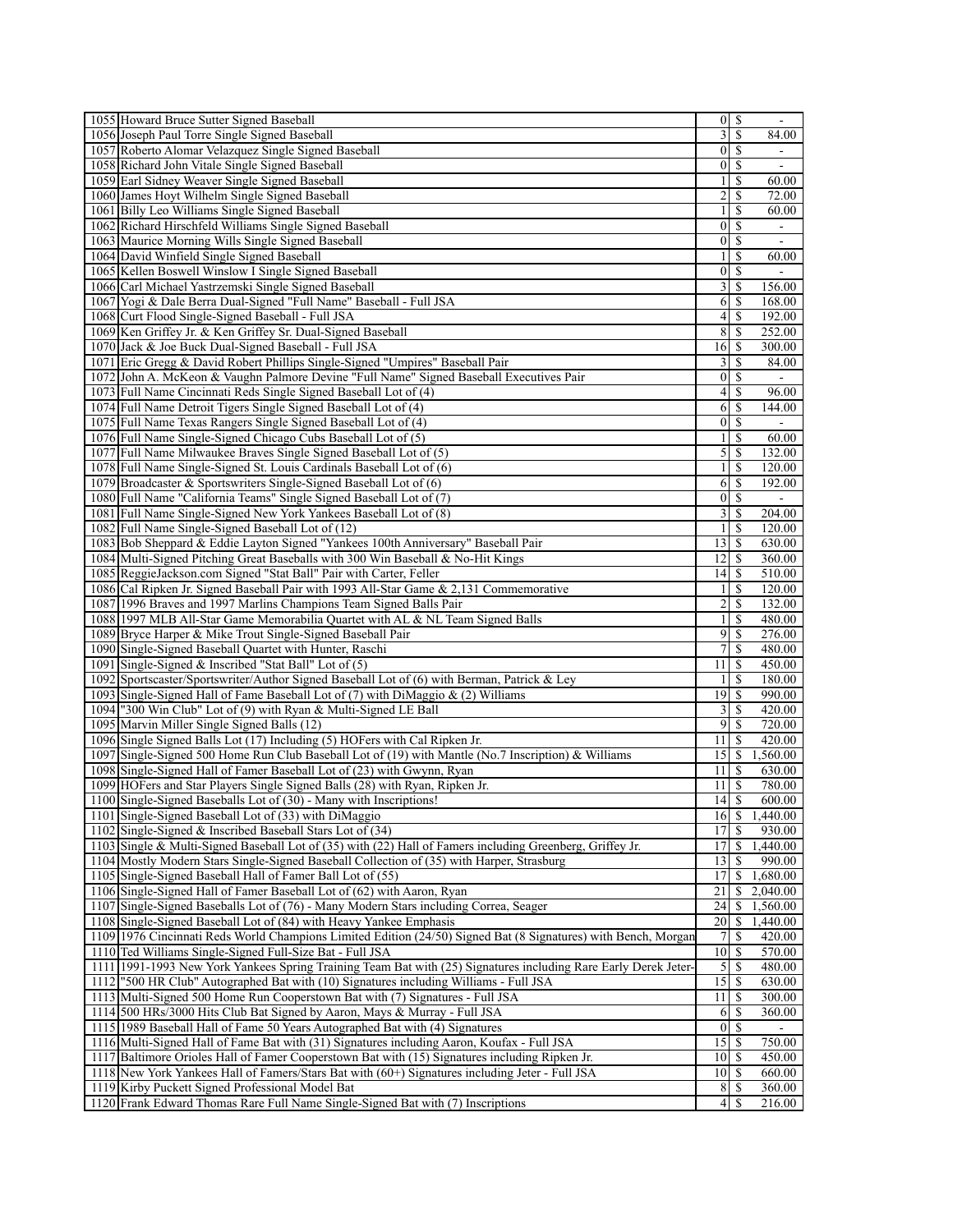| | | | |
|---|---|---|---|
| 1055 | Howard Bruce Sutter Signed Baseball | 0 | $ - |
| 1056 | Joseph Paul Torre Single Signed Baseball | 3 | $ 84.00 |
| 1057 | Roberto Alomar Velazquez Single Signed Baseball | 0 | $ - |
| 1058 | Richard John Vitale Single Signed Baseball | 0 | $ - |
| 1059 | Earl Sidney Weaver Single Signed Baseball | 1 | $ 60.00 |
| 1060 | James Hoyt Wilhelm Single Signed Baseball | 2 | $ 72.00 |
| 1061 | Billy Leo Williams Single Signed Baseball | 1 | $ 60.00 |
| 1062 | Richard Hirschfeld Williams Single Signed Baseball | 0 | $ - |
| 1063 | Maurice Morning Wills Single Signed Baseball | 0 | $ - |
| 1064 | David Winfield Single Signed Baseball | 1 | $ 60.00 |
| 1065 | Kellen Boswell Winslow I Single Signed Baseball | 0 | $ - |
| 1066 | Carl Michael Yastrzemski Single Signed Baseball | 3 | $ 156.00 |
| 1067 | Yogi & Dale Berra Dual-Signed "Full Name" Baseball - Full JSA | 6 | $ 168.00 |
| 1068 | Curt Flood Single-Signed Baseball - Full JSA | 4 | $ 192.00 |
| 1069 | Ken Griffey Jr. & Ken Griffey Sr. Dual-Signed Baseball | 8 | $ 252.00 |
| 1070 | Jack & Joe Buck Dual-Signed Baseball - Full JSA | 16 | $ 300.00 |
| 1071 | Eric Gregg & David Robert Phillips Single-Signed "Umpires" Baseball Pair | 3 | $ 84.00 |
| 1072 | John A. McKeon & Vaughn Palmore Devine "Full Name" Signed Baseball Executives Pair | 0 | $ - |
| 1073 | Full Name Cincinnati Reds Single Signed Baseball Lot of (4) | 4 | $ 96.00 |
| 1074 | Full Name Detroit Tigers Single Signed Baseball Lot of (4) | 6 | $ 144.00 |
| 1075 | Full Name Texas Rangers Single Signed Baseball Lot of (4) | 0 | $ - |
| 1076 | Full Name Single-Signed Chicago Cubs Baseball Lot of (5) | 1 | $ 60.00 |
| 1077 | Full Name Milwaukee Braves Single Signed Baseball Lot of (5) | 5 | $ 132.00 |
| 1078 | Full Name Single-Signed St. Louis Cardinals Baseball Lot of (6) | 1 | $ 120.00 |
| 1079 | Broadcaster & Sportswriters Single-Signed Baseball Lot of (6) | 6 | $ 192.00 |
| 1080 | Full Name "California Teams" Single Signed Baseball Lot of (7) | 0 | $ - |
| 1081 | Full Name Single-Signed New York Yankees Baseball Lot of (8) | 3 | $ 204.00 |
| 1082 | Full Name Single-Signed Baseball Lot of (12) | 1 | $ 120.00 |
| 1083 | Bob Sheppard & Eddie Layton Signed "Yankees 100th Anniversary" Baseball Pair | 13 | $ 630.00 |
| 1084 | Multi-Signed Pitching Great Baseballs with 300 Win Baseball & No-Hit Kings | 12 | $ 360.00 |
| 1085 | ReggieJackson.com Signed "Stat Ball" Pair with Carter, Feller | 14 | $ 510.00 |
| 1086 | Cal Ripken Jr. Signed Baseball Pair with 1993 All-Star Game & 2,131 Commemorative | 1 | $ 120.00 |
| 1087 | 1996 Braves and 1997 Marlins Champions Team Signed Balls Pair | 2 | $ 132.00 |
| 1088 | 1997 MLB All-Star Game Memorabilia Quartet with AL & NL Team Signed Balls | 1 | $ 480.00 |
| 1089 | Bryce Harper & Mike Trout Single-Signed Baseball Pair | 9 | $ 276.00 |
| 1090 | Single-Signed Baseball Quartet with Hunter, Raschi | 7 | $ 480.00 |
| 1091 | Single-Signed & Inscribed "Stat Ball" Lot of (5) | 11 | $ 450.00 |
| 1092 | Sportscaster/Sportswriter/Author Signed Baseball Lot of (6) with Berman, Patrick & Ley | 1 | $ 180.00 |
| 1093 | Single-Signed Hall of Fame Baseball Lot of (7) with DiMaggio & (2) Williams | 19 | $ 990.00 |
| 1094 | "300 Win Club" Lot of (9) with Ryan & Multi-Signed LE Ball | 3 | $ 420.00 |
| 1095 | Marvin Miller Single Signed Balls (12) | 9 | $ 720.00 |
| 1096 | Single Signed Balls Lot (17) Including (5) HOFers with Cal Ripken Jr. | 11 | $ 420.00 |
| 1097 | Single-Signed 500 Home Run Club Baseball Lot of (19) with Mantle (No.7 Inscription) & Williams | 15 | $ 1,560.00 |
| 1098 | Single-Signed Hall of Famer Baseball Lot of (23) with Gwynn, Ryan | 11 | $ 630.00 |
| 1099 | HOFers and Star Players Single Signed Balls (28) with Ryan, Ripken Jr. | 11 | $ 780.00 |
| 1100 | Single-Signed Baseballs Lot of (30) - Many with Inscriptions! | 14 | $ 600.00 |
| 1101 | Single-Signed Baseball Lot of (33) with DiMaggio | 16 | $ 1,440.00 |
| 1102 | Single-Signed & Inscribed Baseball Stars Lot of (34) | 17 | $ 930.00 |
| 1103 | Single & Multi-Signed Baseball Lot of (35) with (22) Hall of Famers including Greenberg, Griffey Jr. | 17 | $ 1,440.00 |
| 1104 | Mostly Modern Stars Single-Signed Baseball Collection of (35) with Harper, Strasburg | 13 | $ 990.00 |
| 1105 | Single-Signed Baseball Hall of Famer Ball Lot of (55) | 17 | $ 1,680.00 |
| 1106 | Single-Signed Hall of Famer Baseball Lot of (62) with Aaron, Ryan | 21 | $ 2,040.00 |
| 1107 | Single-Signed Baseballs Lot of (76) - Many Modern Stars including Correa, Seager | 24 | $ 1,560.00 |
| 1108 | Single-Signed Baseball Lot of (84) with Heavy Yankee Emphasis | 20 | $ 1,440.00 |
| 1109 | 1976 Cincinnati Reds World Champions Limited Edition (24/50) Signed Bat (8 Signatures) with Bench, Morgan | 7 | $ 420.00 |
| 1110 | Ted Williams Single-Signed Full-Size Bat - Full JSA | 10 | $ 570.00 |
| 1111 | 1991-1993 New York Yankees Spring Training Team Bat with (25) Signatures including Rare Early Derek Jeter- | 5 | $ 480.00 |
| 1112 | "500 HR Club" Autographed Bat with (10) Signatures including Williams - Full JSA | 15 | $ 630.00 |
| 1113 | Multi-Signed 500 Home Run Cooperstown Bat with (7) Signatures - Full JSA | 11 | $ 300.00 |
| 1114 | 500 HRs/3000 Hits Club Bat Signed by Aaron, Mays & Murray - Full JSA | 6 | $ 360.00 |
| 1115 | 1989 Baseball Hall of Fame 50 Years Autographed Bat with (4) Signatures | 0 | $ - |
| 1116 | Multi-Signed Hall of Fame Bat with (31) Signatures including Aaron, Koufax - Full JSA | 15 | $ 750.00 |
| 1117 | Baltimore Orioles Hall of Famer Cooperstown Bat with (15) Signatures including Ripken Jr. | 10 | $ 450.00 |
| 1118 | New York Yankees Hall of Famers/Stars Bat with (60+) Signatures including Jeter - Full JSA | 10 | $ 660.00 |
| 1119 | Kirby Puckett Signed Professional Model Bat | 8 | $ 360.00 |
| 1120 | Frank Edward Thomas Rare Full Name Single-Signed Bat with (7) Inscriptions | 4 | $ 216.00 |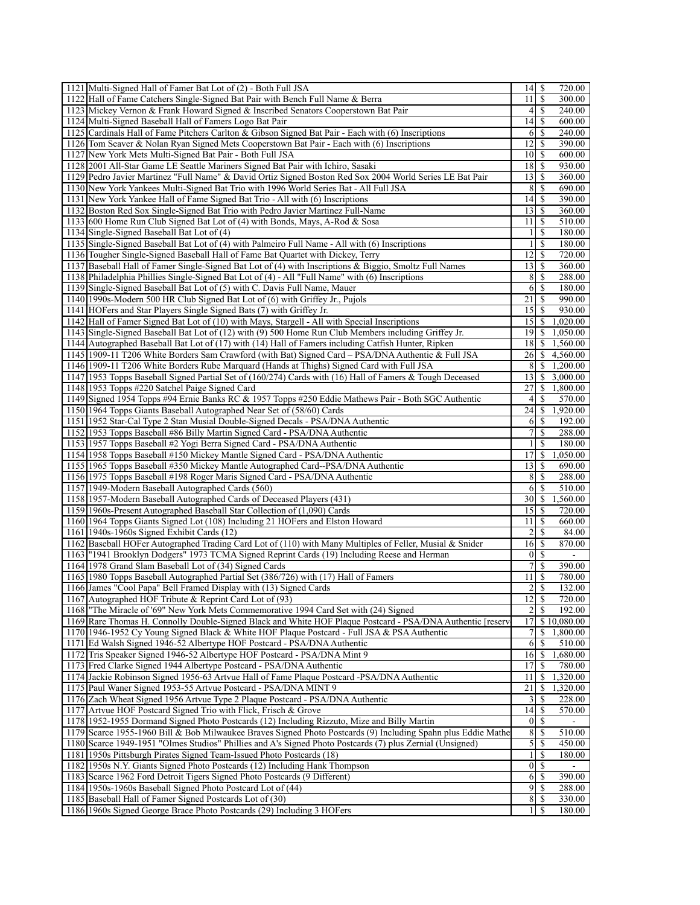| | | | |
|---|---|---|---|
| 1121 | Multi-Signed Hall of Famer Bat Lot of (2) - Both Full JSA | 14 | $ 720.00 |
| 1122 | Hall of Fame Catchers Single-Signed Bat Pair with Bench Full Name & Berra | 11 | $ 300.00 |
| 1123 | Mickey Vernon & Frank Howard Signed & Inscribed Senators Cooperstown Bat Pair | 4 | $ 240.00 |
| 1124 | Multi-Signed Baseball Hall of Famers Logo Bat Pair | 14 | $ 600.00 |
| 1125 | Cardinals Hall of Fame Pitchers Carlton & Gibson Signed Bat Pair - Each with (6) Inscriptions | 6 | $ 240.00 |
| 1126 | Tom Seaver & Nolan Ryan Signed Mets Cooperstown Bat Pair - Each with (6) Inscriptions | 12 | $ 390.00 |
| 1127 | New York Mets Multi-Signed Bat Pair - Both Full JSA | 10 | $ 600.00 |
| 1128 | 2001 All-Star Game LE Seattle Mariners Signed Bat Pair with Ichiro, Sasaki | 18 | $ 930.00 |
| 1129 | Pedro Javier Martinez "Full Name" & David Ortiz Signed Boston Red Sox 2004 World Series LE Bat Pair | 13 | $ 360.00 |
| 1130 | New York Yankees Multi-Signed Bat Trio with 1996 World Series Bat - All Full JSA | 8 | $ 690.00 |
| 1131 | New York Yankee Hall of Fame Signed Bat Trio - All with (6) Inscriptions | 14 | $ 390.00 |
| 1132 | Boston Red Sox Single-Signed Bat Trio with Pedro Javier Martinez Full-Name | 13 | $ 360.00 |
| 1133 | 600 Home Run Club Signed Bat Lot of (4) with Bonds, Mays, A-Rod & Sosa | 11 | $ 510.00 |
| 1134 | Single-Signed Baseball Bat Lot of (4) | 1 | $ 180.00 |
| 1135 | Single-Signed Baseball Bat Lot of (4) with Palmeiro Full Name - All with (6) Inscriptions | 1 | $ 180.00 |
| 1136 | Tougher Single-Signed Baseball Hall of Fame Bat Quartet with Dickey, Terry | 12 | $ 720.00 |
| 1137 | Baseball Hall of Famer Single-Signed Bat Lot of (4) with Inscriptions & Biggio, Smoltz Full Names | 13 | $ 360.00 |
| 1138 | Philadelphia Phillies Single-Signed Bat Lot of (4) - All "Full Name" with (6) Inscriptions | 8 | $ 288.00 |
| 1139 | Single-Signed Baseball Bat Lot of (5) with C. Davis Full Name, Mauer | 6 | $ 180.00 |
| 1140 | 1990s-Modern 500 HR Club Signed Bat Lot of (6) with Griffey Jr., Pujols | 21 | $ 990.00 |
| 1141 | HOFers and Star Players Single Signed Bats (7) with Griffey Jr. | 15 | $ 930.00 |
| 1142 | Hall of Famer Signed Bat Lot of (10) with Mays, Stargell - All with Special Inscriptions | 15 | $ 1,020.00 |
| 1143 | Single-Signed Baseball Bat Lot of (12) with (9) 500 Home Run Club Members including Griffey Jr. | 19 | $ 1,050.00 |
| 1144 | Autographed Baseball Bat Lot of (17) with (14) Hall of Famers including Catfish Hunter, Ripken | 18 | $ 1,560.00 |
| 1145 | 1909-11 T206 White Borders Sam Crawford (with Bat) Signed Card – PSA/DNA Authentic & Full JSA | 26 | $ 4,560.00 |
| 1146 | 1909-11 T206 White Borders Rube Marquard (Hands at Thighs) Signed Card with Full JSA | 8 | $ 1,200.00 |
| 1147 | 1953 Topps Baseball Signed Partial Set of (160/274) Cards with (16) Hall of Famers & Tough Deceased | 13 | $ 3,000.00 |
| 1148 | 1953 Topps #220 Satchel Paige Signed Card | 27 | $ 1,800.00 |
| 1149 | Signed 1954 Topps #94 Ernie Banks RC & 1957 Topps #250 Eddie Mathews Pair - Both SGC Authentic | 4 | $ 570.00 |
| 1150 | 1964 Topps Giants Baseball Autographed Near Set of (58/60) Cards | 24 | $ 1,920.00 |
| 1151 | 1952 Star-Cal Type 2 Stan Musial Double-Signed Decals - PSA/DNA Authentic | 6 | $ 192.00 |
| 1152 | 1953 Topps Baseball #86 Billy Martin Signed Card - PSA/DNA Authentic | 7 | $ 288.00 |
| 1153 | 1957 Topps Baseball #2 Yogi Berra Signed Card - PSA/DNA Authentic | 1 | $ 180.00 |
| 1154 | 1958 Topps Baseball #150 Mickey Mantle Signed Card - PSA/DNA Authentic | 17 | $ 1,050.00 |
| 1155 | 1965 Topps Baseball #350 Mickey Mantle Autographed Card--PSA/DNA Authentic | 13 | $ 690.00 |
| 1156 | 1975 Topps Baseball #198 Roger Maris Signed Card - PSA/DNA Authentic | 8 | $ 288.00 |
| 1157 | 1949-Modern Baseball Autographed Cards (560) | 6 | $ 510.00 |
| 1158 | 1957-Modern Baseball Autographed Cards of Deceased Players (431) | 30 | $ 1,560.00 |
| 1159 | 1960s-Present Autographed Baseball Star Collection of (1,090) Cards | 15 | $ 720.00 |
| 1160 | 1964 Topps Giants Signed Lot (108) Including 21 HOFers and Elston Howard | 11 | $ 660.00 |
| 1161 | 1940s-1960s Signed Exhibit Cards (12) | 2 | $ 84.00 |
| 1162 | Baseball HOFer Autographed Trading Card Lot of (110) with Many Multiples of Feller, Musial & Snider | 16 | $ 870.00 |
| 1163 | "1941 Brooklyn Dodgers" 1973 TCMA Signed Reprint Cards (19) Including Reese and Herman | 0 | $ - |
| 1164 | 1978 Grand Slam Baseball Lot of (34) Signed Cards | 7 | $ 390.00 |
| 1165 | 1980 Topps Baseball Autographed Partial Set (386/726) with (17) Hall of Famers | 11 | $ 780.00 |
| 1166 | James "Cool Papa" Bell Framed Display with (13) Signed Cards | 2 | $ 132.00 |
| 1167 | Autographed HOF Tribute & Reprint Card Lot of (93) | 12 | $ 720.00 |
| 1168 | "The Miracle of '69" New York Mets Commemorative 1994 Card Set with (24) Signed | 2 | $ 192.00 |
| 1169 | Rare Thomas H. Connolly Double-Signed Black and White HOF Plaque Postcard - PSA/DNA Authentic [reserv | 17 | $ 10,080.00 |
| 1170 | 1946-1952 Cy Young Signed Black & White HOF Plaque Postcard - Full JSA & PSA Authentic | 7 | $ 1,800.00 |
| 1171 | Ed Walsh Signed 1946-52 Albertype HOF Postcard - PSA/DNA Authentic | 6 | $ 510.00 |
| 1172 | Tris Speaker Signed 1946-52 Albertype HOF Postcard - PSA/DNA Mint 9 | 16 | $ 1,680.00 |
| 1173 | Fred Clarke Signed 1944 Albertype Postcard - PSA/DNA Authentic | 17 | $ 780.00 |
| 1174 | Jackie Robinson Signed 1956-63 Artvue Hall of Fame Plaque Postcard -PSA/DNA Authentic | 11 | $ 1,320.00 |
| 1175 | Paul Waner Signed 1953-55 Artvue Postcard - PSA/DNA MINT 9 | 21 | $ 1,320.00 |
| 1176 | Zach Wheat Signed 1956 Artvue Type 2 Plaque Postcard - PSA/DNA Authentic | 3 | $ 228.00 |
| 1177 | Artvue HOF Postcard Signed Trio with Flick, Frisch & Grove | 14 | $ 570.00 |
| 1178 | 1952-1955 Dormand Signed Photo Postcards (12) Including Rizzuto, Mize and Billy Martin | 0 | $ - |
| 1179 | Scarce 1955-1960 Bill & Bob Milwaukee Braves Signed Photo Postcards (9) Including Spahn plus Eddie Mathe | 8 | $ 510.00 |
| 1180 | Scarce 1949-1951 "Olmes Studios" Phillies and A's Signed Photo Postcards (7) plus Zernial (Unsigned) | 5 | $ 450.00 |
| 1181 | 1950s Pittsburgh Pirates Signed Team-Issued Photo Postcards (18) | 1 | $ 180.00 |
| 1182 | 1950s N.Y. Giants Signed Photo Postcards (12) Including Hank Thompson | 0 | $ - |
| 1183 | Scarce 1962 Ford Detroit Tigers Signed Photo Postcards (9 Different) | 6 | $ 390.00 |
| 1184 | 1950s-1960s Baseball Signed Photo Postcard Lot of (44) | 9 | $ 288.00 |
| 1185 | Baseball Hall of Famer Signed Postcards Lot of (30) | 8 | $ 330.00 |
| 1186 | 1960s Signed George Brace Photo Postcards (29) Including 3 HOFers | 1 | $ 180.00 |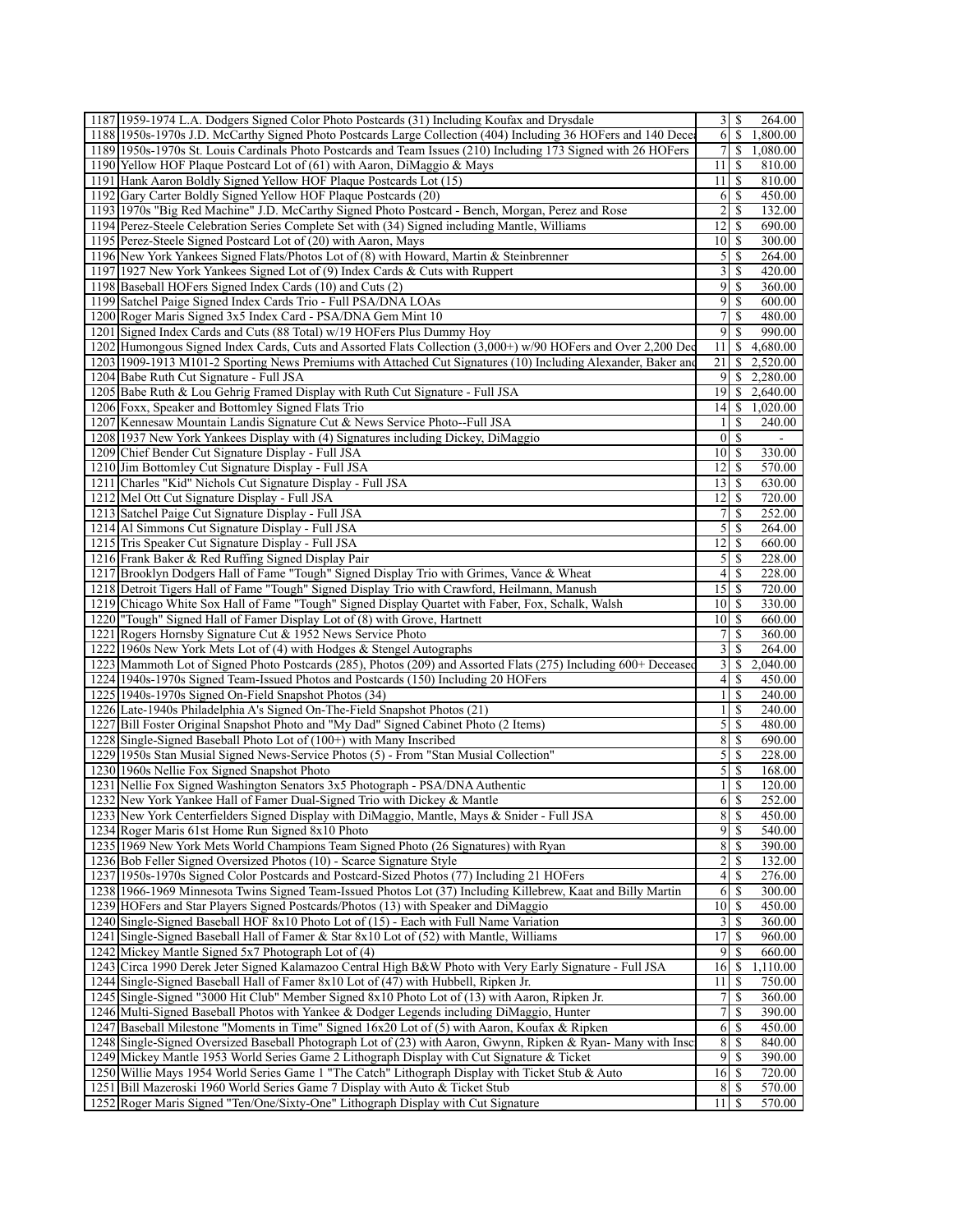| | | | | |
|---|---|---|---|---|
| 1187 | 1959-1974 L.A. Dodgers Signed Color Photo Postcards (31) Including Koufax and Drysdale | 3 | $ | 264.00 |
| 1188 | 1950s-1970s J.D. McCarthy Signed Photo Postcards Large Collection (404) Including 36 HOFers and 140 Decea | 6 | $ | 1,800.00 |
| 1189 | 1950s-1970s St. Louis Cardinals Photo Postcards and Team Issues (210) Including 173 Signed with 26 HOFers | 7 | $ | 1,080.00 |
| 1190 | Yellow HOF Plaque Postcard Lot of (61) with Aaron, DiMaggio & Mays | 11 | $ | 810.00 |
| 1191 | Hank Aaron Boldly Signed Yellow HOF Plaque Postcards Lot (15) | 11 | $ | 810.00 |
| 1192 | Gary Carter Boldly Signed Yellow HOF Plaque Postcards (20) | 6 | $ | 450.00 |
| 1193 | 1970s "Big Red Machine" J.D. McCarthy Signed Photo Postcard - Bench, Morgan, Perez and Rose | 2 | $ | 132.00 |
| 1194 | Perez-Steele Celebration Series Complete Set with (34) Signed including Mantle, Williams | 12 | $ | 690.00 |
| 1195 | Perez-Steele Signed Postcard Lot of (20) with Aaron, Mays | 10 | $ | 300.00 |
| 1196 | New York Yankees Signed Flats/Photos Lot of (8) with Howard, Martin & Steinbrenner | 5 | $ | 264.00 |
| 1197 | 1927 New York Yankees Signed Lot of (9) Index Cards & Cuts with Ruppert | 3 | $ | 420.00 |
| 1198 | Baseball HOFers Signed Index Cards (10) and Cuts (2) | 9 | $ | 360.00 |
| 1199 | Satchel Paige Signed Index Cards Trio - Full PSA/DNA LOAs | 9 | $ | 600.00 |
| 1200 | Roger Maris Signed 3x5 Index Card - PSA/DNA Gem Mint 10 | 7 | $ | 480.00 |
| 1201 | Signed Index Cards and Cuts (88 Total) w/19 HOFers Plus Dummy Hoy | 9 | $ | 990.00 |
| 1202 | Humongous Signed Index Cards, Cuts and Assorted Flats Collection (3,000+) w/90 HOFers and Over 2,200 Dec | 11 | $ | 4,680.00 |
| 1203 | 1909-1913 M101-2 Sporting News Premiums with Attached Cut Signatures (10) Including Alexander, Baker and | 21 | $ | 2,520.00 |
| 1204 | Babe Ruth Cut Signature - Full JSA | 9 | $ | 2,280.00 |
| 1205 | Babe Ruth & Lou Gehrig Framed Display with Ruth Cut Signature - Full JSA | 19 | $ | 2,640.00 |
| 1206 | Foxx, Speaker and Bottomley Signed Flats Trio | 14 | $ | 1,020.00 |
| 1207 | Kennesaw Mountain Landis Signature Cut & News Service Photo--Full JSA | 1 | $ | 240.00 |
| 1208 | 1937 New York Yankees Display with (4) Signatures including Dickey, DiMaggio | 0 | $ | - |
| 1209 | Chief Bender Cut Signature Display - Full JSA | 10 | $ | 330.00 |
| 1210 | Jim Bottomley Cut Signature Display - Full JSA | 12 | $ | 570.00 |
| 1211 | Charles "Kid" Nichols Cut Signature Display - Full JSA | 13 | $ | 630.00 |
| 1212 | Mel Ott Cut Signature Display - Full JSA | 12 | $ | 720.00 |
| 1213 | Satchel Paige Cut Signature Display - Full JSA | 7 | $ | 252.00 |
| 1214 | Al Simmons Cut Signature Display - Full JSA | 5 | $ | 264.00 |
| 1215 | Tris Speaker Cut Signature Display - Full JSA | 12 | $ | 660.00 |
| 1216 | Frank Baker & Red Ruffing Signed Display Pair | 5 | $ | 228.00 |
| 1217 | Brooklyn Dodgers Hall of Fame "Tough" Signed Display Trio with Grimes, Vance & Wheat | 4 | $ | 228.00 |
| 1218 | Detroit Tigers Hall of Fame "Tough" Signed Display Trio with Crawford, Heilmann, Manush | 15 | $ | 720.00 |
| 1219 | Chicago White Sox Hall of Fame "Tough" Signed Display Quartet with Faber, Fox, Schalk, Walsh | 10 | $ | 330.00 |
| 1220 | "Tough" Signed Hall of Famer Display Lot of (8) with Grove, Hartnett | 10 | $ | 660.00 |
| 1221 | Rogers Hornsby Signature Cut & 1952 News Service Photo | 7 | $ | 360.00 |
| 1222 | 1960s New York Mets Lot of (4) with Hodges & Stengel Autographs | 3 | $ | 264.00 |
| 1223 | Mammoth Lot of Signed Photo Postcards (285), Photos (209) and Assorted Flats (275) Including 600+ Deceased | 3 | $ | 2,040.00 |
| 1224 | 1940s-1970s Signed Team-Issued Photos and Postcards (150) Including 20 HOFers | 4 | $ | 450.00 |
| 1225 | 1940s-1970s Signed On-Field Snapshot Photos (34) | 1 | $ | 240.00 |
| 1226 | Late-1940s Philadelphia A's Signed On-The-Field Snapshot Photos (21) | 1 | $ | 240.00 |
| 1227 | Bill Foster Original Snapshot Photo and "My Dad" Signed Cabinet Photo (2 Items) | 5 | $ | 480.00 |
| 1228 | Single-Signed Baseball Photo Lot of (100+) with Many Inscribed | 8 | $ | 690.00 |
| 1229 | 1950s Stan Musial Signed News-Service Photos (5) - From "Stan Musial Collection" | 5 | $ | 228.00 |
| 1230 | 1960s Nellie Fox Signed Snapshot Photo | 5 | $ | 168.00 |
| 1231 | Nellie Fox Signed Washington Senators 3x5 Photograph - PSA/DNA Authentic | 1 | $ | 120.00 |
| 1232 | New York Yankee Hall of Famer Dual-Signed Trio with Dickey & Mantle | 6 | $ | 252.00 |
| 1233 | New York Centerfielders Signed Display with DiMaggio, Mantle, Mays & Snider - Full JSA | 8 | $ | 450.00 |
| 1234 | Roger Maris 61st Home Run Signed 8x10 Photo | 9 | $ | 540.00 |
| 1235 | 1969 New York Mets World Champions Team Signed Photo (26 Signatures) with Ryan | 8 | $ | 390.00 |
| 1236 | Bob Feller Signed Oversized Photos (10) - Scarce Signature Style | 2 | $ | 132.00 |
| 1237 | 1950s-1970s Signed Color Postcards and Postcard-Sized Photos (77) Including 21 HOFers | 4 | $ | 276.00 |
| 1238 | 1966-1969 Minnesota Twins Signed Team-Issued Photos Lot (37) Including Killebrew, Kaat and Billy Martin | 6 | $ | 300.00 |
| 1239 | HOFers and Star Players Signed Postcards/Photos (13) with Speaker and DiMaggio | 10 | $ | 450.00 |
| 1240 | Single-Signed Baseball HOF 8x10 Photo Lot of (15) - Each with Full Name Variation | 3 | $ | 360.00 |
| 1241 | Single-Signed Baseball Hall of Famer & Star 8x10 Lot of (52) with Mantle, Williams | 17 | $ | 960.00 |
| 1242 | Mickey Mantle Signed 5x7 Photograph Lot of (4) | 9 | $ | 660.00 |
| 1243 | Circa 1990 Derek Jeter Signed Kalamazoo Central High B&W Photo with Very Early Signature - Full JSA | 16 | $ | 1,110.00 |
| 1244 | Single-Signed Baseball Hall of Famer 8x10 Lot of (47) with Hubbell, Ripken Jr. | 11 | $ | 750.00 |
| 1245 | Single-Signed "3000 Hit Club" Member Signed 8x10 Photo Lot of (13) with Aaron, Ripken Jr. | 7 | $ | 360.00 |
| 1246 | Multi-Signed Baseball Photos with Yankee & Dodger Legends including DiMaggio, Hunter | 7 | $ | 390.00 |
| 1247 | Baseball Milestone "Moments in Time" Signed 16x20 Lot of (5) with Aaron, Koufax & Ripken | 6 | $ | 450.00 |
| 1248 | Single-Signed Oversized Baseball Photograph Lot of (23) with Aaron, Gwynn, Ripken & Ryan- Many with Insc | 8 | $ | 840.00 |
| 1249 | Mickey Mantle 1953 World Series Game 2 Lithograph Display with Cut Signature & Ticket | 9 | $ | 390.00 |
| 1250 | Willie Mays 1954 World Series Game 1 "The Catch" Lithograph Display with Ticket Stub & Auto | 16 | $ | 720.00 |
| 1251 | Bill Mazeroski 1960 World Series Game 7 Display with Auto & Ticket Stub | 8 | $ | 570.00 |
| 1252 | Roger Maris Signed "Ten/One/Sixty-One" Lithograph Display with Cut Signature | 11 | $ | 570.00 |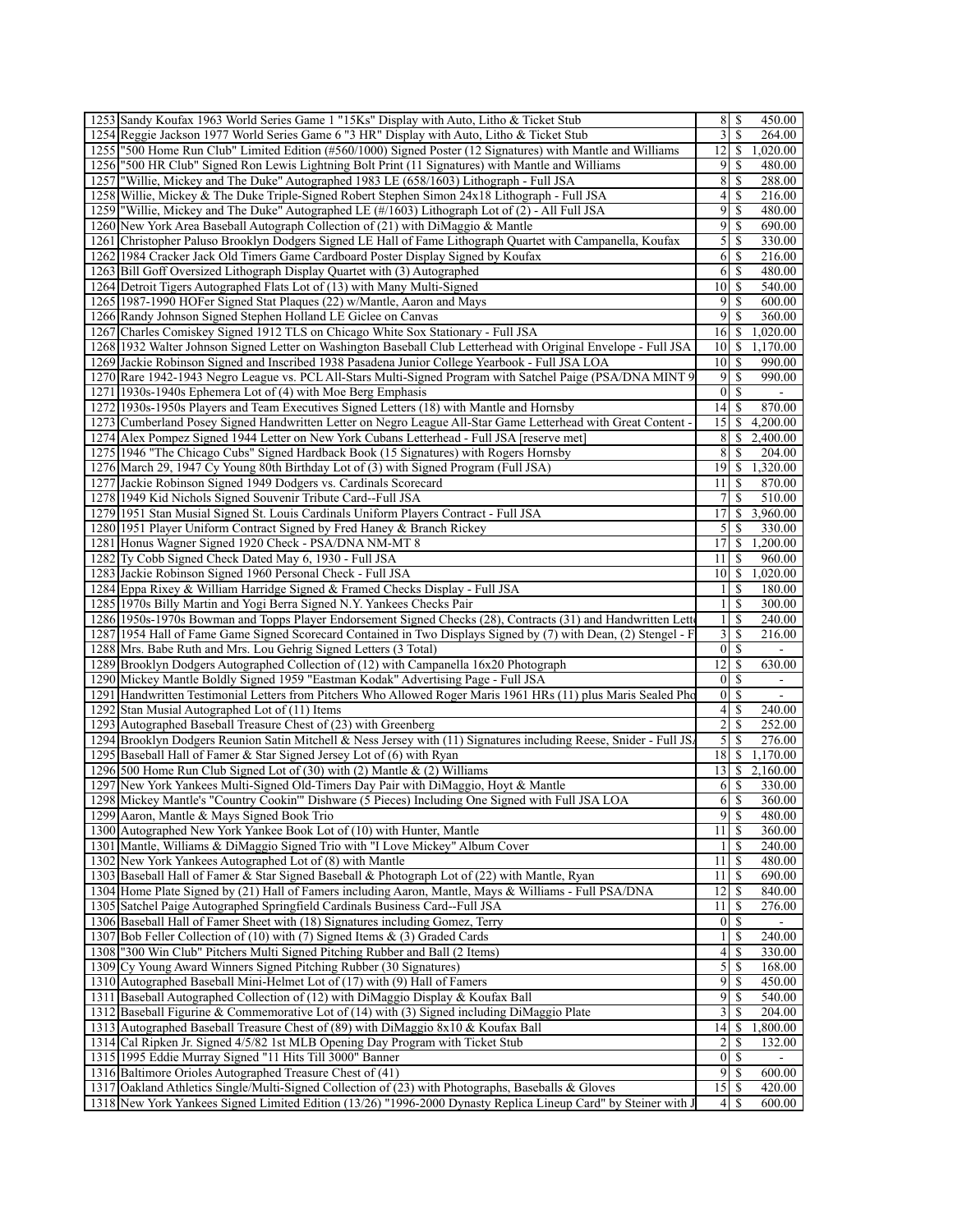| | | | |
|---|---|---|---|
| 1253 | Sandy Koufax 1963 World Series Game 1 "15Ks" Display with Auto, Litho & Ticket Stub | 8 | $ 450.00 |
| 1254 | Reggie Jackson 1977 World Series Game 6 "3 HR" Display with Auto, Litho & Ticket Stub | 3 | $ 264.00 |
| 1255 | "500 Home Run Club" Limited Edition (#560/1000) Signed Poster (12 Signatures) with Mantle and Williams | 12 | $ 1,020.00 |
| 1256 | "500 HR Club" Signed Ron Lewis Lightning Bolt Print (11 Signatures) with Mantle and Williams | 9 | $ 480.00 |
| 1257 | "Willie, Mickey and The Duke" Autographed 1983 LE (658/1603) Lithograph - Full JSA | 8 | $ 288.00 |
| 1258 | Willie, Mickey & The Duke Triple-Signed Robert Stephen Simon 24x18 Lithograph - Full JSA | 4 | $ 216.00 |
| 1259 | "Willie, Mickey and The Duke" Autographed LE (#/1603) Lithograph Lot of (2) - All Full JSA | 9 | $ 480.00 |
| 1260 | New York Area Baseball Autograph Collection of (21) with DiMaggio & Mantle | 9 | $ 690.00 |
| 1261 | Christopher Paluso Brooklyn Dodgers Signed LE Hall of Fame Lithograph Quartet with Campanella, Koufax | 5 | $ 330.00 |
| 1262 | 1984 Cracker Jack Old Timers Game Cardboard Poster Display Signed by Koufax | 6 | $ 216.00 |
| 1263 | Bill Goff Oversized Lithograph Display Quartet with (3) Autographed | 6 | $ 480.00 |
| 1264 | Detroit Tigers Autographed Flats Lot of (13) with Many Multi-Signed | 10 | $ 540.00 |
| 1265 | 1987-1990 HOFer Signed Stat Plaques (22) w/Mantle, Aaron and Mays | 9 | $ 600.00 |
| 1266 | Randy Johnson Signed Stephen Holland LE Giclee on Canvas | 9 | $ 360.00 |
| 1267 | Charles Comiskey Signed 1912 TLS on Chicago White Sox Stationary - Full JSA | 16 | $ 1,020.00 |
| 1268 | 1932 Walter Johnson Signed Letter on Washington Baseball Club Letterhead with Original Envelope - Full JSA | 10 | $ 1,170.00 |
| 1269 | Jackie Robinson Signed and Inscribed 1938 Pasadena Junior College Yearbook - Full JSA LOA | 10 | $ 990.00 |
| 1270 | Rare 1942-1943 Negro League vs. PCL All-Stars Multi-Signed Program with Satchel Paige (PSA/DNA MINT 9 | 9 | $ 990.00 |
| 1271 | 1930s-1940s Ephemera Lot of (4) with Moe Berg Emphasis | 0 | $ - |
| 1272 | 1930s-1950s Players and Team Executives Signed Letters (18) with Mantle and Hornsby | 14 | $ 870.00 |
| 1273 | Cumberland Posey Signed Handwritten Letter on Negro League All-Star Game Letterhead with Great Content - | 15 | $ 4,200.00 |
| 1274 | Alex Pompez Signed 1944 Letter on New York Cubans Letterhead - Full JSA [reserve met] | 8 | $ 2,400.00 |
| 1275 | 1946 "The Chicago Cubs" Signed Hardback Book (15 Signatures) with Rogers Hornsby | 8 | $ 204.00 |
| 1276 | March 29, 1947 Cy Young 80th Birthday Lot of (3) with Signed Program (Full JSA) | 19 | $ 1,320.00 |
| 1277 | Jackie Robinson Signed 1949 Dodgers vs. Cardinals Scorecard | 11 | $ 870.00 |
| 1278 | 1949 Kid Nichols Signed Souvenir Tribute Card--Full JSA | 7 | $ 510.00 |
| 1279 | 1951 Stan Musial Signed St. Louis Cardinals Uniform Players Contract - Full JSA | 17 | $ 3,960.00 |
| 1280 | 1951 Player Uniform Contract Signed by Fred Haney & Branch Rickey | 5 | $ 330.00 |
| 1281 | Honus Wagner Signed 1920 Check - PSA/DNA NM-MT 8 | 17 | $ 1,200.00 |
| 1282 | Ty Cobb Signed Check Dated May 6, 1930 - Full JSA | 11 | $ 960.00 |
| 1283 | Jackie Robinson Signed 1960 Personal Check - Full JSA | 10 | $ 1,020.00 |
| 1284 | Eppa Rixey & William Harridge Signed & Framed Checks Display - Full JSA | 1 | $ 180.00 |
| 1285 | 1970s Billy Martin and Yogi Berra Signed N.Y. Yankees Checks Pair | 1 | $ 300.00 |
| 1286 | 1950s-1970s Bowman and Topps Player Endorsement Signed Checks (28), Contracts (31) and Handwritten Lett | 1 | $ 240.00 |
| 1287 | 1954 Hall of Fame Game Signed Scorecard Contained in Two Displays Signed by (7) with Dean, (2) Stengel - F | 3 | $ 216.00 |
| 1288 | Mrs. Babe Ruth and Mrs. Lou Gehrig Signed Letters (3 Total) | 0 | $ - |
| 1289 | Brooklyn Dodgers Autographed Collection of (12) with Campanella 16x20 Photograph | 12 | $ 630.00 |
| 1290 | Mickey Mantle Boldly Signed 1959 "Eastman Kodak" Advertising Page - Full JSA | 0 | $ - |
| 1291 | Handwritten Testimonial Letters from Pitchers Who Allowed Roger Maris 1961 HRs (11) plus Maris Sealed Pho | 0 | $ - |
| 1292 | Stan Musial Autographed Lot of (11) Items | 4 | $ 240.00 |
| 1293 | Autographed Baseball Treasure Chest of (23) with Greenberg | 2 | $ 252.00 |
| 1294 | Brooklyn Dodgers Reunion Satin Mitchell & Ness Jersey with (11) Signatures including Reese, Snider - Full JS | 5 | $ 276.00 |
| 1295 | Baseball Hall of Famer & Star Signed Jersey Lot of (6) with Ryan | 18 | $ 1,170.00 |
| 1296 | 500 Home Run Club Signed Lot of (30) with (2) Mantle & (2) Williams | 13 | $ 2,160.00 |
| 1297 | New York Yankees Multi-Signed Old-Timers Day Pair with DiMaggio, Hoyt & Mantle | 6 | $ 330.00 |
| 1298 | Mickey Mantle's "Country Cookin'" Dishware (5 Pieces) Including One Signed with Full JSA LOA | 6 | $ 360.00 |
| 1299 | Aaron, Mantle & Mays Signed Book Trio | 9 | $ 480.00 |
| 1300 | Autographed New York Yankee Book Lot of (10) with Hunter, Mantle | 11 | $ 360.00 |
| 1301 | Mantle, Williams & DiMaggio Signed Trio with "I Love Mickey" Album Cover | 1 | $ 240.00 |
| 1302 | New York Yankees Autographed Lot of (8) with Mantle | 11 | $ 480.00 |
| 1303 | Baseball Hall of Famer & Star Signed Baseball & Photograph Lot of (22) with Mantle, Ryan | 11 | $ 690.00 |
| 1304 | Home Plate Signed by (21) Hall of Famers including Aaron, Mantle, Mays & Williams - Full PSA/DNA | 12 | $ 840.00 |
| 1305 | Satchel Paige Autographed Springfield Cardinals Business Card--Full JSA | 11 | $ 276.00 |
| 1306 | Baseball Hall of Famer Sheet with (18) Signatures including Gomez, Terry | 0 | $ - |
| 1307 | Bob Feller Collection of (10) with (7) Signed Items & (3) Graded Cards | 1 | $ 240.00 |
| 1308 | "300 Win Club" Pitchers Multi Signed Pitching Rubber and Ball (2 Items) | 4 | $ 330.00 |
| 1309 | Cy Young Award Winners Signed Pitching Rubber (30 Signatures) | 5 | $ 168.00 |
| 1310 | Autographed Baseball Mini-Helmet Lot of (17) with (9) Hall of Famers | 9 | $ 450.00 |
| 1311 | Baseball Autographed Collection of (12) with DiMaggio Display & Koufax Ball | 9 | $ 540.00 |
| 1312 | Baseball Figurine & Commemorative Lot of (14) with (3) Signed including DiMaggio Plate | 3 | $ 204.00 |
| 1313 | Autographed Baseball Treasure Chest of (89) with DiMaggio 8x10 & Koufax Ball | 14 | $ 1,800.00 |
| 1314 | Cal Ripken Jr. Signed 4/5/82 1st MLB Opening Day Program with Ticket Stub | 2 | $ 132.00 |
| 1315 | 1995 Eddie Murray Signed "11 Hits Till 3000" Banner | 0 | $ - |
| 1316 | Baltimore Orioles Autographed Treasure Chest of (41) | 9 | $ 600.00 |
| 1317 | Oakland Athletics Single/Multi-Signed Collection of (23) with Photographs, Baseballs & Gloves | 15 | $ 420.00 |
| 1318 | New York Yankees Signed Limited Edition (13/26) "1996-2000 Dynasty Replica Lineup Card" by Steiner with J | 4 | $ 600.00 |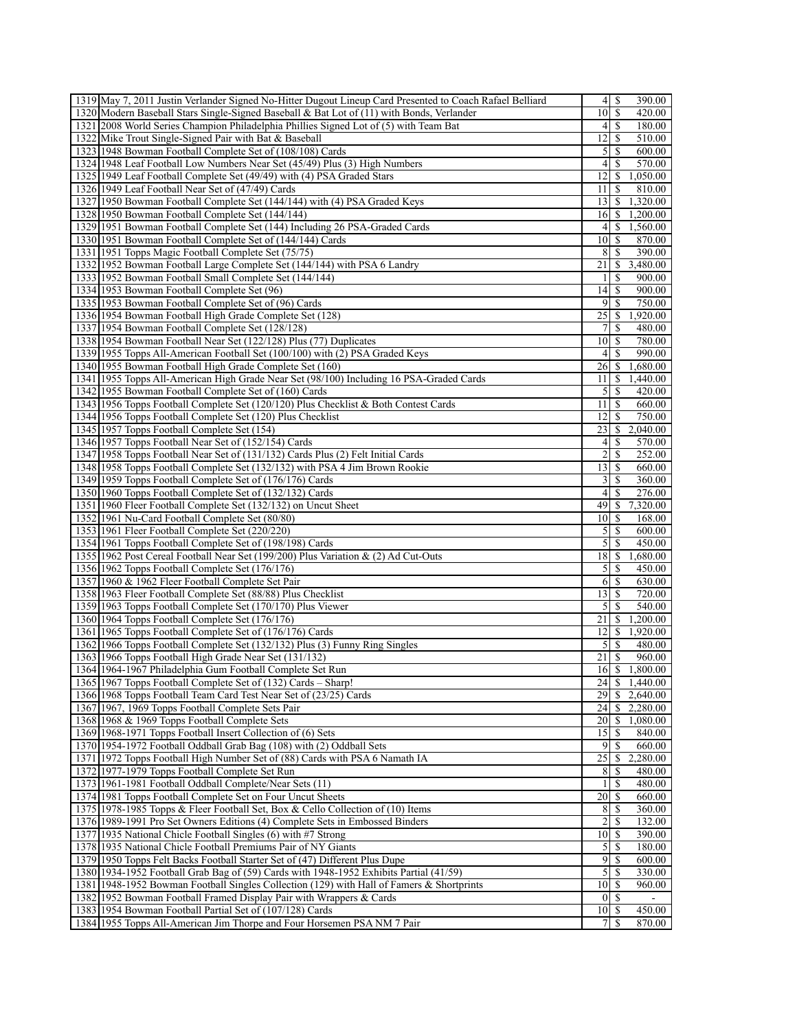| | | | |
|---|---|---|---|
| 1319 | May 7, 2011 Justin Verlander Signed No-Hitter Dugout Lineup Card Presented to Coach Rafael Belliard | 4 | $ 390.00 |
| 1320 | Modern Baseball Stars Single-Signed Baseball & Bat Lot of (11) with Bonds, Verlander | 10 | $ 420.00 |
| 1321 | 2008 World Series Champion Philadelphia Phillies Signed Lot of (5) with Team Bat | 4 | $ 180.00 |
| 1322 | Mike Trout Single-Signed Pair with Bat & Baseball | 12 | $ 510.00 |
| 1323 | 1948 Bowman Football Complete Set of (108/108) Cards | 5 | $ 600.00 |
| 1324 | 1948 Leaf Football Low Numbers Near Set (45/49) Plus (3) High Numbers | 4 | $ 570.00 |
| 1325 | 1949 Leaf Football Complete Set (49/49) with (4) PSA Graded Stars | 12 | $ 1,050.00 |
| 1326 | 1949 Leaf Football Near Set of (47/49) Cards | 11 | $ 810.00 |
| 1327 | 1950 Bowman Football Complete Set (144/144) with (4) PSA Graded Keys | 13 | $ 1,320.00 |
| 1328 | 1950 Bowman Football Complete Set (144/144) | 16 | $ 1,200.00 |
| 1329 | 1951 Bowman Football Complete Set (144) Including 26 PSA-Graded Cards | 4 | $ 1,560.00 |
| 1330 | 1951 Bowman Football Complete Set of (144/144) Cards | 10 | $ 870.00 |
| 1331 | 1951 Topps Magic Football Complete Set (75/75) | 8 | $ 390.00 |
| 1332 | 1952 Bowman Football Large Complete Set (144/144) with PSA 6 Landry | 21 | $ 3,480.00 |
| 1333 | 1952 Bowman Football Small Complete Set (144/144) | 1 | $ 900.00 |
| 1334 | 1953 Bowman Football Complete Set (96) | 14 | $ 900.00 |
| 1335 | 1953 Bowman Football Complete Set of (96) Cards | 9 | $ 750.00 |
| 1336 | 1954 Bowman Football High Grade Complete Set (128) | 25 | $ 1,920.00 |
| 1337 | 1954 Bowman Football Complete Set (128/128) | 7 | $ 480.00 |
| 1338 | 1954 Bowman Football Near Set (122/128) Plus (77) Duplicates | 10 | $ 780.00 |
| 1339 | 1955 Topps All-American Football Set (100/100) with (2) PSA Graded Keys | 4 | $ 990.00 |
| 1340 | 1955 Bowman Football High Grade Complete Set (160) | 26 | $ 1,680.00 |
| 1341 | 1955 Topps All-American High Grade Near Set (98/100) Including 16 PSA-Graded Cards | 11 | $ 1,440.00 |
| 1342 | 1955 Bowman Football Complete Set of (160) Cards | 5 | $ 420.00 |
| 1343 | 1956 Topps Football Complete Set (120/120) Plus Checklist & Both Contest Cards | 11 | $ 660.00 |
| 1344 | 1956 Topps Football Complete Set (120) Plus Checklist | 12 | $ 750.00 |
| 1345 | 1957 Topps Football Complete Set (154) | 23 | $ 2,040.00 |
| 1346 | 1957 Topps Football Near Set of (152/154) Cards | 4 | $ 570.00 |
| 1347 | 1958 Topps Football Near Set of (131/132) Cards Plus (2) Felt Initial Cards | 2 | $ 252.00 |
| 1348 | 1958 Topps Football Complete Set (132/132) with PSA 4 Jim Brown Rookie | 13 | $ 660.00 |
| 1349 | 1959 Topps Football Complete Set of (176/176) Cards | 3 | $ 360.00 |
| 1350 | 1960 Topps Football Complete Set of (132/132) Cards | 4 | $ 276.00 |
| 1351 | 1960 Fleer Football Complete Set (132/132) on Uncut Sheet | 49 | $ 7,320.00 |
| 1352 | 1961 Nu-Card Football Complete Set (80/80) | 10 | $ 168.00 |
| 1353 | 1961 Fleer Football Complete Set (220/220) | 5 | $ 600.00 |
| 1354 | 1961 Topps Football Complete Set of (198/198) Cards | 5 | $ 450.00 |
| 1355 | 1962 Post Cereal Football Near Set (199/200) Plus Variation & (2) Ad Cut-Outs | 18 | $ 1,680.00 |
| 1356 | 1962 Topps Football Complete Set (176/176) | 5 | $ 450.00 |
| 1357 | 1960 & 1962 Fleer Football Complete Set Pair | 6 | $ 630.00 |
| 1358 | 1963 Fleer Football Complete Set (88/88) Plus Checklist | 13 | $ 720.00 |
| 1359 | 1963 Topps Football Complete Set (170/170) Plus Viewer | 5 | $ 540.00 |
| 1360 | 1964 Topps Football Complete Set (176/176) | 21 | $ 1,200.00 |
| 1361 | 1965 Topps Football Complete Set of (176/176) Cards | 12 | $ 1,920.00 |
| 1362 | 1966 Topps Football Complete Set (132/132) Plus (3) Funny Ring Singles | 5 | $ 480.00 |
| 1363 | 1966 Topps Football High Grade Near Set (131/132) | 21 | $ 960.00 |
| 1364 | 1964-1967 Philadelphia Gum Football Complete Set Run | 16 | $ 1,800.00 |
| 1365 | 1967 Topps Football Complete Set of (132) Cards – Sharp! | 24 | $ 1,440.00 |
| 1366 | 1968 Topps Football Team Card Test Near Set of (23/25) Cards | 29 | $ 2,640.00 |
| 1367 | 1967, 1969 Topps Football Complete Sets Pair | 24 | $ 2,280.00 |
| 1368 | 1968 & 1969 Topps Football Complete Sets | 20 | $ 1,080.00 |
| 1369 | 1968-1971 Topps Football Insert Collection of (6) Sets | 15 | $ 840.00 |
| 1370 | 1954-1972 Football Oddball Grab Bag (108) with (2) Oddball Sets | 9 | $ 660.00 |
| 1371 | 1972 Topps Football High Number Set of (88) Cards with PSA 6 Namath IA | 25 | $ 2,280.00 |
| 1372 | 1977-1979 Topps Football Complete Set Run | 8 | $ 480.00 |
| 1373 | 1961-1981 Football Oddball Complete/Near Sets (11) | 1 | $ 480.00 |
| 1374 | 1981 Topps Football Complete Set on Four Uncut Sheets | 20 | $ 660.00 |
| 1375 | 1978-1985 Topps & Fleer Football Set, Box & Cello Collection of (10) Items | 8 | $ 360.00 |
| 1376 | 1989-1991 Pro Set Owners Editions (4) Complete Sets in Embossed Binders | 2 | $ 132.00 |
| 1377 | 1935 National Chicle Football Singles (6) with #7 Strong | 10 | $ 390.00 |
| 1378 | 1935 National Chicle Football Premiums Pair of NY Giants | 5 | $ 180.00 |
| 1379 | 1950 Topps Felt Backs Football Starter Set of (47) Different Plus Dupe | 9 | $ 600.00 |
| 1380 | 1934-1952 Football Grab Bag of (59) Cards with 1948-1952 Exhibits Partial (41/59) | 5 | $ 330.00 |
| 1381 | 1948-1952 Bowman Football Singles Collection (129) with Hall of Famers & Shortprints | 10 | $ 960.00 |
| 1382 | 1952 Bowman Football Framed Display Pair with Wrappers & Cards | 0 | $ - |
| 1383 | 1954 Bowman Football Partial Set of (107/128) Cards | 10 | $ 450.00 |
| 1384 | 1955 Topps All-American Jim Thorpe and Four Horsemen PSA NM 7 Pair | 7 | $ 870.00 |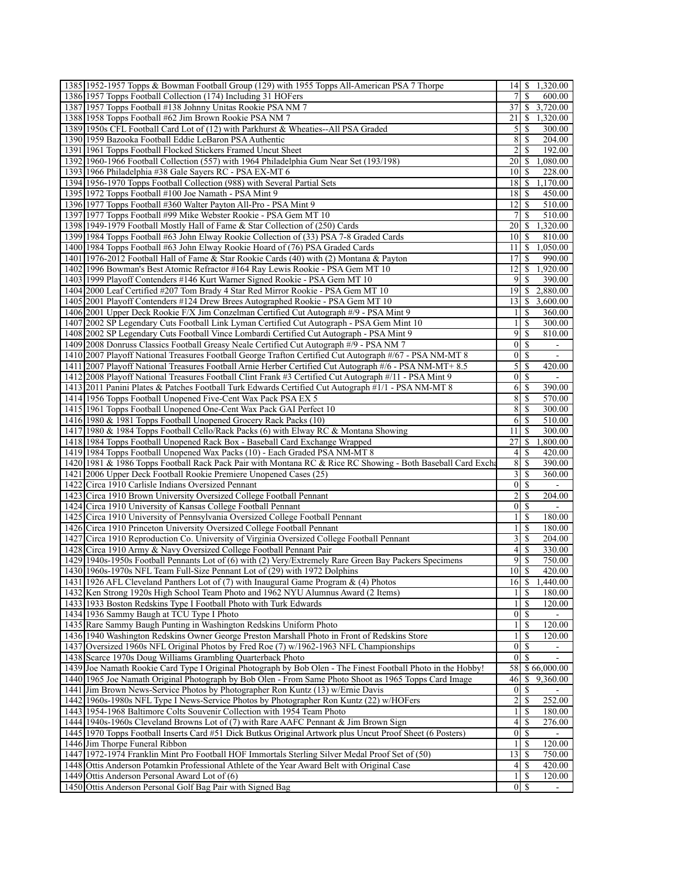| | | | |
|---|---|---|---|
| 1385 | 1952-1957 Topps & Bowman Football Group (129) with 1955 Topps All-American PSA 7 Thorpe | 14 | $ 1,320.00 |
| 1386 | 1957 Topps Football Collection (174) Including 31 HOFers | 7 | $ 600.00 |
| 1387 | 1957 Topps Football #138 Johnny Unitas Rookie PSA NM 7 | 37 | $ 3,720.00 |
| 1388 | 1958 Topps Football #62 Jim Brown Rookie PSA NM 7 | 21 | $ 1,320.00 |
| 1389 | 1950s CFL Football Card Lot of (12) with Parkhurst & Wheaties--All PSA Graded | 5 | $ 300.00 |
| 1390 | 1959 Bazooka Football Eddie LeBaron PSA Authentic | 8 | $ 204.00 |
| 1391 | 1961 Topps Football Flocked Stickers Framed Uncut Sheet | 2 | $ 192.00 |
| 1392 | 1960-1966 Football Collection (557) with 1964 Philadelphia Gum Near Set (193/198) | 20 | $ 1,080.00 |
| 1393 | 1966 Philadelphia #38 Gale Sayers RC - PSA EX-MT 6 | 10 | $ 228.00 |
| 1394 | 1956-1970 Topps Football Collection (988) with Several Partial Sets | 18 | $ 1,170.00 |
| 1395 | 1972 Topps Football #100 Joe Namath - PSA Mint 9 | 18 | $ 450.00 |
| 1396 | 1977 Topps Football #360 Walter Payton All-Pro - PSA Mint 9 | 12 | $ 510.00 |
| 1397 | 1977 Topps Football #99 Mike Webster Rookie - PSA Gem MT 10 | 7 | $ 510.00 |
| 1398 | 1949-1979 Football Mostly Hall of Fame & Star Collection of (250) Cards | 20 | $ 1,320.00 |
| 1399 | 1984 Topps Football #63 John Elway Rookie Collection of (33) PSA 7-8 Graded Cards | 10 | $ 810.00 |
| 1400 | 1984 Topps Football #63 John Elway Rookie Hoard of (76) PSA Graded Cards | 11 | $ 1,050.00 |
| 1401 | 1976-2012 Football Hall of Fame & Star Rookie Cards (40) with (2) Montana & Payton | 17 | $ 990.00 |
| 1402 | 1996 Bowman's Best Atomic Refractor #164 Ray Lewis Rookie - PSA Gem MT 10 | 12 | $ 1,920.00 |
| 1403 | 1999 Playoff Contenders #146 Kurt Warner Signed Rookie - PSA Gem MT 10 | 9 | $ 390.00 |
| 1404 | 2000 Leaf Certified #207 Tom Brady 4 Star Red Mirror Rookie - PSA Gem MT 10 | 19 | $ 2,880.00 |
| 1405 | 2001 Playoff Contenders #124 Drew Brees Autographed Rookie - PSA Gem MT 10 | 13 | $ 3,600.00 |
| 1406 | 2001 Upper Deck Rookie F/X Jim Conzelman Certified Cut Autograph #/9 - PSA Mint 9 | 1 | $ 360.00 |
| 1407 | 2002 SP Legendary Cuts Football Link Lyman Certified Cut Autograph - PSA Gem Mint 10 | 1 | $ 300.00 |
| 1408 | 2002 SP Legendary Cuts Football Vince Lombardi Certified Cut Autograph - PSA Mint 9 | 9 | $ 810.00 |
| 1409 | 2008 Donruss Classics Football Greasy Neale Certified Cut Autograph #/9 - PSA NM 7 | 0 | $ - |
| 1410 | 2007 Playoff National Treasures Football George Trafton Certified Cut Autograph #/67 - PSA NM-MT 8 | 0 | $ - |
| 1411 | 2007 Playoff National Treasures Football Arnie Herber Certified Cut Autograph #/6 - PSA NM-MT+ 8.5 | 5 | $ 420.00 |
| 1412 | 2008 Playoff National Treasures Football Clint Frank #3 Certified Cut Autograph #/11 - PSA Mint 9 | 0 | $ - |
| 1413 | 2011 Panini Plates & Patches Football Turk Edwards Certified Cut Autograph #1/1 - PSA NM-MT 8 | 6 | $ 390.00 |
| 1414 | 1956 Topps Football Unopened Five-Cent Wax Pack PSA EX 5 | 8 | $ 570.00 |
| 1415 | 1961 Topps Football Unopened One-Cent Wax Pack GAI Perfect 10 | 8 | $ 300.00 |
| 1416 | 1980 & 1981 Topps Football Unopened Grocery Rack Packs (10) | 6 | $ 510.00 |
| 1417 | 1980 & 1984 Topps Football Cello/Rack Packs (6) with Elway RC & Montana Showing | 11 | $ 300.00 |
| 1418 | 1984 Topps Football Unopened Rack Box - Baseball Card Exchange Wrapped | 27 | $ 1,800.00 |
| 1419 | 1984 Topps Football Unopened Wax Packs (10) - Each Graded PSA NM-MT 8 | 4 | $ 420.00 |
| 1420 | 1981 & 1986 Topps Football Rack Pack Pair with Montana RC & Rice RC Showing - Both Baseball Card Excha | 8 | $ 390.00 |
| 1421 | 2006 Upper Deck Football Rookie Premiere Unopened Cases (25) | 3 | $ 360.00 |
| 1422 | Circa 1910 Carlisle Indians Oversized Pennant | 0 | $ - |
| 1423 | Circa 1910 Brown University Oversized College Football Pennant | 2 | $ 204.00 |
| 1424 | Circa 1910 University of Kansas College Football Pennant | 0 | $ - |
| 1425 | Circa 1910 University of Pennsylvania Oversized College Football Pennant | 1 | $ 180.00 |
| 1426 | Circa 1910 Princeton University Oversized College Football Pennant | 1 | $ 180.00 |
| 1427 | Circa 1910 Reproduction Co. University of Virginia Oversized College Football Pennant | 3 | $ 204.00 |
| 1428 | Circa 1910 Army & Navy Oversized College Football Pennant Pair | 4 | $ 330.00 |
| 1429 | 1940s-1950s Football Pennants Lot of (6) with (2) Very/Extremely Rare Green Bay Packers Specimens | 9 | $ 750.00 |
| 1430 | 1960s-1970s NFL Team Full-Size Pennant Lot of (29) with 1972 Dolphins | 10 | $ 420.00 |
| 1431 | 1926 AFL Cleveland Panthers Lot of (7) with Inaugural Game Program & (4) Photos | 16 | $ 1,440.00 |
| 1432 | Ken Strong 1920s High School Team Photo and 1962 NYU Alumnus Award (2 Items) | 1 | $ 180.00 |
| 1433 | 1933 Boston Redskins Type I Football Photo with Turk Edwards | 1 | $ 120.00 |
| 1434 | 1936 Sammy Baugh at TCU Type I Photo | 0 | $ - |
| 1435 | Rare Sammy Baugh Punting in Washington Redskins Uniform Photo | 1 | $ 120.00 |
| 1436 | 1940 Washington Redskins Owner George Preston Marshall Photo in Front of Redskins Store | 1 | $ 120.00 |
| 1437 | Oversized 1960s NFL Original Photos by Fred Roe (7) w/1962-1963 NFL Championships | 0 | $ - |
| 1438 | Scarce 1970s Doug Williams Grambling Quarterback Photo | 0 | $ - |
| 1439 | Joe Namath Rookie Card Type I Original Photograph by Bob Olen - The Finest Football Photo in the Hobby! | 58 | $ 66,000.00 |
| 1440 | 1965 Joe Namath Original Photograph by Bob Olen - From Same Photo Shoot as 1965 Topps Card Image | 46 | $ 9,360.00 |
| 1441 | Jim Brown News-Service Photos by Photographer Ron Kuntz (13) w/Ernie Davis | 0 | $ - |
| 1442 | 1960s-1980s NFL Type I News-Service Photos by Photographer Ron Kuntz (22) w/HOFers | 2 | $ 252.00 |
| 1443 | 1954-1968 Baltimore Colts Souvenir Collection with 1954 Team Photo | 1 | $ 180.00 |
| 1444 | 1940s-1960s Cleveland Browns Lot of (7) with Rare AAFC Pennant & Jim Brown Sign | 4 | $ 276.00 |
| 1445 | 1970 Topps Football Inserts Card #51 Dick Butkus Original Artwork plus Uncut Proof Sheet (6 Posters) | 0 | $ - |
| 1446 | Jim Thorpe Funeral Ribbon | 1 | $ 120.00 |
| 1447 | 1972-1974 Franklin Mint Pro Football HOF Immortals Sterling Silver Medal Proof Set of (50) | 13 | $ 750.00 |
| 1448 | Ottis Anderson Potamkin Professional Athlete of the Year Award Belt with Original Case | 4 | $ 420.00 |
| 1449 | Ottis Anderson Personal Award Lot of (6) | 1 | $ 120.00 |
| 1450 | Ottis Anderson Personal Golf Bag Pair with Signed Bag | 0 | $ - |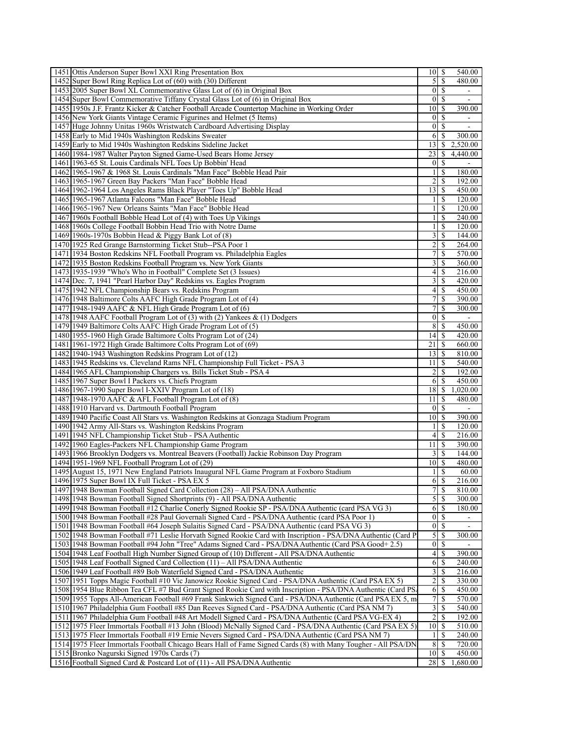| | | | | |
|---|---|---|---|---|
| 1451 | Ottis Anderson Super Bowl XXI Ring Presentation Box | 10 | $ | 540.00 |
| 1452 | Super Bowl Ring Replica Lot of (60) with (30) Different | 5 | $ | 480.00 |
| 1453 | 2005 Super Bowl XL Commemorative Glass Lot of (6) in Original Box | 0 | $ | - |
| 1454 | Super Bowl Commemorative Tiffany Crystal Glass Lot of (6) in Original Box | 0 | $ | - |
| 1455 | 1950s J.F. Frantz Kicker & Catcher Football Arcade Countertop Machine in Working Order | 10 | $ | 390.00 |
| 1456 | New York Giants Vintage Ceramic Figurines and Helmet (5 Items) | 0 | $ | - |
| 1457 | Huge Johnny Unitas 1960s Wristwatch Cardboard Advertising Display | 0 | $ | - |
| 1458 | Early to Mid 1940s Washington Redskins Sweater | 6 | $ | 300.00 |
| 1459 | Early to Mid 1940s Washington Redskins Sideline Jacket | 13 | $ | 2,520.00 |
| 1460 | 1984-1987 Walter Payton Signed Game-Used Bears Home Jersey | 23 | $ | 4,440.00 |
| 1461 | 1963-65 St. Louis Cardinals NFL Toes Up Bobbin' Head | 0 | $ | - |
| 1462 | 1965-1967 & 1968 St. Louis Cardinals "Man Face" Bobble Head Pair | 1 | $ | 180.00 |
| 1463 | 1965-1967 Green Bay Packers "Man Face" Bobble Head | 2 | $ | 192.00 |
| 1464 | 1962-1964 Los Angeles Rams Black Player "Toes Up" Bobble Head | 13 | $ | 450.00 |
| 1465 | 1965-1967 Atlanta Falcons "Man Face" Bobble Head | 1 | $ | 120.00 |
| 1466 | 1965-1967 New Orleans Saints "Man Face" Bobble Head | 1 | $ | 120.00 |
| 1467 | 1960s Football Bobble Head Lot of (4) with Toes Up Vikings | 1 | $ | 240.00 |
| 1468 | 1960s College Football Bobbin Head Trio with Notre Dame | 1 | $ | 120.00 |
| 1469 | 1960s-1970s Bobbin Head & Piggy Bank Lot of (8) | 3 | $ | 144.00 |
| 1470 | 1925 Red Grange Barnstorming Ticket Stub--PSA Poor 1 | 2 | $ | 264.00 |
| 1471 | 1934 Boston Redskins NFL Football Program vs. Philadelphia Eagles | 7 | $ | 570.00 |
| 1472 | 1935 Boston Redskins Football Program vs. New York Giants | 3 | $ | 360.00 |
| 1473 | 1935-1939 "Who's Who in Football" Complete Set (3 Issues) | 4 | $ | 216.00 |
| 1474 | Dec. 7, 1941 "Pearl Harbor Day" Redskins vs. Eagles Program | 3 | $ | 420.00 |
| 1475 | 1942 NFL Championship Bears vs. Redskins Program | 4 | $ | 450.00 |
| 1476 | 1948 Baltimore Colts AAFC High Grade Program Lot of (4) | 7 | $ | 390.00 |
| 1477 | 1948-1949 AAFC & NFL High Grade Program Lot of (6) | 7 | $ | 300.00 |
| 1478 | 1948 AAFC Football Program Lot of (3) with (2) Yankees & (1) Dodgers | 0 | $ | - |
| 1479 | 1949 Baltimore Colts AAFC High Grade Program Lot of (5) | 8 | $ | 450.00 |
| 1480 | 1955-1960 High Grade Baltimore Colts Program Lot of (24) | 14 | $ | 420.00 |
| 1481 | 1961-1972 High Grade Baltimore Colts Program Lot of (69) | 21 | $ | 660.00 |
| 1482 | 1940-1943 Washington Redskins Program Lot of (12) | 13 | $ | 810.00 |
| 1483 | 1945 Redskins vs. Cleveland Rams NFL Championship Full Ticket - PSA 3 | 11 | $ | 540.00 |
| 1484 | 1965 AFL Championship Chargers vs. Bills Ticket Stub - PSA 4 | 2 | $ | 192.00 |
| 1485 | 1967 Super Bowl I Packers vs. Chiefs Program | 6 | $ | 450.00 |
| 1486 | 1967-1990 Super Bowl I-XXIV Program Lot of (18) | 18 | $ | 1,020.00 |
| 1487 | 1948-1970 AAFC & AFL Football Program Lot of (8) | 11 | $ | 480.00 |
| 1488 | 1910 Harvard vs. Dartmouth Football Program | 0 | $ | - |
| 1489 | 1940 Pacific Coast All Stars vs. Washington Redskins at Gonzaga Stadium Program | 10 | $ | 390.00 |
| 1490 | 1942 Army All-Stars vs. Washington Redskins Program | 1 | $ | 120.00 |
| 1491 | 1945 NFL Championship Ticket Stub - PSA Authentic | 4 | $ | 216.00 |
| 1492 | 1960 Eagles-Packers NFL Championship Game Program | 11 | $ | 390.00 |
| 1493 | 1966 Brooklyn Dodgers vs. Montreal Beavers (Football) Jackie Robinson Day Program | 3 | $ | 144.00 |
| 1494 | 1951-1969 NFL Football Program Lot of (29) | 10 | $ | 480.00 |
| 1495 | August 15, 1971 New England Patriots Inaugural NFL Game Program at Foxboro Stadium | 1 | $ | 60.00 |
| 1496 | 1975 Super Bowl IX Full Ticket - PSA EX 5 | 6 | $ | 216.00 |
| 1497 | 1948 Bowman Football Signed Card Collection (28) – All PSA/DNA Authentic | 7 | $ | 810.00 |
| 1498 | 1948 Bowman Football Signed Shortprints (9) - All PSA/DNA Authentic | 5 | $ | 300.00 |
| 1499 | 1948 Bowman Football #12 Charlie Conerly Signed Rookie SP - PSA/DNA Authentic (card PSA VG 3) | 6 | $ | 180.00 |
| 1500 | 1948 Bowman Football #28 Paul Governali Signed Card - PSA/DNA Authentic (card PSA Poor 1) | 0 | $ | - |
| 1501 | 1948 Bowman Football #64 Joseph Sulaitis Signed Card - PSA/DNA Authentic (card PSA VG 3) | 0 | $ | - |
| 1502 | 1948 Bowman Football #71 Leslie Horvath Signed Rookie Card with Inscription - PSA/DNA Authentic (Card P | 5 | $ | 300.00 |
| 1503 | 1948 Bowman Football #94 John "Tree" Adams Signed Card - PSA/DNA Authentic (Card PSA Good+ 2.5) | 0 | $ | - |
| 1504 | 1948 Leaf Football High Number Signed Group of (10) Different - All PSA/DNA Authentic | 4 | $ | 390.00 |
| 1505 | 1948 Leaf Football Signed Card Collection (11) – All PSA/DNA Authentic | 6 | $ | 240.00 |
| 1506 | 1949 Leaf Football #89 Bob Waterfield Signed Card - PSA/DNA Authentic | 3 | $ | 216.00 |
| 1507 | 1951 Topps Magic Football #10 Vic Janowicz Rookie Signed Card - PSA/DNA Authentic (Card PSA EX 5) | 2 | $ | 330.00 |
| 1508 | 1954 Blue Ribbon Tea CFL #7 Bud Grant Signed Rookie Card with Inscription - PSA/DNA Authentic (Card PS. | 6 | $ | 450.00 |
| 1509 | 1955 Topps All-American Football #69 Frank Sinkwich Signed Card - PSA/DNA Authentic (Card PSA EX 5, m | 7 | $ | 570.00 |
| 1510 | 1967 Philadelphia Gum Football #85 Dan Reeves Signed Card - PSA/DNA Authentic (Card PSA NM 7) | 3 | $ | 540.00 |
| 1511 | 1967 Philadelphia Gum Football #48 Art Modell Signed Card - PSA/DNA Authentic (Card PSA VG-EX 4) | 2 | $ | 192.00 |
| 1512 | 1975 Fleer Immortals Football #13 John (Blood) McNally Signed Card - PSA/DNA Authentic (Card PSA EX 5) | 10 | $ | 510.00 |
| 1513 | 1975 Fleer Immortals Football #19 Ernie Nevers Signed Card - PSA/DNA Authentic (Card PSA NM 7) | 1 | $ | 240.00 |
| 1514 | 1975 Fleer Immortals Football Chicago Bears Hall of Fame Signed Cards (8) with Many Tougher - All PSA/DN | 8 | $ | 720.00 |
| 1515 | Bronko Nagurski Signed 1970s Cards (7) | 10 | $ | 450.00 |
| 1516 | Football Signed Card & Postcard Lot of (11) - All PSA/DNA Authentic | 28 | $ | 1,680.00 |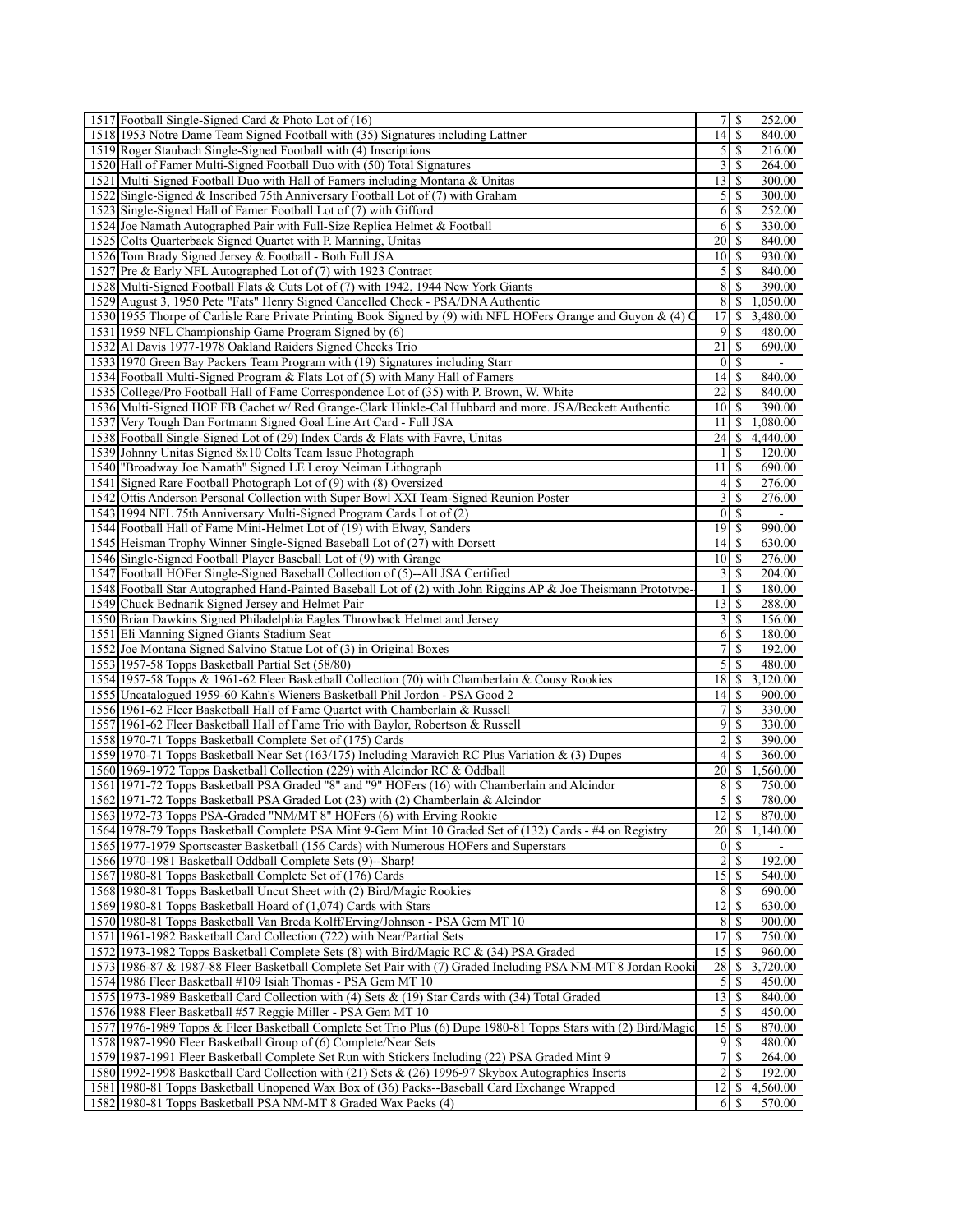| | | | | |
|---|---|---|---|---|
| 1517 | Football Single-Signed Card & Photo Lot of (16) | 7 | $ | 252.00 |
| 1518 | 1953 Notre Dame Team Signed Football with (35) Signatures including Lattner | 14 | $ | 840.00 |
| 1519 | Roger Staubach Single-Signed Football with (4) Inscriptions | 5 | $ | 216.00 |
| 1520 | Hall of Famer Multi-Signed Football Duo with (50) Total Signatures | 3 | $ | 264.00 |
| 1521 | Multi-Signed Football Duo with Hall of Famers including Montana & Unitas | 13 | $ | 300.00 |
| 1522 | Single-Signed & Inscribed 75th Anniversary Football Lot of (7) with Graham | 5 | $ | 300.00 |
| 1523 | Single-Signed Hall of Famer Football Lot of (7) with Gifford | 6 | $ | 252.00 |
| 1524 | Joe Namath Autographed Pair with Full-Size Replica Helmet & Football | 6 | $ | 330.00 |
| 1525 | Colts Quarterback Signed Quartet with P. Manning, Unitas | 20 | $ | 840.00 |
| 1526 | Tom Brady Signed Jersey & Football - Both Full JSA | 10 | $ | 930.00 |
| 1527 | Pre & Early NFL Autographed Lot of (7) with 1923 Contract | 5 | $ | 840.00 |
| 1528 | Multi-Signed Football Flats & Cuts Lot of (7) with 1942, 1944 New York Giants | 8 | $ | 390.00 |
| 1529 | August 3, 1950 Pete "Fats" Henry Signed Cancelled Check - PSA/DNA Authentic | 8 | $ | 1,050.00 |
| 1530 | 1955 Thorpe of Carlisle Rare Private Printing Book Signed by (9) with NFL HOFers Grange and Guyon & (4) C | 17 | $ | 3,480.00 |
| 1531 | 1959 NFL Championship Game Program Signed by (6) | 9 | $ | 480.00 |
| 1532 | Al Davis 1977-1978 Oakland Raiders Signed Checks Trio | 21 | $ | 690.00 |
| 1533 | 1970 Green Bay Packers Team Program with (19) Signatures including Starr | 0 | $ | - |
| 1534 | Football Multi-Signed Program & Flats Lot of (5) with Many Hall of Famers | 14 | $ | 840.00 |
| 1535 | College/Pro Football Hall of Fame Correspondence Lot of (35) with P. Brown, W. White | 22 | $ | 840.00 |
| 1536 | Multi-Signed HOF FB Cachet w/ Red Grange-Clark Hinkle-Cal Hubbard and more. JSA/Beckett Authentic | 10 | $ | 390.00 |
| 1537 | Very Tough Dan Fortmann Signed Goal Line Art Card - Full JSA | 11 | $ | 1,080.00 |
| 1538 | Football Single-Signed Lot of (29) Index Cards & Flats with Favre, Unitas | 24 | $ | 4,440.00 |
| 1539 | Johnny Unitas Signed 8x10 Colts Team Issue Photograph | 1 | $ | 120.00 |
| 1540 | "Broadway Joe Namath" Signed LE Leroy Neiman Lithograph | 11 | $ | 690.00 |
| 1541 | Signed Rare Football Photograph Lot of (9) with (8) Oversized | 4 | $ | 276.00 |
| 1542 | Ottis Anderson Personal Collection with Super Bowl XXI Team-Signed Reunion Poster | 3 | $ | 276.00 |
| 1543 | 1994 NFL 75th Anniversary Multi-Signed Program Cards Lot of (2) | 0 | $ | - |
| 1544 | Football Hall of Fame Mini-Helmet Lot of (19) with Elway, Sanders | 19 | $ | 990.00 |
| 1545 | Heisman Trophy Winner Single-Signed Baseball Lot of (27) with Dorsett | 14 | $ | 630.00 |
| 1546 | Single-Signed Football Player Baseball Lot of (9) with Grange | 10 | $ | 276.00 |
| 1547 | Football HOFer Single-Signed Baseball Collection of (5)--All JSA Certified | 3 | $ | 204.00 |
| 1548 | Football Star Autographed Hand-Painted Baseball Lot of (2) with John Riggins AP & Joe Theismann Prototype- | 1 | $ | 180.00 |
| 1549 | Chuck Bednarik Signed Jersey and Helmet Pair | 13 | $ | 288.00 |
| 1550 | Brian Dawkins Signed Philadelphia Eagles Throwback Helmet and Jersey | 3 | $ | 156.00 |
| 1551 | Eli Manning Signed Giants Stadium Seat | 6 | $ | 180.00 |
| 1552 | Joe Montana Signed Salvino Statue Lot of (3) in Original Boxes | 7 | $ | 192.00 |
| 1553 | 1957-58 Topps Basketball Partial Set (58/80) | 5 | $ | 480.00 |
| 1554 | 1957-58 Topps & 1961-62 Fleer Basketball Collection (70) with Chamberlain & Cousy Rookies | 18 | $ | 3,120.00 |
| 1555 | Uncatalogued 1959-60 Kahn's Wieners Basketball Phil Jordon - PSA Good 2 | 14 | $ | 900.00 |
| 1556 | 1961-62 Fleer Basketball Hall of Fame Quartet with Chamberlain & Russell | 7 | $ | 330.00 |
| 1557 | 1961-62 Fleer Basketball Hall of Fame Trio with Baylor, Robertson & Russell | 9 | $ | 330.00 |
| 1558 | 1970-71 Topps Basketball Complete Set of (175) Cards | 2 | $ | 390.00 |
| 1559 | 1970-71 Topps Basketball Near Set (163/175) Including Maravich RC Plus Variation & (3) Dupes | 4 | $ | 360.00 |
| 1560 | 1969-1972 Topps Basketball Collection (229) with Alcindor RC & Oddball | 20 | $ | 1,560.00 |
| 1561 | 1971-72 Topps Basketball PSA Graded "8" and "9" HOFers (16) with Chamberlain and Alcindor | 8 | $ | 750.00 |
| 1562 | 1971-72 Topps Basketball PSA Graded Lot (23) with (2) Chamberlain & Alcindor | 5 | $ | 780.00 |
| 1563 | 1972-73 Topps PSA-Graded "NM/MT 8" HOFers (6) with Erving Rookie | 12 | $ | 870.00 |
| 1564 | 1978-79 Topps Basketball Complete PSA Mint 9-Gem Mint 10 Graded Set of (132) Cards - #4 on Registry | 20 | $ | 1,140.00 |
| 1565 | 1977-1979 Sportscaster Basketball (156 Cards) with Numerous HOFers and Superstars | 0 | $ | - |
| 1566 | 1970-1981 Basketball Oddball Complete Sets (9)--Sharp! | 2 | $ | 192.00 |
| 1567 | 1980-81 Topps Basketball Complete Set of (176) Cards | 15 | $ | 540.00 |
| 1568 | 1980-81 Topps Basketball Uncut Sheet with (2) Bird/Magic Rookies | 8 | $ | 690.00 |
| 1569 | 1980-81 Topps Basketball Hoard of (1,074) Cards with Stars | 12 | $ | 630.00 |
| 1570 | 1980-81 Topps Basketball Van Breda Kolff/Erving/Johnson - PSA Gem MT 10 | 8 | $ | 900.00 |
| 1571 | 1961-1982 Basketball Card Collection (722) with Near/Partial Sets | 17 | $ | 750.00 |
| 1572 | 1973-1982 Topps Basketball Complete Sets (8) with Bird/Magic RC & (34) PSA Graded | 15 | $ | 960.00 |
| 1573 | 1986-87 & 1987-88 Fleer Basketball Complete Set Pair with (7) Graded Including PSA NM-MT 8 Jordan Rooki | 28 | $ | 3,720.00 |
| 1574 | 1986 Fleer Basketball #109 Isiah Thomas - PSA Gem MT 10 | 5 | $ | 450.00 |
| 1575 | 1973-1989 Basketball Card Collection with (4) Sets & (19) Star Cards with (34) Total Graded | 13 | $ | 840.00 |
| 1576 | 1988 Fleer Basketball #57 Reggie Miller - PSA Gem MT 10 | 5 | $ | 450.00 |
| 1577 | 1976-1989 Topps & Fleer Basketball Complete Set Trio Plus (6) Dupe 1980-81 Topps Stars with (2) Bird/Magic | 15 | $ | 870.00 |
| 1578 | 1987-1990 Fleer Basketball Group of (6) Complete/Near Sets | 9 | $ | 480.00 |
| 1579 | 1987-1991 Fleer Basketball Complete Set Run with Stickers Including (22) PSA Graded Mint 9 | 7 | $ | 264.00 |
| 1580 | 1992-1998 Basketball Card Collection with (21) Sets & (26) 1996-97 Skybox Autographics Inserts | 2 | $ | 192.00 |
| 1581 | 1980-81 Topps Basketball Unopened Wax Box of (36) Packs--Baseball Card Exchange Wrapped | 12 | $ | 4,560.00 |
| 1582 | 1980-81 Topps Basketball PSA NM-MT 8 Graded Wax Packs (4) | 6 | $ | 570.00 |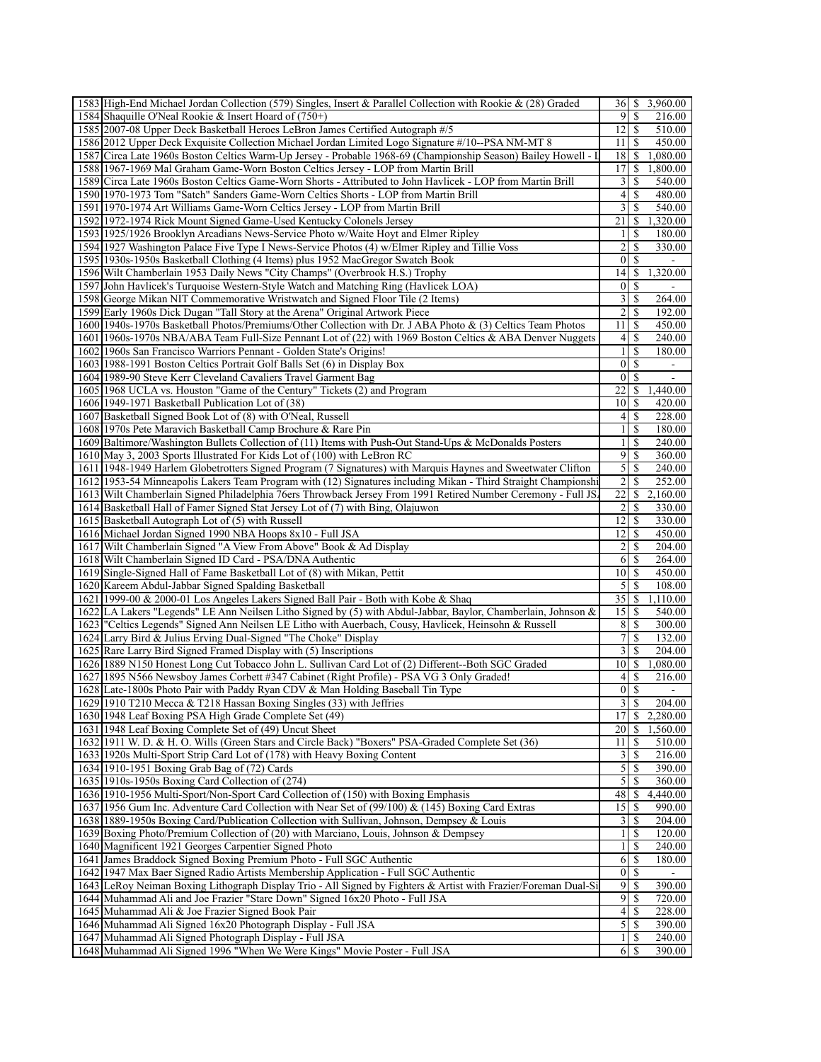| | | | | |
|---|---|---|---|---|
| 1583 | High-End Michael Jordan Collection (579) Singles, Insert & Parallel Collection with Rookie & (28) Graded | 36 | $ | 3,960.00 |
| 1584 | Shaquille O'Neal Rookie & Insert Hoard of (750+) | 9 | $ | 216.00 |
| 1585 | 2007-08 Upper Deck Basketball Heroes LeBron James Certified Autograph #/5 | 12 | $ | 510.00 |
| 1586 | 2012 Upper Deck Exquisite Collection Michael Jordan Limited Logo Signature #/10--PSA NM-MT 8 | 11 | $ | 450.00 |
| 1587 | Circa Late 1960s Boston Celtics Warm-Up Jersey - Probable 1968-69 (Championship Season) Bailey Howell - L | 18 | $ | 1,080.00 |
| 1588 | 1967-1969 Mal Graham Game-Worn Boston Celtics Jersey - LOP from Martin Brill | 17 | $ | 1,800.00 |
| 1589 | Circa Late 1960s Boston Celtics Game-Worn Shorts - Attributed to John Havlicek - LOP from Martin Brill | 3 | $ | 540.00 |
| 1590 | 1970-1973 Tom "Satch" Sanders Game-Worn Celtics Shorts - LOP from Martin Brill | 4 | $ | 480.00 |
| 1591 | 1970-1974 Art Williams Game-Worn Celtics Jersey - LOP from Martin Brill | 3 | $ | 540.00 |
| 1592 | 1972-1974 Rick Mount Signed Game-Used Kentucky Colonels Jersey | 21 | $ | 1,320.00 |
| 1593 | 1925/1926 Brooklyn Arcadians News-Service Photo w/Waite Hoyt and Elmer Ripley | 1 | $ | 180.00 |
| 1594 | 1927 Washington Palace Five Type I News-Service Photos (4) w/Elmer Ripley and Tillie Voss | 2 | $ | 330.00 |
| 1595 | 1930s-1950s Basketball Clothing (4 Items) plus 1952 MacGregor Swatch Book | 0 | $ | - |
| 1596 | Wilt Chamberlain 1953 Daily News "City Champs" (Overbrook H.S.) Trophy | 14 | $ | 1,320.00 |
| 1597 | John Havlicek's Turquoise Western-Style Watch and Matching Ring (Havlicek LOA) | 0 | $ | - |
| 1598 | George Mikan NIT Commemorative Wristwatch and Signed Floor Tile (2 Items) | 3 | $ | 264.00 |
| 1599 | Early 1960s Dick Dugan "Tall Story at the Arena" Original Artwork Piece | 2 | $ | 192.00 |
| 1600 | 1940s-1970s Basketball Photos/Premiums/Other Collection with Dr. J ABA Photo & (3) Celtics Team Photos | 11 | $ | 450.00 |
| 1601 | 1960s-1970s NBA/ABA Team Full-Size Pennant Lot of (22) with 1969 Boston Celtics & ABA Denver Nuggets | 4 | $ | 240.00 |
| 1602 | 1960s San Francisco Warriors Pennant - Golden State's Origins! | 1 | $ | 180.00 |
| 1603 | 1988-1991 Boston Celtics Portrait Golf Balls Set (6) in Display Box | 0 | $ | - |
| 1604 | 1989-90 Steve Kerr Cleveland Cavaliers Travel Garment Bag | 0 | $ | - |
| 1605 | 1968 UCLA vs. Houston "Game of the Century" Tickets (2) and Program | 22 | $ | 1,440.00 |
| 1606 | 1949-1971 Basketball Publication Lot of (38) | 10 | $ | 420.00 |
| 1607 | Basketball Signed Book Lot of (8) with O'Neal, Russell | 4 | $ | 228.00 |
| 1608 | 1970s Pete Maravich Basketball Camp Brochure & Rare Pin | 1 | $ | 180.00 |
| 1609 | Baltimore/Washington Bullets Collection of (11) Items with Push-Out Stand-Ups & McDonalds Posters | 1 | $ | 240.00 |
| 1610 | May 3, 2003 Sports Illustrated For Kids Lot of (100) with LeBron RC | 9 | $ | 360.00 |
| 1611 | 1948-1949 Harlem Globetrotters Signed Program (7 Signatures) with Marquis Haynes and Sweetwater Clifton | 5 | $ | 240.00 |
| 1612 | 1953-54 Minneapolis Lakers Team Program with (12) Signatures including Mikan - Third Straight Championshi | 2 | $ | 252.00 |
| 1613 | Wilt Chamberlain Signed Philadelphia 76ers Throwback Jersey From 1991 Retired Number Ceremony - Full JSA | 22 | $ | 2,160.00 |
| 1614 | Basketball Hall of Famer Signed Stat Jersey Lot of (7) with Bing, Olajuwon | 2 | $ | 330.00 |
| 1615 | Basketball Autograph Lot of (5) with Russell | 12 | $ | 330.00 |
| 1616 | Michael Jordan Signed 1990 NBA Hoops 8x10 - Full JSA | 12 | $ | 450.00 |
| 1617 | Wilt Chamberlain Signed "A View From Above" Book & Ad Display | 2 | $ | 204.00 |
| 1618 | Wilt Chamberlain Signed ID Card - PSA/DNA Authentic | 6 | $ | 264.00 |
| 1619 | Single-Signed Hall of Fame Basketball Lot of (8) with Mikan, Pettit | 10 | $ | 450.00 |
| 1620 | Kareem Abdul-Jabbar Signed Spalding Basketball | 5 | $ | 108.00 |
| 1621 | 1999-00 & 2000-01 Los Angeles Lakers Signed Ball Pair - Both with Kobe & Shaq | 35 | $ | 1,110.00 |
| 1622 | LA Lakers "Legends" LE Ann Neilsen Litho Signed by (5) with Abdul-Jabbar, Baylor, Chamberlain, Johnson & | 15 | $ | 540.00 |
| 1623 | "Celtics Legends" Signed Ann Neilsen LE Litho with Auerbach, Cousy, Havlicek, Heinsohn & Russell | 8 | $ | 300.00 |
| 1624 | Larry Bird & Julius Erving Dual-Signed "The Choke" Display | 7 | $ | 132.00 |
| 1625 | Rare Larry Bird Signed Framed Display with (5) Inscriptions | 3 | $ | 204.00 |
| 1626 | 1889 N150 Honest Long Cut Tobacco John L. Sullivan Card Lot of (2) Different--Both SGC Graded | 10 | $ | 1,080.00 |
| 1627 | 1895 N566 Newsboy James Corbett #347 Cabinet (Right Profile) - PSA VG 3 Only Graded! | 4 | $ | 216.00 |
| 1628 | Late-1800s Photo Pair with Paddy Ryan CDV & Man Holding Baseball Tin Type | 0 | $ | - |
| 1629 | 1910 T210 Mecca & T218 Hassan Boxing Singles (33) with Jeffries | 3 | $ | 204.00 |
| 1630 | 1948 Leaf Boxing PSA High Grade Complete Set (49) | 17 | $ | 2,280.00 |
| 1631 | 1948 Leaf Boxing Complete Set of (49) Uncut Sheet | 20 | $ | 1,560.00 |
| 1632 | 1911 W. D. & H. O. Wills (Green Stars and Circle Back) "Boxers" PSA-Graded Complete Set (36) | 11 | $ | 510.00 |
| 1633 | 1920s Multi-Sport Strip Card Lot of (178) with Heavy Boxing Content | 3 | $ | 216.00 |
| 1634 | 1910-1951 Boxing Grab Bag of (72) Cards | 5 | $ | 390.00 |
| 1635 | 1910s-1950s Boxing Card Collection of (274) | 5 | $ | 360.00 |
| 1636 | 1910-1956 Multi-Sport/Non-Sport Card Collection of (150) with Boxing Emphasis | 48 | $ | 4,440.00 |
| 1637 | 1956 Gum Inc. Adventure Card Collection with Near Set of (99/100) & (145) Boxing Card Extras | 15 | $ | 990.00 |
| 1638 | 1889-1950s Boxing Card/Publication Collection with Sullivan, Johnson, Dempsey & Louis | 3 | $ | 204.00 |
| 1639 | Boxing Photo/Premium Collection of (20) with Marciano, Louis, Johnson & Dempsey | 1 | $ | 120.00 |
| 1640 | Magnificent 1921 Georges Carpentier Signed Photo | 1 | $ | 240.00 |
| 1641 | James Braddock Signed Boxing Premium Photo - Full SGC Authentic | 6 | $ | 180.00 |
| 1642 | 1947 Max Baer Signed Radio Artists Membership Application - Full SGC Authentic | 0 | $ | - |
| 1643 | LeRoy Neiman Boxing Lithograph Display Trio - All Signed by Fighters & Artist with Frazier/Foreman Dual-Si | 9 | $ | 390.00 |
| 1644 | Muhammad Ali and Joe Frazier "Stare Down" Signed 16x20 Photo - Full JSA | 9 | $ | 720.00 |
| 1645 | Muhammad Ali & Joe Frazier Signed Book Pair | 4 | $ | 228.00 |
| 1646 | Muhammad Ali Signed 16x20 Photograph Display - Full JSA | 5 | $ | 390.00 |
| 1647 | Muhammad Ali Signed Photograph Display - Full JSA | 1 | $ | 240.00 |
| 1648 | Muhammad Ali Signed 1996 "When We Were Kings" Movie Poster - Full JSA | 6 | $ | 390.00 |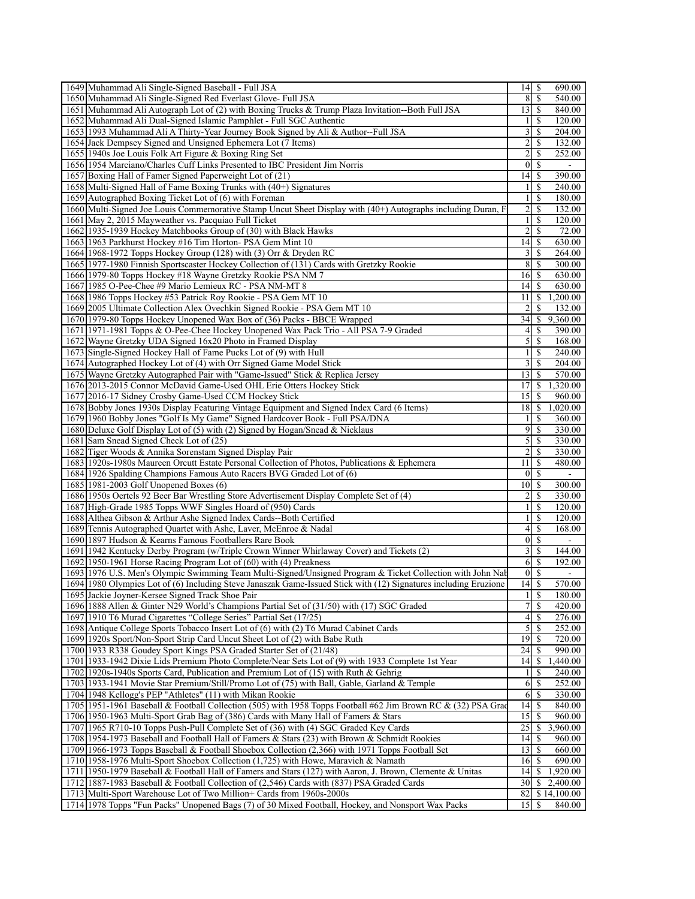| | | | | |
|---|---|---|---|---|
| 1649 | Muhammad Ali Single-Signed Baseball - Full JSA | 14 | $ | 690.00 |
| 1650 | Muhammad Ali Single-Signed Red Everlast Glove- Full JSA | 8 | $ | 540.00 |
| 1651 | Muhammad Ali Autograph Lot of (2) with Boxing Trucks & Trump Plaza Invitation--Both Full JSA | 13 | $ | 840.00 |
| 1652 | Muhammad Ali Dual-Signed Islamic Pamphlet - Full SGC Authentic | 1 | $ | 120.00 |
| 1653 | 1993 Muhammad Ali A Thirty-Year Journey Book Signed by Ali & Author--Full JSA | 3 | $ | 204.00 |
| 1654 | Jack Dempsey Signed and Unsigned Ephemera Lot (7 Items) | 2 | $ | 132.00 |
| 1655 | 1940s Joe Louis Folk Art Figure & Boxing Ring Set | 2 | $ | 252.00 |
| 1656 | 1954 Marciano/Charles Cuff Links Presented to IBC President Jim Norris | 0 | $ | - |
| 1657 | Boxing Hall of Famer Signed Paperweight Lot of (21) | 14 | $ | 390.00 |
| 1658 | Multi-Signed Hall of Fame Boxing Trunks with (40+) Signatures | 1 | $ | 240.00 |
| 1659 | Autographed Boxing Ticket Lot of (6) with Foreman | 1 | $ | 180.00 |
| 1660 | Multi-Signed Joe Louis Commemorative Stamp Uncut Sheet Display with (40+) Autographs including Duran, F | 2 | $ | 132.00 |
| 1661 | May 2, 2015 Mayweather vs. Pacquiao Full Ticket | 1 | $ | 120.00 |
| 1662 | 1935-1939 Hockey Matchbooks Group of (30) with Black Hawks | 2 | $ | 72.00 |
| 1663 | 1963 Parkhurst Hockey #16 Tim Horton- PSA Gem Mint 10 | 14 | $ | 630.00 |
| 1664 | 1968-1972 Topps Hockey Group (128) with (3) Orr & Dryden RC | 3 | $ | 264.00 |
| 1665 | 1977-1980 Finnish Sportscaster Hockey Collection of (131) Cards with Gretzky Rookie | 8 | $ | 300.00 |
| 1666 | 1979-80 Topps Hockey #18 Wayne Gretzky Rookie PSA NM 7 | 16 | $ | 630.00 |
| 1667 | 1985 O-Pee-Chee #9 Mario Lemieux RC - PSA NM-MT 8 | 14 | $ | 630.00 |
| 1668 | 1986 Topps Hockey #53 Patrick Roy Rookie - PSA Gem MT 10 | 11 | $ | 1,200.00 |
| 1669 | 2005 Ultimate Collection Alex Ovechkin Signed Rookie - PSA Gem MT 10 | 2 | $ | 132.00 |
| 1670 | 1979-80 Topps Hockey Unopened Wax Box of (36) Packs - BBCE Wrapped | 34 | $ | 9,360.00 |
| 1671 | 1971-1981 Topps & O-Pee-Chee Hockey Unopened Wax Pack Trio - All PSA 7-9 Graded | 4 | $ | 390.00 |
| 1672 | Wayne Gretzky UDA Signed 16x20 Photo in Framed Display | 5 | $ | 168.00 |
| 1673 | Single-Signed Hockey Hall of Fame Pucks Lot of (9) with Hull | 1 | $ | 240.00 |
| 1674 | Autographed Hockey Lot of (4) with Orr Signed Game Model Stick | 3 | $ | 204.00 |
| 1675 | Wayne Gretzky Autographed Pair with "Game-Issued" Stick & Replica Jersey | 13 | $ | 570.00 |
| 1676 | 2013-2015 Connor McDavid Game-Used OHL Erie Otters Hockey Stick | 17 | $ | 1,320.00 |
| 1677 | 2016-17 Sidney Crosby Game-Used CCM Hockey Stick | 15 | $ | 960.00 |
| 1678 | Bobby Jones 1930s Display Featuring Vintage Equipment and Signed Index Card (6 Items) | 18 | $ | 1,020.00 |
| 1679 | 1960 Bobby Jones "Golf Is My Game" Signed Hardcover Book - Full PSA/DNA | 1 | $ | 360.00 |
| 1680 | Deluxe Golf Display Lot of (5) with (2) Signed by Hogan/Snead & Nicklaus | 9 | $ | 330.00 |
| 1681 | Sam Snead Signed Check Lot of (25) | 5 | $ | 330.00 |
| 1682 | Tiger Woods & Annika Sorenstam Signed Display Pair | 2 | $ | 330.00 |
| 1683 | 1920s-1980s Maureen Orcutt Estate Personal Collection of Photos, Publications & Ephemera | 11 | $ | 480.00 |
| 1684 | 1926 Spalding Champions Famous Auto Racers BVG Graded Lot of (6) | 0 | $ | - |
| 1685 | 1981-2003 Golf Unopened Boxes (6) | 10 | $ | 300.00 |
| 1686 | 1950s Oertels 92 Beer Bar Wrestling Store Advertisement Display Complete Set of (4) | 2 | $ | 330.00 |
| 1687 | High-Grade 1985 Topps WWF Singles Hoard of (950) Cards | 1 | $ | 120.00 |
| 1688 | Althea Gibson & Arthur Ashe Signed Index Cards--Both Certified | 1 | $ | 120.00 |
| 1689 | Tennis Autographed Quartet with Ashe, Laver, McEnroe & Nadal | 4 | $ | 168.00 |
| 1690 | 1897 Hudson & Kearns Famous Footballers Rare Book | 0 | $ | - |
| 1691 | 1942 Kentucky Derby Program (w/Triple Crown Winner Whirlaway Cover) and Tickets (2) | 3 | $ | 144.00 |
| 1692 | 1950-1961 Horse Racing Program Lot of (60) with (4) Preakness | 6 | $ | 192.00 |
| 1693 | 1976 U.S. Men's Olympic Swimming Team Multi-Signed/Unsigned Program & Ticket Collection with John Nab | 0 | $ | - |
| 1694 | 1980 Olympics Lot of (6) Including Steve Janaszak Game-Issued Stick with (12) Signatures including Eruzione | 14 | $ | 570.00 |
| 1695 | Jackie Joyner-Kersee Signed Track Shoe Pair | 1 | $ | 180.00 |
| 1696 | 1888 Allen & Ginter N29 World's Champions Partial Set of (31/50) with (17) SGC Graded | 7 | $ | 420.00 |
| 1697 | 1910 T6 Murad Cigarettes "College Series" Partial Set (17/25) | 4 | $ | 276.00 |
| 1698 | Antique College Sports Tobacco Insert Lot of (6) with (2) T6 Murad Cabinet Cards | 5 | $ | 252.00 |
| 1699 | 1920s Sport/Non-Sport Strip Card Uncut Sheet Lot of (2) with Babe Ruth | 19 | $ | 720.00 |
| 1700 | 1933 R338 Goudey Sport Kings PSA Graded Starter Set of (21/48) | 24 | $ | 990.00 |
| 1701 | 1933-1942 Dixie Lids Premium Photo Complete/Near Sets Lot of (9) with 1933 Complete 1st Year | 14 | $ | 1,440.00 |
| 1702 | 1920s-1940s Sports Card, Publication and Premium Lot of (15) with Ruth & Gehrig | 1 | $ | 240.00 |
| 1703 | 1933-1941 Movie Star Premium/Still/Promo Lot of (75) with Ball, Gable, Garland & Temple | 6 | $ | 252.00 |
| 1704 | 1948 Kellogg's PEP "Athletes" (11) with Mikan Rookie | 6 | $ | 330.00 |
| 1705 | 1951-1961 Baseball & Football Collection (505) with 1958 Topps Football #62 Jim Brown RC & (32) PSA Grad | 14 | $ | 840.00 |
| 1706 | 1950-1963 Multi-Sport Grab Bag of (386) Cards with Many Hall of Famers & Stars | 15 | $ | 960.00 |
| 1707 | 1965 R710-10 Topps Push-Pull Complete Set of (36) with (4) SGC Graded Key Cards | 25 | $ | 3,960.00 |
| 1708 | 1954-1973 Baseball and Football Hall of Famers & Stars (23) with Brown & Schmidt Rookies | 14 | $ | 960.00 |
| 1709 | 1966-1973 Topps Baseball & Football Shoebox Collection (2,366) with 1971 Topps Football Set | 13 | $ | 660.00 |
| 1710 | 1958-1976 Multi-Sport Shoebox Collection (1,725) with Howe, Maravich & Namath | 16 | $ | 690.00 |
| 1711 | 1950-1979 Baseball & Football Hall of Famers and Stars (127) with Aaron, J. Brown, Clemente & Unitas | 14 | $ | 1,920.00 |
| 1712 | 1887-1983 Baseball & Football Collection of (2,546) Cards with (837) PSA Graded Cards | 30 | $ | 2,400.00 |
| 1713 | Multi-Sport Warehouse Lot of Two Million+ Cards from 1960s-2000s | 82 | $ | 14,100.00 |
| 1714 | 1978 Topps "Fun Packs" Unopened Bags (7) of 30 Mixed Football, Hockey, and Nonsport Wax Packs | 15 | $ | 840.00 |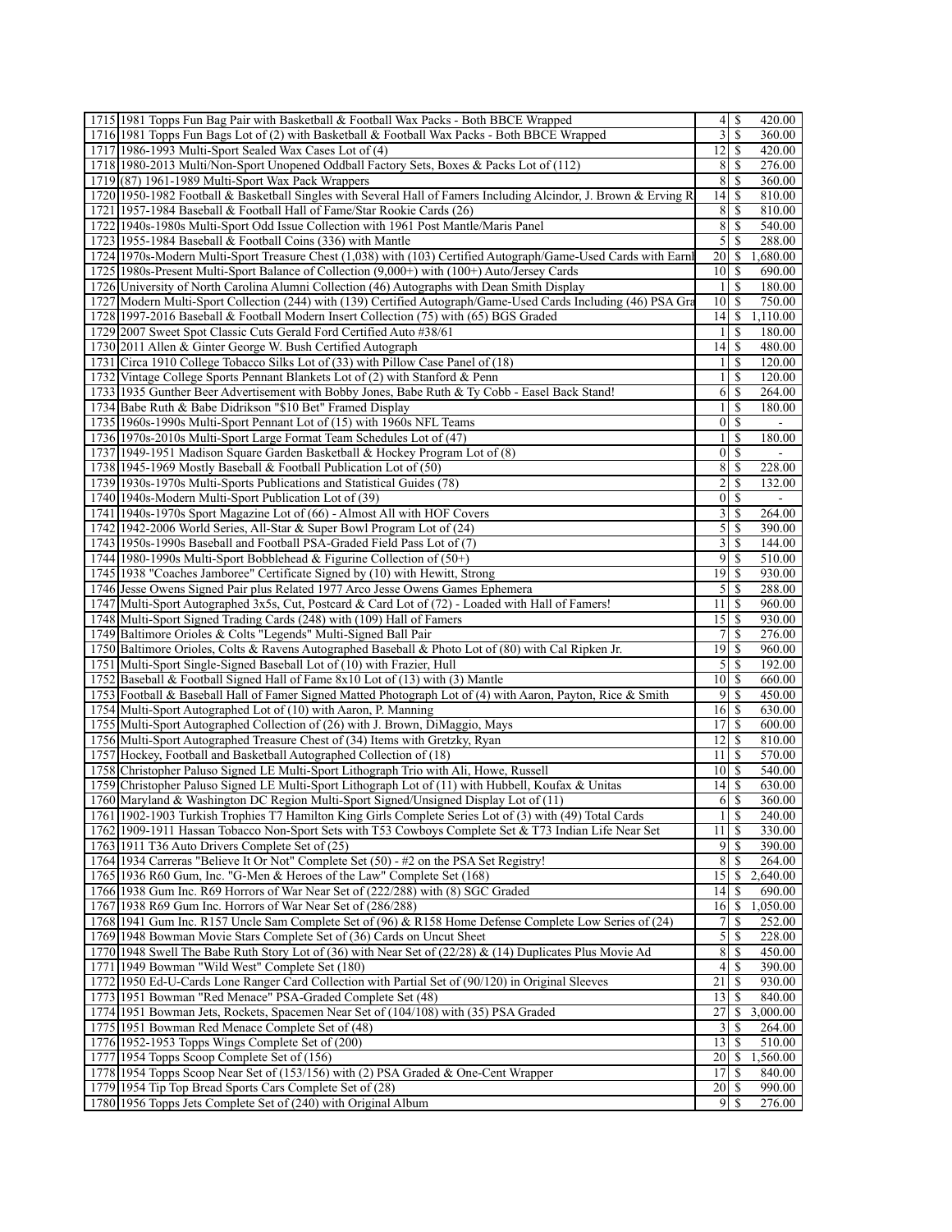| | | | | |
|---|---|---|---|---|
| 1715 | 1981 Topps Fun Bag Pair with Basketball & Football Wax Packs - Both BBCE Wrapped | 4 | $ | 420.00 |
| 1716 | 1981 Topps Fun Bags Lot of (2) with Basketball & Football Wax Packs - Both BBCE Wrapped | 3 | $ | 360.00 |
| 1717 | 1986-1993 Multi-Sport Sealed Wax Cases Lot of (4) | 12 | $ | 420.00 |
| 1718 | 1980-2013 Multi/Non-Sport Unopened Oddball Factory Sets, Boxes & Packs Lot of (112) | 8 | $ | 276.00 |
| 1719 | (87) 1961-1989 Multi-Sport Wax Pack Wrappers | 8 | $ | 360.00 |
| 1720 | 1950-1982 Football & Basketball Singles with Several Hall of Famers Including Alcindor, J. Brown & Erving R | 14 | $ | 810.00 |
| 1721 | 1957-1984 Baseball & Football Hall of Fame/Star Rookie Cards (26) | 8 | $ | 810.00 |
| 1722 | 1940s-1980s Multi-Sport Odd Issue Collection with 1961 Post Mantle/Maris Panel | 8 | $ | 540.00 |
| 1723 | 1955-1984 Baseball & Football Coins (336) with Mantle | 5 | $ | 288.00 |
| 1724 | 1970s-Modern Multi-Sport Treasure Chest (1,038) with (103) Certified Autograph/Game-Used Cards with Earnl | 20 | $ | 1,680.00 |
| 1725 | 1980s-Present Multi-Sport Balance of Collection (9,000+) with (100+) Auto/Jersey Cards | 10 | $ | 690.00 |
| 1726 | University of North Carolina Alumni Collection (46) Autographs with Dean Smith Display | 1 | $ | 180.00 |
| 1727 | Modern Multi-Sport Collection (244) with (139) Certified Autograph/Game-Used Cards Including (46) PSA Gra | 10 | $ | 750.00 |
| 1728 | 1997-2016 Baseball & Football Modern Insert Collection (75) with (65) BGS Graded | 14 | $ | 1,110.00 |
| 1729 | 2007 Sweet Spot Classic Cuts Gerald Ford Certified Auto #38/61 | 1 | $ | 180.00 |
| 1730 | 2011 Allen & Ginter George W. Bush Certified Autograph | 14 | $ | 480.00 |
| 1731 | Circa 1910 College Tobacco Silks Lot of (33) with Pillow Case Panel of (18) | 1 | $ | 120.00 |
| 1732 | Vintage College Sports Pennant Blankets Lot of (2) with Stanford & Penn | 1 | $ | 120.00 |
| 1733 | 1935 Gunther Beer Advertisement with Bobby Jones, Babe Ruth & Ty Cobb - Easel Back Stand! | 6 | $ | 264.00 |
| 1734 | Babe Ruth & Babe Didrikson "$10 Bet" Framed Display | 1 | $ | 180.00 |
| 1735 | 1960s-1990s Multi-Sport Pennant Lot of (15) with 1960s NFL Teams | 0 | $ | - |
| 1736 | 1970s-2010s Multi-Sport Large Format Team Schedules Lot of (47) | 1 | $ | 180.00 |
| 1737 | 1949-1951 Madison Square Garden Basketball & Hockey Program Lot of (8) | 0 | $ | - |
| 1738 | 1945-1969 Mostly Baseball & Football Publication Lot of (50) | 8 | $ | 228.00 |
| 1739 | 1930s-1970s Multi-Sports Publications and Statistical Guides (78) | 2 | $ | 132.00 |
| 1740 | 1940s-Modern Multi-Sport Publication Lot of (39) | 0 | $ | - |
| 1741 | 1940s-1970s Sport Magazine Lot of (66) - Almost All with HOF Covers | 3 | $ | 264.00 |
| 1742 | 1942-2006 World Series, All-Star & Super Bowl Program Lot of (24) | 5 | $ | 390.00 |
| 1743 | 1950s-1990s Baseball and Football PSA-Graded Field Pass Lot of (7) | 3 | $ | 144.00 |
| 1744 | 1980-1990s Multi-Sport Bobblehead & Figurine Collection of (50+) | 9 | $ | 510.00 |
| 1745 | 1938 "Coaches Jamboree" Certificate Signed by (10) with Hewitt, Strong | 19 | $ | 930.00 |
| 1746 | Jesse Owens Signed Pair plus Related 1977 Arco Jesse Owens Games Ephemera | 5 | $ | 288.00 |
| 1747 | Multi-Sport Autographed 3x5s, Cut, Postcard & Card Lot of (72) - Loaded with Hall of Famers! | 11 | $ | 960.00 |
| 1748 | Multi-Sport Signed Trading Cards (248) with (109) Hall of Famers | 15 | $ | 930.00 |
| 1749 | Baltimore Orioles & Colts "Legends" Multi-Signed Ball Pair | 7 | $ | 276.00 |
| 1750 | Baltimore Orioles, Colts & Ravens Autographed Baseball & Photo Lot of (80) with Cal Ripken Jr. | 19 | $ | 960.00 |
| 1751 | Multi-Sport Single-Signed Baseball Lot of (10) with Frazier, Hull | 5 | $ | 192.00 |
| 1752 | Baseball & Football Signed Hall of Fame 8x10 Lot of (13) with (3) Mantle | 10 | $ | 660.00 |
| 1753 | Football & Baseball Hall of Famer Signed Matted Photograph Lot of (4) with Aaron, Payton, Rice & Smith | 9 | $ | 450.00 |
| 1754 | Multi-Sport Autographed Lot of (10) with Aaron, P. Manning | 16 | $ | 630.00 |
| 1755 | Multi-Sport Autographed Collection of (26) with J. Brown, DiMaggio, Mays | 17 | $ | 600.00 |
| 1756 | Multi-Sport Autographed Treasure Chest of (34) Items with Gretzky, Ryan | 12 | $ | 810.00 |
| 1757 | Hockey, Football and Basketball Autographed Collection of (18) | 11 | $ | 570.00 |
| 1758 | Christopher Paluso Signed LE Multi-Sport Lithograph Trio with Ali, Howe, Russell | 10 | $ | 540.00 |
| 1759 | Christopher Paluso Signed LE Multi-Sport Lithograph Lot of (11) with Hubbell, Koufax & Unitas | 14 | $ | 630.00 |
| 1760 | Maryland & Washington DC Region Multi-Sport Signed/Unsigned Display Lot of (11) | 6 | $ | 360.00 |
| 1761 | 1902-1903 Turkish Trophies T7 Hamilton King Girls Complete Series Lot of (3) with (49) Total Cards | 1 | $ | 240.00 |
| 1762 | 1909-1911 Hassan Tobacco Non-Sport Sets with T53 Cowboys Complete Set & T73 Indian Life Near Set | 11 | $ | 330.00 |
| 1763 | 1911 T36 Auto Drivers Complete Set of (25) | 9 | $ | 390.00 |
| 1764 | 1934 Carreras "Believe It Or Not" Complete Set (50) - #2 on the PSA Set Registry! | 8 | $ | 264.00 |
| 1765 | 1936 R60 Gum, Inc. "G-Men & Heroes of the Law" Complete Set (168) | 15 | $ | 2,640.00 |
| 1766 | 1938 Gum Inc. R69 Horrors of War Near Set of (222/288) with (8) SGC Graded | 14 | $ | 690.00 |
| 1767 | 1938 R69 Gum Inc. Horrors of War Near Set of (286/288) | 16 | $ | 1,050.00 |
| 1768 | 1941 Gum Inc. R157 Uncle Sam Complete Set of (96) & R158 Home Defense Complete Low Series of (24) | 7 | $ | 252.00 |
| 1769 | 1948 Bowman Movie Stars Complete Set of (36) Cards on Uncut Sheet | 5 | $ | 228.00 |
| 1770 | 1948 Swell The Babe Ruth Story Lot of (36) with Near Set of (22/28) & (14) Duplicates Plus Movie Ad | 8 | $ | 450.00 |
| 1771 | 1949 Bowman "Wild West" Complete Set (180) | 4 | $ | 390.00 |
| 1772 | 1950 Ed-U-Cards Lone Ranger Card Collection with Partial Set of (90/120) in Original Sleeves | 21 | $ | 930.00 |
| 1773 | 1951 Bowman "Red Menace" PSA-Graded Complete Set (48) | 13 | $ | 840.00 |
| 1774 | 1951 Bowman Jets, Rockets, Spacemen Near Set of (104/108) with (35) PSA Graded | 27 | $ | 3,000.00 |
| 1775 | 1951 Bowman Red Menace Complete Set of (48) | 3 | $ | 264.00 |
| 1776 | 1952-1953 Topps Wings Complete Set of (200) | 13 | $ | 510.00 |
| 1777 | 1954 Topps Scoop Complete Set of (156) | 20 | $ | 1,560.00 |
| 1778 | 1954 Topps Scoop Near Set of (153/156) with (2) PSA Graded & One-Cent Wrapper | 17 | $ | 840.00 |
| 1779 | 1954 Tip Top Bread Sports Cars Complete Set of (28) | 20 | $ | 990.00 |
| 1780 | 1956 Topps Jets Complete Set of (240) with Original Album | 9 | $ | 276.00 |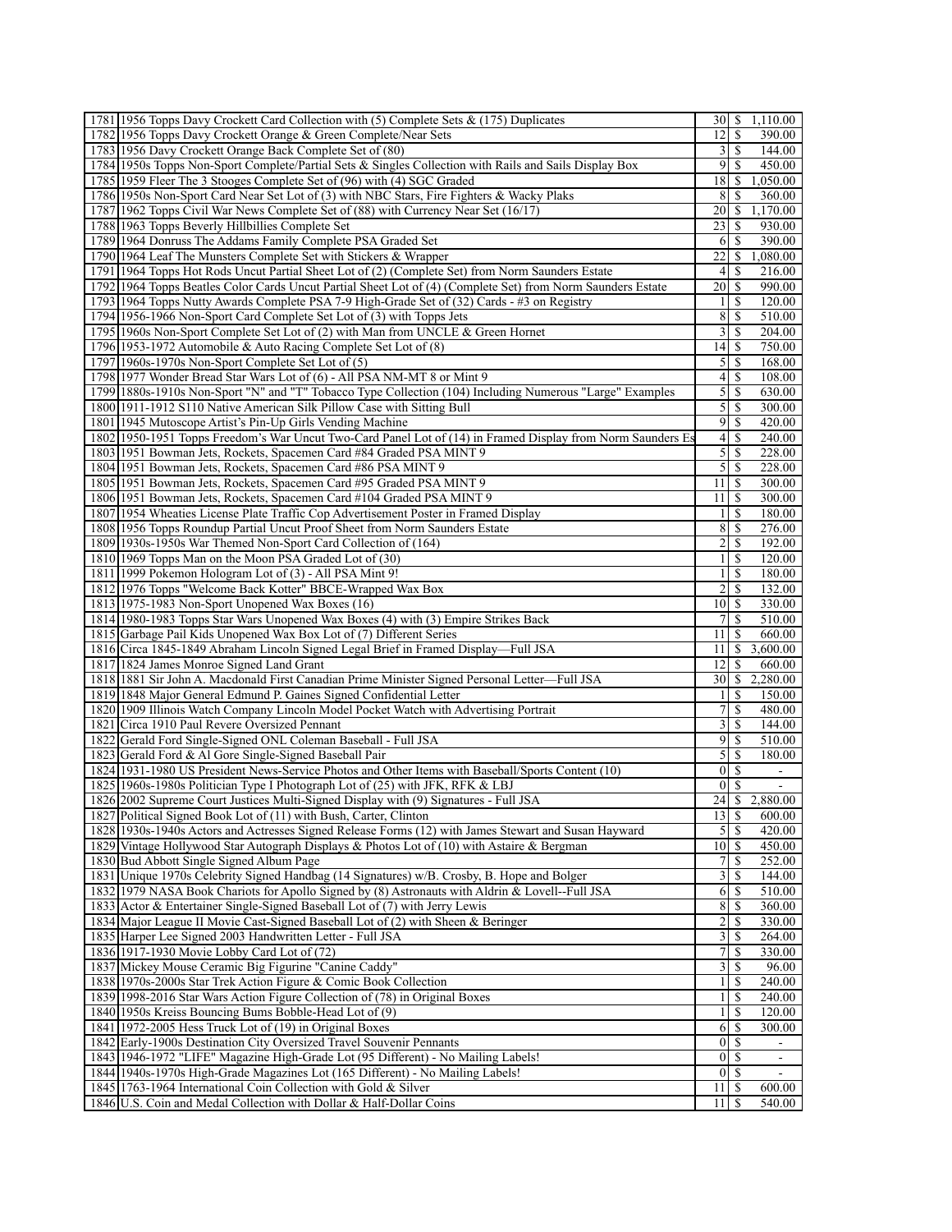| | | | | |
|---|---|---|---|---|
| 1781 | 1956 Topps Davy Crockett Card Collection with (5) Complete Sets & (175) Duplicates | 30 | $ | 1,110.00 |
| 1782 | 1956 Topps Davy Crockett Orange & Green Complete/Near Sets | 12 | $ | 390.00 |
| 1783 | 1956 Davy Crockett Orange Back Complete Set of (80) | 3 | $ | 144.00 |
| 1784 | 1950s Topps Non-Sport Complete/Partial Sets & Singles Collection with Rails and Sails Display Box | 9 | $ | 450.00 |
| 1785 | 1959 Fleer The 3 Stooges Complete Set of (96) with (4) SGC Graded | 18 | $ | 1,050.00 |
| 1786 | 1950s Non-Sport Card Near Set Lot of (3) with NBC Stars, Fire Fighters & Wacky Plaks | 8 | $ | 360.00 |
| 1787 | 1962 Topps Civil War News Complete Set of (88) with Currency Near Set (16/17) | 20 | $ | 1,170.00 |
| 1788 | 1963 Topps Beverly Hillbillies Complete Set | 23 | $ | 930.00 |
| 1789 | 1964 Donruss The Addams Family Complete PSA Graded Set | 6 | $ | 390.00 |
| 1790 | 1964 Leaf The Munsters Complete Set with Stickers & Wrapper | 22 | $ | 1,080.00 |
| 1791 | 1964 Topps Hot Rods Uncut Partial Sheet Lot of (2) (Complete Set) from Norm Saunders Estate | 4 | $ | 216.00 |
| 1792 | 1964 Topps Beatles Color Cards Uncut Partial Sheet Lot of (4) (Complete Set) from Norm Saunders Estate | 20 | $ | 990.00 |
| 1793 | 1964 Topps Nutty Awards Complete PSA 7-9 High-Grade Set of (32) Cards - #3 on Registry | 1 | $ | 120.00 |
| 1794 | 1956-1966 Non-Sport Card Complete Set Lot of (3) with Topps Jets | 8 | $ | 510.00 |
| 1795 | 1960s Non-Sport Complete Set Lot of (2) with Man from UNCLE & Green Hornet | 3 | $ | 204.00 |
| 1796 | 1953-1972 Automobile & Auto Racing Complete Set Lot of (8) | 14 | $ | 750.00 |
| 1797 | 1960s-1970s Non-Sport Complete Set Lot of (5) | 5 | $ | 168.00 |
| 1798 | 1977 Wonder Bread Star Wars Lot of (6) - All PSA NM-MT 8 or Mint 9 | 4 | $ | 108.00 |
| 1799 | 1880s-1910s Non-Sport "N" and "T" Tobacco Type Collection (104) Including Numerous "Large" Examples | 5 | $ | 630.00 |
| 1800 | 1911-1912 S110 Native American Silk Pillow Case with Sitting Bull | 5 | $ | 300.00 |
| 1801 | 1945 Mutoscope Artist's Pin-Up Girls Vending Machine | 9 | $ | 420.00 |
| 1802 | 1950-1951 Topps Freedom's War Uncut Two-Card Panel Lot of (14) in Framed Display from Norm Saunders Es | 4 | $ | 240.00 |
| 1803 | 1951 Bowman Jets, Rockets, Spacemen Card #84 Graded PSA MINT 9 | 5 | $ | 228.00 |
| 1804 | 1951 Bowman Jets, Rockets, Spacemen Card #86 PSA MINT 9 | 5 | $ | 228.00 |
| 1805 | 1951 Bowman Jets, Rockets, Spacemen Card #95 Graded PSA MINT 9 | 11 | $ | 300.00 |
| 1806 | 1951 Bowman Jets, Rockets, Spacemen Card #104 Graded PSA MINT 9 | 11 | $ | 300.00 |
| 1807 | 1954 Wheaties License Plate Traffic Cop Advertisement Poster in Framed Display | 1 | $ | 180.00 |
| 1808 | 1956 Topps Roundup Partial Uncut Proof Sheet from Norm Saunders Estate | 8 | $ | 276.00 |
| 1809 | 1930s-1950s War Themed Non-Sport Card Collection of (164) | 2 | $ | 192.00 |
| 1810 | 1969 Topps Man on the Moon PSA Graded Lot of (30) | 1 | $ | 120.00 |
| 1811 | 1999 Pokemon Hologram Lot of (3) - All PSA Mint 9! | 1 | $ | 180.00 |
| 1812 | 1976 Topps "Welcome Back Kotter" BBCE-Wrapped Wax Box | 2 | $ | 132.00 |
| 1813 | 1975-1983 Non-Sport Unopened Wax Boxes (16) | 10 | $ | 330.00 |
| 1814 | 1980-1983 Topps Star Wars Unopened Wax Boxes (4) with (3) Empire Strikes Back | 7 | $ | 510.00 |
| 1815 | Garbage Pail Kids Unopened Wax Box Lot of (7) Different Series | 11 | $ | 660.00 |
| 1816 | Circa 1845-1849 Abraham Lincoln Signed Legal Brief in Framed Display—Full JSA | 11 | $ | 3,600.00 |
| 1817 | 1824 James Monroe Signed Land Grant | 12 | $ | 660.00 |
| 1818 | 1881 Sir John A. Macdonald First Canadian Prime Minister Signed Personal Letter—Full JSA | 30 | $ | 2,280.00 |
| 1819 | 1848 Major General Edmund P. Gaines Signed Confidential Letter | 1 | $ | 150.00 |
| 1820 | 1909 Illinois Watch Company Lincoln Model Pocket Watch with Advertising Portrait | 7 | $ | 480.00 |
| 1821 | Circa 1910 Paul Revere Oversized Pennant | 3 | $ | 144.00 |
| 1822 | Gerald Ford Single-Signed ONL Coleman Baseball - Full JSA | 9 | $ | 510.00 |
| 1823 | Gerald Ford & Al Gore Single-Signed Baseball Pair | 5 | $ | 180.00 |
| 1824 | 1931-1980 US President News-Service Photos and Other Items with Baseball/Sports Content (10) | 0 | $ | - |
| 1825 | 1960s-1980s Politician Type I Photograph Lot of (25) with JFK, RFK & LBJ | 0 | $ | - |
| 1826 | 2002 Supreme Court Justices Multi-Signed Display with (9) Signatures - Full JSA | 24 | $ | 2,880.00 |
| 1827 | Political Signed Book Lot of (11) with Bush, Carter, Clinton | 13 | $ | 600.00 |
| 1828 | 1930s-1940s Actors and Actresses Signed Release Forms (12) with James Stewart and Susan Hayward | 5 | $ | 420.00 |
| 1829 | Vintage Hollywood Star Autograph Displays & Photos Lot of (10) with Astaire & Bergman | 10 | $ | 450.00 |
| 1830 | Bud Abbott Single Signed Album Page | 7 | $ | 252.00 |
| 1831 | Unique 1970s Celebrity Signed Handbag (14 Signatures) w/B. Crosby, B. Hope and Bolger | 3 | $ | 144.00 |
| 1832 | 1979 NASA Book Chariots for Apollo Signed by (8) Astronauts with Aldrin & Lovell--Full JSA | 6 | $ | 510.00 |
| 1833 | Actor & Entertainer Single-Signed Baseball Lot of (7) with Jerry Lewis | 8 | $ | 360.00 |
| 1834 | Major League II Movie Cast-Signed Baseball Lot of (2) with Sheen & Beringer | 2 | $ | 330.00 |
| 1835 | Harper Lee Signed 2003 Handwritten Letter - Full JSA | 3 | $ | 264.00 |
| 1836 | 1917-1930 Movie Lobby Card Lot of (72) | 7 | $ | 330.00 |
| 1837 | Mickey Mouse Ceramic Big Figurine "Canine Caddy" | 3 | $ | 96.00 |
| 1838 | 1970s-2000s Star Trek Action Figure & Comic Book Collection | 1 | $ | 240.00 |
| 1839 | 1998-2016 Star Wars Action Figure Collection of (78) in Original Boxes | 1 | $ | 240.00 |
| 1840 | 1950s Kreiss Bouncing Bums Bobble-Head Lot of (9) | 1 | $ | 120.00 |
| 1841 | 1972-2005 Hess Truck Lot of (19) in Original Boxes | 6 | $ | 300.00 |
| 1842 | Early-1900s Destination City Oversized Travel Souvenir Pennants | 0 | $ | - |
| 1843 | 1946-1972 "LIFE" Magazine High-Grade Lot (95 Different) - No Mailing Labels! | 0 | $ | - |
| 1844 | 1940s-1970s High-Grade Magazines Lot (165 Different) - No Mailing Labels! | 0 | $ | - |
| 1845 | 1763-1964 International Coin Collection with Gold & Silver | 11 | $ | 600.00 |
| 1846 | U.S. Coin and Medal Collection with Dollar & Half-Dollar Coins | 11 | $ | 540.00 |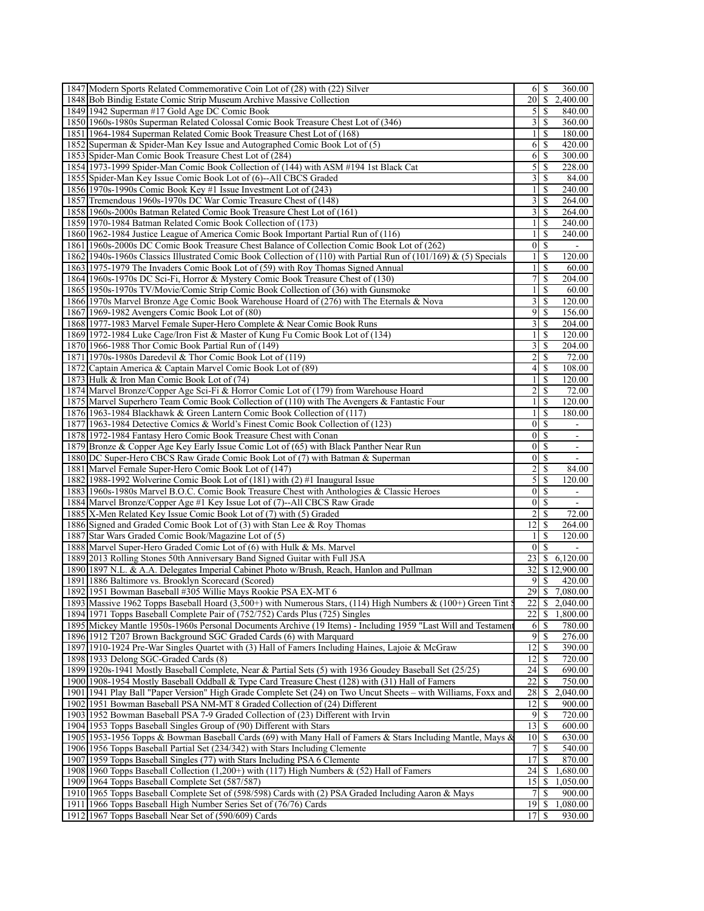| | | | |
|---|---|---|---|
| 1847 | Modern Sports Related Commemorative Coin Lot of (28) with (22) Silver | 6 | $ 360.00 |
| 1848 | Bob Bindig Estate Comic Strip Museum Archive Massive Collection | 20 | $ 2,400.00 |
| 1849 | 1942 Superman #17 Gold Age DC Comic Book | 5 | $ 840.00 |
| 1850 | 1960s-1980s Superman Related Colossal Comic Book Treasure Chest Lot of (346) | 3 | $ 360.00 |
| 1851 | 1964-1984 Superman Related Comic Book Treasure Chest Lot of (168) | 1 | $ 180.00 |
| 1852 | Superman & Spider-Man Key Issue and Autographed Comic Book Lot of (5) | 6 | $ 420.00 |
| 1853 | Spider-Man Comic Book Treasure Chest Lot of (284) | 6 | $ 300.00 |
| 1854 | 1973-1999 Spider-Man Comic Book Collection of (144) with ASM #194 1st Black Cat | 5 | $ 228.00 |
| 1855 | Spider-Man Key Issue Comic Book Lot of (6)--All CBCS Graded | 3 | $ 84.00 |
| 1856 | 1970s-1990s Comic Book Key #1 Issue Investment Lot of (243) | 1 | $ 240.00 |
| 1857 | Tremendous 1960s-1970s DC War Comic Treasure Chest of (148) | 3 | $ 264.00 |
| 1858 | 1960s-2000s Batman Related Comic Book Treasure Chest Lot of (161) | 3 | $ 264.00 |
| 1859 | 1970-1984 Batman Related Comic Book Collection of (173) | 1 | $ 240.00 |
| 1860 | 1962-1984 Justice League of America Comic Book Important Partial Run of (116) | 1 | $ 240.00 |
| 1861 | 1960s-2000s DC Comic Book Treasure Chest Balance of Collection Comic Book Lot of (262) | 0 | $ - |
| 1862 | 1940s-1960s Classics Illustrated Comic Book Collection of (110) with Partial Run of (101/169) & (5) Specials | 1 | $ 120.00 |
| 1863 | 1975-1979 The Invaders Comic Book Lot of (59) with Roy Thomas Signed Annual | 1 | $ 60.00 |
| 1864 | 1960s-1970s DC Sci-Fi, Horror & Mystery Comic Book Treasure Chest of (130) | 7 | $ 204.00 |
| 1865 | 1950s-1970s TV/Movie/Comic Strip Comic Book Collection of (36) with Gunsmoke | 1 | $ 60.00 |
| 1866 | 1970s Marvel Bronze Age Comic Book Warehouse Hoard of (276) with The Eternals & Nova | 3 | $ 120.00 |
| 1867 | 1969-1982 Avengers Comic Book Lot of (80) | 9 | $ 156.00 |
| 1868 | 1977-1983 Marvel Female Super-Hero Complete & Near Comic Book Runs | 3 | $ 204.00 |
| 1869 | 1972-1984 Luke Cage/Iron Fist & Master of Kung Fu Comic Book Lot of (134) | 1 | $ 120.00 |
| 1870 | 1966-1988 Thor Comic Book Partial Run of (149) | 3 | $ 204.00 |
| 1871 | 1970s-1980s Daredevil & Thor Comic Book Lot of (119) | 2 | $ 72.00 |
| 1872 | Captain America & Captain Marvel Comic Book Lot of (89) | 4 | $ 108.00 |
| 1873 | Hulk & Iron Man Comic Book Lot of (74) | 1 | $ 120.00 |
| 1874 | Marvel Bronze/Copper Age Sci-Fi & Horror Comic Lot of (179) from Warehouse Hoard | 2 | $ 72.00 |
| 1875 | Marvel Superhero Team Comic Book Collection of (110) with The Avengers & Fantastic Four | 1 | $ 120.00 |
| 1876 | 1963-1984 Blackhawk & Green Lantern Comic Book Collection of (117) | 1 | $ 180.00 |
| 1877 | 1963-1984 Detective Comics & World's Finest Comic Book Collection of (123) | 0 | $ - |
| 1878 | 1972-1984 Fantasy Hero Comic Book Treasure Chest with Conan | 0 | $ - |
| 1879 | Bronze & Copper Age Key Early Issue Comic Lot of (65) with Black Panther Near Run | 0 | $ - |
| 1880 | DC Super-Hero CBCS Raw Grade Comic Book Lot of (7) with Batman & Superman | 0 | $ - |
| 1881 | Marvel Female Super-Hero Comic Book Lot of (147) | 2 | $ 84.00 |
| 1882 | 1988-1992 Wolverine Comic Book Lot of (181) with (2) #1 Inaugural Issue | 5 | $ 120.00 |
| 1883 | 1960s-1980s Marvel B.O.C. Comic Book Treasure Chest with Anthologies & Classic Heroes | 0 | $ - |
| 1884 | Marvel Bronze/Copper Age #1 Key Issue Lot of (7)--All CBCS Raw Grade | 0 | $ - |
| 1885 | X-Men Related Key Issue Comic Book Lot of (7) with (5) Graded | 2 | $ 72.00 |
| 1886 | Signed and Graded Comic Book Lot of (3) with Stan Lee & Roy Thomas | 12 | $ 264.00 |
| 1887 | Star Wars Graded Comic Book/Magazine Lot of (5) | 1 | $ 120.00 |
| 1888 | Marvel Super-Hero Graded Comic Lot of (6) with Hulk & Ms. Marvel | 0 | $ - |
| 1889 | 2013 Rolling Stones 50th Anniversary Band Signed Guitar with Full JSA | 23 | $ 6,120.00 |
| 1890 | 1897 N.L. & A.A. Delegates Imperial Cabinet Photo w/Brush, Reach, Hanlon and Pullman | 32 | $ 12,900.00 |
| 1891 | 1886 Baltimore vs. Brooklyn Scorecard (Scored) | 9 | $ 420.00 |
| 1892 | 1951 Bowman Baseball #305 Willie Mays Rookie PSA EX-MT 6 | 29 | $ 7,080.00 |
| 1893 | Massive 1962 Topps Baseball Hoard (3,500+) with Numerous Stars, (114) High Numbers & (100+) Green Tint S | 22 | $ 2,040.00 |
| 1894 | 1971 Topps Baseball Complete Pair of (752/752) Cards Plus (725) Singles | 22 | $ 1,800.00 |
| 1895 | Mickey Mantle 1950s-1960s Personal Documents Archive (19 Items) - Including 1959 "Last Will and Testament | 6 | $ 780.00 |
| 1896 | 1912 T207 Brown Background SGC Graded Cards (6) with Marquard | 9 | $ 276.00 |
| 1897 | 1910-1924 Pre-War Singles Quartet with (3) Hall of Famers Including Haines, Lajoie & McGraw | 12 | $ 390.00 |
| 1898 | 1933 Delong SGC-Graded Cards (8) | 12 | $ 720.00 |
| 1899 | 1920s-1941 Mostly Baseball Complete, Near & Partial Sets (5) with 1936 Goudey Baseball Set (25/25) | 24 | $ 690.00 |
| 1900 | 1908-1954 Mostly Baseball Oddball & Type Card Treasure Chest (128) with (31) Hall of Famers | 22 | $ 750.00 |
| 1901 | 1941 Play Ball "Paper Version" High Grade Complete Set (24) on Two Uncut Sheets – with Williams, Foxx and | 28 | $ 2,040.00 |
| 1902 | 1951 Bowman Baseball PSA NM-MT 8 Graded Collection of (24) Different | 12 | $ 900.00 |
| 1903 | 1952 Bowman Baseball PSA 7-9 Graded Collection of (23) Different with Irvin | 9 | $ 720.00 |
| 1904 | 1953 Topps Baseball Singles Group of (90) Different with Stars | 13 | $ 600.00 |
| 1905 | 1953-1956 Topps & Bowman Baseball Cards (69) with Many Hall of Famers & Stars Including Mantle, Mays & | 10 | $ 630.00 |
| 1906 | 1956 Topps Baseball Partial Set (234/342) with Stars Including Clemente | 7 | $ 540.00 |
| 1907 | 1959 Topps Baseball Singles (77) with Stars Including PSA 6 Clemente | 17 | $ 870.00 |
| 1908 | 1960 Topps Baseball Collection (1,200+) with (117) High Numbers & (52) Hall of Famers | 24 | $ 1,680.00 |
| 1909 | 1964 Topps Baseball Complete Set (587/587) | 15 | $ 1,050.00 |
| 1910 | 1965 Topps Baseball Complete Set of (598/598) Cards with (2) PSA Graded Including Aaron & Mays | 7 | $ 900.00 |
| 1911 | 1966 Topps Baseball High Number Series Set of (76/76) Cards | 19 | $ 1,080.00 |
| 1912 | 1967 Topps Baseball Near Set of (590/609) Cards | 17 | $ 930.00 |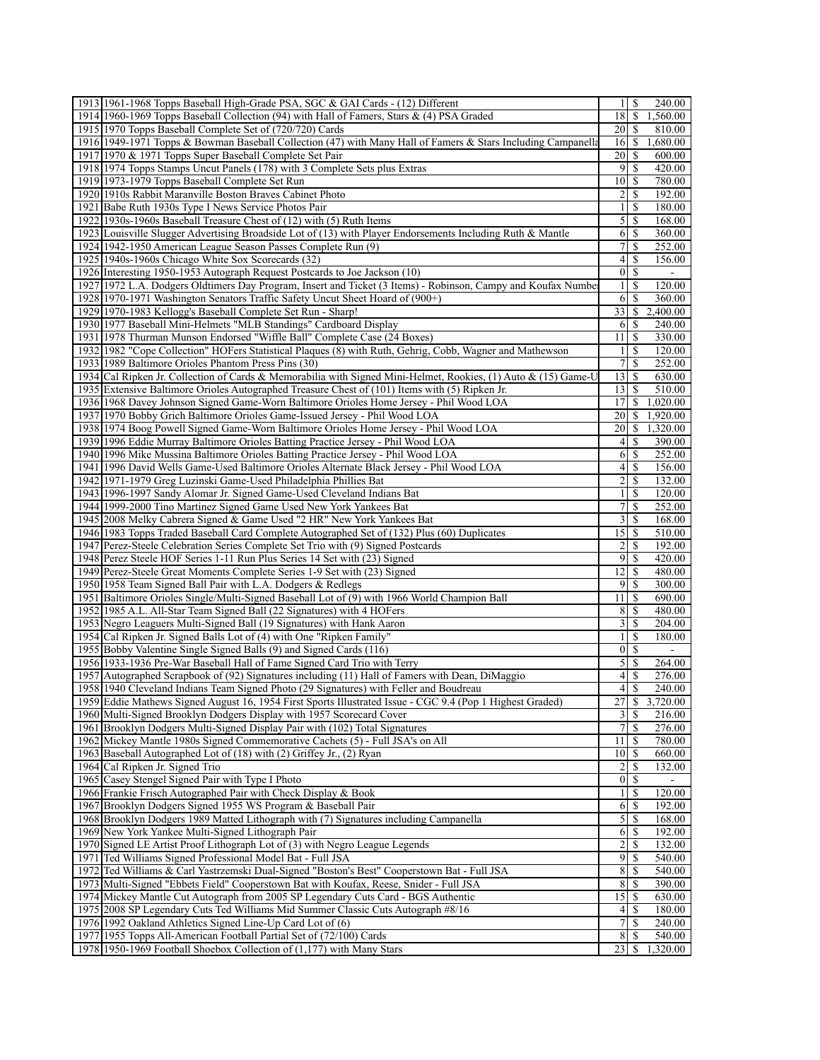| | | | |
|---|---|---|---|
| 1913 | 1961-1968 Topps Baseball High-Grade PSA, SGC & GAI Cards - (12) Different | 1 | $ 240.00 |
| 1914 | 1960-1969 Topps Baseball Collection (94) with Hall of Famers, Stars & (4) PSA Graded | 18 | $ 1,560.00 |
| 1915 | 1970 Topps Baseball Complete Set of (720/720) Cards | 20 | $ 810.00 |
| 1916 | 1949-1971 Topps & Bowman Baseball Collection (47) with Many Hall of Famers & Stars Including Campanella | 16 | $ 1,680.00 |
| 1917 | 1970 & 1971 Topps Super Baseball Complete Set Pair | 20 | $ 600.00 |
| 1918 | 1974 Topps Stamps Uncut Panels (178) with 3 Complete Sets plus Extras | 9 | $ 420.00 |
| 1919 | 1973-1979 Topps Baseball Complete Set Run | 10 | $ 780.00 |
| 1920 | 1910s Rabbit Maranville Boston Braves Cabinet Photo | 2 | $ 192.00 |
| 1921 | Babe Ruth 1930s Type I News Service Photos Pair | 1 | $ 180.00 |
| 1922 | 1930s-1960s Baseball Treasure Chest of (12) with (5) Ruth Items | 5 | $ 168.00 |
| 1923 | Louisville Slugger Advertising Broadside Lot of (13) with Player Endorsements Including Ruth & Mantle | 6 | $ 360.00 |
| 1924 | 1942-1950 American League Season Passes Complete Run (9) | 7 | $ 252.00 |
| 1925 | 1940s-1960s Chicago White Sox Scorecards (32) | 4 | $ 156.00 |
| 1926 | Interesting 1950-1953 Autograph Request Postcards to Joe Jackson (10) | 0 | $ - |
| 1927 | 1972 L.A. Dodgers Oldtimers Day Program, Insert and Ticket (3 Items) - Robinson, Campy and Koufax Number | 1 | $ 120.00 |
| 1928 | 1970-1971 Washington Senators Traffic Safety Uncut Sheet Hoard of (900+) | 6 | $ 360.00 |
| 1929 | 1970-1983 Kellogg's Baseball Complete Set Run - Sharp! | 33 | $ 2,400.00 |
| 1930 | 1977 Baseball Mini-Helmets "MLB Standings" Cardboard Display | 6 | $ 240.00 |
| 1931 | 1978 Thurman Munson Endorsed "Wiffle Ball" Complete Case (24 Boxes) | 11 | $ 330.00 |
| 1932 | 1982 "Cope Collection" HOFers Statistical Plaques (8) with Ruth, Gehrig, Cobb, Wagner and Mathewson | 1 | $ 120.00 |
| 1933 | 1989 Baltimore Orioles Phantom Press Pins (30) | 7 | $ 252.00 |
| 1934 | Cal Ripken Jr. Collection of Cards & Memorabilia with Signed Mini-Helmet, Rookies, (1) Auto & (15) Game-U | 13 | $ 630.00 |
| 1935 | Extensive Baltimore Orioles Autographed Treasure Chest of (101) Items with (5) Ripken Jr. | 13 | $ 510.00 |
| 1936 | 1968 Davey Johnson Signed Game-Worn Baltimore Orioles Home Jersey - Phil Wood LOA | 17 | $ 1,020.00 |
| 1937 | 1970 Bobby Grich Baltimore Orioles Game-Issued Jersey - Phil Wood LOA | 20 | $ 1,920.00 |
| 1938 | 1974 Boog Powell Signed Game-Worn Baltimore Orioles Home Jersey - Phil Wood LOA | 20 | $ 1,320.00 |
| 1939 | 1996 Eddie Murray Baltimore Orioles Batting Practice Jersey - Phil Wood LOA | 4 | $ 390.00 |
| 1940 | 1996 Mike Mussina Baltimore Orioles Batting Practice Jersey - Phil Wood LOA | 6 | $ 252.00 |
| 1941 | 1996 David Wells Game-Used Baltimore Orioles Alternate Black Jersey - Phil Wood LOA | 4 | $ 156.00 |
| 1942 | 1971-1979 Greg Luzinski Game-Used Philadelphia Phillies Bat | 2 | $ 132.00 |
| 1943 | 1996-1997 Sandy Alomar Jr. Signed Game-Used Cleveland Indians Bat | 1 | $ 120.00 |
| 1944 | 1999-2000 Tino Martinez Signed Game Used New York Yankees Bat | 7 | $ 252.00 |
| 1945 | 2008 Melky Cabrera Signed & Game Used "2 HR" New York Yankees Bat | 3 | $ 168.00 |
| 1946 | 1983 Topps Traded Baseball Card Complete Autographed Set of (132) Plus (60) Duplicates | 15 | $ 510.00 |
| 1947 | Perez-Steele Celebration Series Complete Set Trio with (9) Signed Postcards | 2 | $ 192.00 |
| 1948 | Perez Steele HOF Series 1-11 Run Plus Series 14 Set with (23) Signed | 9 | $ 420.00 |
| 1949 | Perez-Steele Great Moments Complete Series 1-9 Set with (23) Signed | 12 | $ 480.00 |
| 1950 | 1958 Team Signed Ball Pair with L.A. Dodgers & Redlegs | 9 | $ 300.00 |
| 1951 | Baltimore Orioles Single/Multi-Signed Baseball Lot of (9) with 1966 World Champion Ball | 11 | $ 690.00 |
| 1952 | 1985 A.L. All-Star Team Signed Ball (22 Signatures) with 4 HOFers | 8 | $ 480.00 |
| 1953 | Negro Leaguers Multi-Signed Ball (19 Signatures) with Hank Aaron | 3 | $ 204.00 |
| 1954 | Cal Ripken Jr. Signed Balls Lot of (4) with One "Ripken Family" | 1 | $ 180.00 |
| 1955 | Bobby Valentine Single Signed Balls (9) and Signed Cards (116) | 0 | $ - |
| 1956 | 1933-1936 Pre-War Baseball Hall of Fame Signed Card Trio with Terry | 5 | $ 264.00 |
| 1957 | Autographed Scrapbook of (92) Signatures including (11) Hall of Famers with Dean, DiMaggio | 4 | $ 276.00 |
| 1958 | 1940 Cleveland Indians Team Signed Photo (29 Signatures) with Feller and Boudreau | 4 | $ 240.00 |
| 1959 | Eddie Mathews Signed August 16, 1954 First Sports Illustrated Issue - CGC 9.4 (Pop 1 Highest Graded) | 27 | $ 3,720.00 |
| 1960 | Multi-Signed Brooklyn Dodgers Display with 1957 Scorecard Cover | 3 | $ 216.00 |
| 1961 | Brooklyn Dodgers Multi-Signed Display Pair with (102) Total Signatures | 7 | $ 276.00 |
| 1962 | Mickey Mantle 1980s Signed Commemorative Cachets (5) - Full JSA's on All | 11 | $ 780.00 |
| 1963 | Baseball Autographed Lot of (18) with (2) Griffey Jr., (2) Ryan | 10 | $ 660.00 |
| 1964 | Cal Ripken Jr. Signed Trio | 2 | $ 132.00 |
| 1965 | Casey Stengel Signed Pair with Type I Photo | 0 | $ - |
| 1966 | Frankie Frisch Autographed Pair with Check Display & Book | 1 | $ 120.00 |
| 1967 | Brooklyn Dodgers Signed 1955 WS Program & Baseball Pair | 6 | $ 192.00 |
| 1968 | Brooklyn Dodgers 1989 Matted Lithograph with (7) Signatures including Campanella | 5 | $ 168.00 |
| 1969 | New York Yankee Multi-Signed Lithograph Pair | 6 | $ 192.00 |
| 1970 | Signed LE Artist Proof Lithograph Lot of (3) with Negro League Legends | 2 | $ 132.00 |
| 1971 | Ted Williams Signed Professional Model Bat - Full JSA | 9 | $ 540.00 |
| 1972 | Ted Williams & Carl Yastrzemski Dual-Signed "Boston's Best" Cooperstown Bat - Full JSA | 8 | $ 540.00 |
| 1973 | Multi-Signed "Ebbets Field" Cooperstown Bat with Koufax, Reese, Snider - Full JSA | 8 | $ 390.00 |
| 1974 | Mickey Mantle Cut Autograph from 2005 SP Legendary Cuts Card - BGS Authentic | 15 | $ 630.00 |
| 1975 | 2008 SP Legendary Cuts Ted Williams Mid Summer Classic Cuts Autograph #8/16 | 4 | $ 180.00 |
| 1976 | 1992 Oakland Athletics Signed Line-Up Card Lot of (6) | 7 | $ 240.00 |
| 1977 | 1955 Topps All-American Football Partial Set of (72/100) Cards | 8 | $ 540.00 |
| 1978 | 1950-1969 Football Shoebox Collection of (1,177) with Many Stars | 23 | $ 1,320.00 |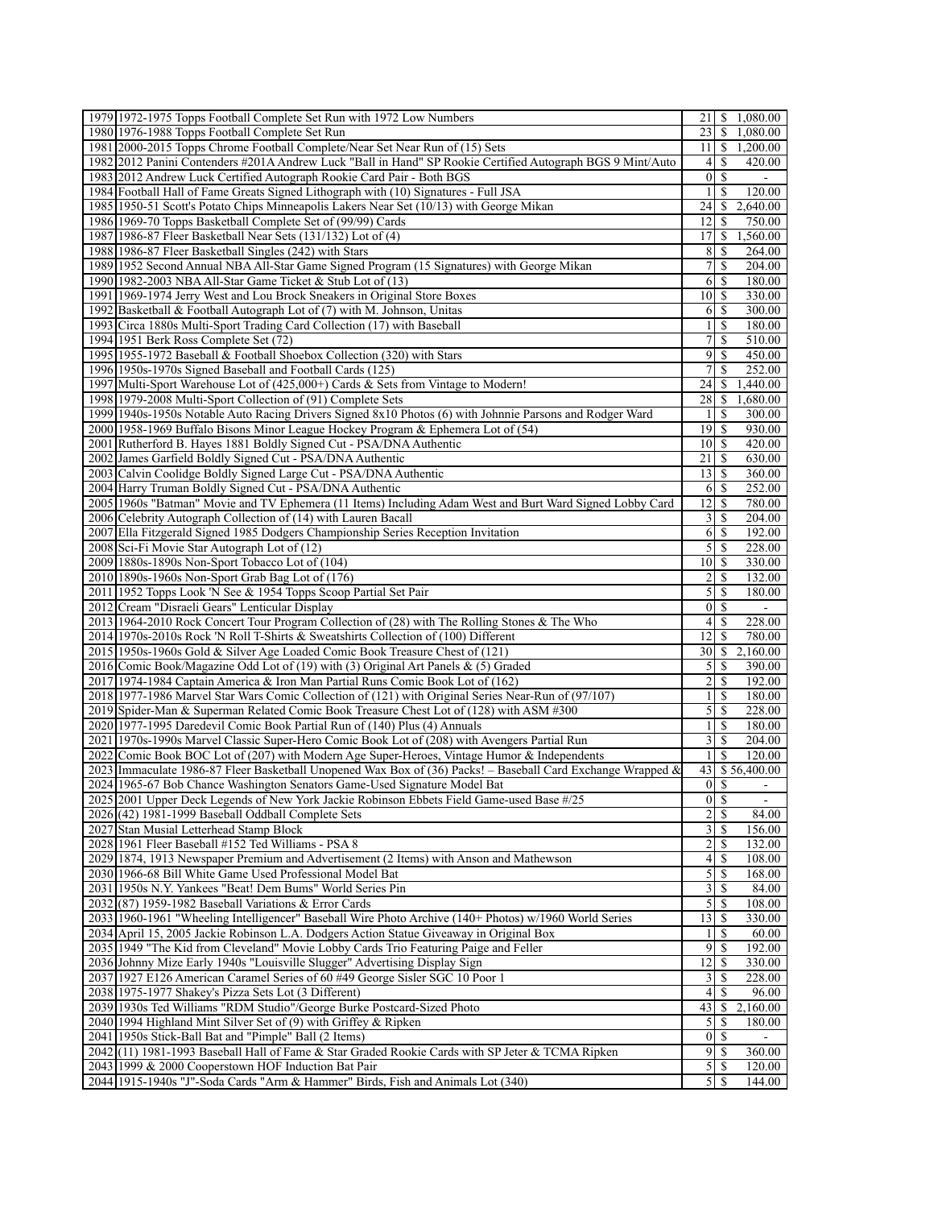| | | | |
|---|---|---|---|
| 1979 | 1972-1975 Topps Football Complete Set Run with 1972 Low Numbers | 21 | $ 1,080.00 |
| 1980 | 1976-1988 Topps Football Complete Set Run | 23 | $ 1,080.00 |
| 1981 | 2000-2015 Topps Chrome Football Complete/Near Set Near Run of (15) Sets | 11 | $ 1,200.00 |
| 1982 | 2012 Panini Contenders #201A Andrew Luck "Ball in Hand" SP Rookie Certified Autograph BGS 9 Mint/Auto | 4 | $ 420.00 |
| 1983 | 2012 Andrew Luck Certified Autograph Rookie Card Pair - Both BGS | 0 | $ - |
| 1984 | Football Hall of Fame Greats Signed Lithograph with (10) Signatures - Full JSA | 1 | $ 120.00 |
| 1985 | 1950-51 Scott's Potato Chips Minneapolis Lakers Near Set (10/13) with George Mikan | 24 | $ 2,640.00 |
| 1986 | 1969-70 Topps Basketball Complete Set of (99/99) Cards | 12 | $ 750.00 |
| 1987 | 1986-87 Fleer Basketball Near Sets (131/132) Lot of (4) | 17 | $ 1,560.00 |
| 1988 | 1986-87 Fleer Basketball Singles (242) with Stars | 8 | $ 264.00 |
| 1989 | 1952 Second Annual NBA All-Star Game Signed Program (15 Signatures) with George Mikan | 7 | $ 204.00 |
| 1990 | 1982-2003 NBA All-Star Game Ticket & Stub Lot of (13) | 6 | $ 180.00 |
| 1991 | 1969-1974 Jerry West and Lou Brock Sneakers in Original Store Boxes | 10 | $ 330.00 |
| 1992 | Basketball & Football Autograph Lot of (7) with M. Johnson, Unitas | 6 | $ 300.00 |
| 1993 | Circa 1880s Multi-Sport Trading Card Collection (17) with Baseball | 1 | $ 180.00 |
| 1994 | 1951 Berk Ross Complete Set (72) | 7 | $ 510.00 |
| 1995 | 1955-1972 Baseball & Football Shoebox Collection (320) with Stars | 9 | $ 450.00 |
| 1996 | 1950s-1970s Signed Baseball and Football Cards (125) | 7 | $ 252.00 |
| 1997 | Multi-Sport Warehouse Lot of (425,000+) Cards & Sets from Vintage to Modern! | 24 | $ 1,440.00 |
| 1998 | 1979-2008 Multi-Sport Collection of (91) Complete Sets | 28 | $ 1,680.00 |
| 1999 | 1940s-1950s Notable Auto Racing Drivers Signed 8x10 Photos (6) with Johnnie Parsons and Rodger Ward | 1 | $ 300.00 |
| 2000 | 1958-1969 Buffalo Bisons Minor League Hockey Program & Ephemera Lot of (54) | 19 | $ 930.00 |
| 2001 | Rutherford B. Hayes 1881 Boldly Signed Cut - PSA/DNA Authentic | 10 | $ 420.00 |
| 2002 | James Garfield Boldly Signed Cut - PSA/DNA Authentic | 21 | $ 630.00 |
| 2003 | Calvin Coolidge Boldly Signed Large Cut - PSA/DNA Authentic | 13 | $ 360.00 |
| 2004 | Harry Truman Boldly Signed Cut - PSA/DNA Authentic | 6 | $ 252.00 |
| 2005 | 1960s "Batman" Movie and TV Ephemera (11 Items) Including Adam West and Burt Ward Signed Lobby Card | 12 | $ 780.00 |
| 2006 | Celebrity Autograph Collection of (14) with Lauren Bacall | 3 | $ 204.00 |
| 2007 | Ella Fitzgerald Signed 1985 Dodgers Championship Series Reception Invitation | 6 | $ 192.00 |
| 2008 | Sci-Fi Movie Star Autograph Lot of (12) | 5 | $ 228.00 |
| 2009 | 1880s-1890s Non-Sport Tobacco Lot of (104) | 10 | $ 330.00 |
| 2010 | 1890s-1960s Non-Sport Grab Bag Lot of (176) | 2 | $ 132.00 |
| 2011 | 1952 Topps Look 'N See & 1954 Topps Scoop Partial Set Pair | 5 | $ 180.00 |
| 2012 | Cream "Disraeli Gears" Lenticular Display | 0 | $ - |
| 2013 | 1964-2010 Rock Concert Tour Program Collection of (28) with The Rolling Stones & The Who | 4 | $ 228.00 |
| 2014 | 1970s-2010s Rock 'N Roll T-Shirts & Sweatshirts Collection of (100) Different | 12 | $ 780.00 |
| 2015 | 1950s-1960s Gold & Silver Age Loaded Comic Book Treasure Chest of (121) | 30 | $ 2,160.00 |
| 2016 | Comic Book/Magazine Odd Lot of (19) with (3) Original Art Panels & (5) Graded | 5 | $ 390.00 |
| 2017 | 1974-1984 Captain America & Iron Man Partial Runs Comic Book Lot of (162) | 2 | $ 192.00 |
| 2018 | 1977-1986 Marvel Star Wars Comic Collection of (121) with Original Series Near-Run of (97/107) | 1 | $ 180.00 |
| 2019 | Spider-Man & Superman Related Comic Book Treasure Chest Lot of (128) with ASM #300 | 5 | $ 228.00 |
| 2020 | 1977-1995 Daredevil Comic Book Partial Run of (140) Plus (4) Annuals | 1 | $ 180.00 |
| 2021 | 1970s-1990s Marvel Classic Super-Hero Comic Book Lot of (208) with Avengers Partial Run | 3 | $ 204.00 |
| 2022 | Comic Book BOC Lot of (207) with Modern Age Super-Heroes, Vintage Humor & Independents | 1 | $ 120.00 |
| 2023 | Immaculate 1986-87 Fleer Basketball Unopened Wax Box of (36) Packs! – Baseball Card Exchange Wrapped & | 43 | $ 56,400.00 |
| 2024 | 1965-67 Bob Chance Washington Senators Game-Used Signature Model Bat | 0 | $ - |
| 2025 | 2001 Upper Deck Legends of New York Jackie Robinson Ebbets Field Game-used Base #/25 | 0 | $ - |
| 2026 | (42) 1981-1999 Baseball Oddball Complete Sets | 2 | $ 84.00 |
| 2027 | Stan Musial Letterhead Stamp Block | 3 | $ 156.00 |
| 2028 | 1961 Fleer Baseball #152 Ted Williams - PSA 8 | 2 | $ 132.00 |
| 2029 | 1874, 1913 Newspaper Premium and Advertisement (2 Items) with Anson and Mathewson | 4 | $ 108.00 |
| 2030 | 1966-68 Bill White Game Used Professional Model Bat | 5 | $ 168.00 |
| 2031 | 1950s N.Y. Yankees "Beat! Dem Bums" World Series Pin | 3 | $ 84.00 |
| 2032 | (87) 1959-1982 Baseball Variations & Error Cards | 5 | $ 108.00 |
| 2033 | 1960-1961 "Wheeling Intelligencer" Baseball Wire Photo Archive (140+ Photos) w/1960 World Series | 13 | $ 330.00 |
| 2034 | April 15, 2005 Jackie Robinson L.A. Dodgers Action Statue Giveaway in Original Box | 1 | $ 60.00 |
| 2035 | 1949 "The Kid from Cleveland" Movie Lobby Cards Trio Featuring Paige and Feller | 9 | $ 192.00 |
| 2036 | Johnny Mize Early 1940s "Louisville Slugger" Advertising Display Sign | 12 | $ 330.00 |
| 2037 | 1927 E126 American Caramel Series of 60 #49 George Sisler SGC 10 Poor 1 | 3 | $ 228.00 |
| 2038 | 1975-1977 Shakey's Pizza Sets Lot (3 Different) | 4 | $ 96.00 |
| 2039 | 1930s Ted Williams "RDM Studio"/George Burke Postcard-Sized Photo | 43 | $ 2,160.00 |
| 2040 | 1994 Highland Mint Silver Set of (9) with Griffey & Ripken | 5 | $ 180.00 |
| 2041 | 1950s Stick-Ball Bat and "Pimple" Ball (2 Items) | 0 | $ - |
| 2042 | (11) 1981-1993 Baseball Hall of Fame & Star Graded Rookie Cards with SP Jeter & TCMA Ripken | 9 | $ 360.00 |
| 2043 | 1999 & 2000 Cooperstown HOF Induction Bat Pair | 5 | $ 120.00 |
| 2044 | 1915-1940s "J"-Soda Cards "Arm & Hammer" Birds, Fish and Animals Lot (340) | 5 | $ 144.00 |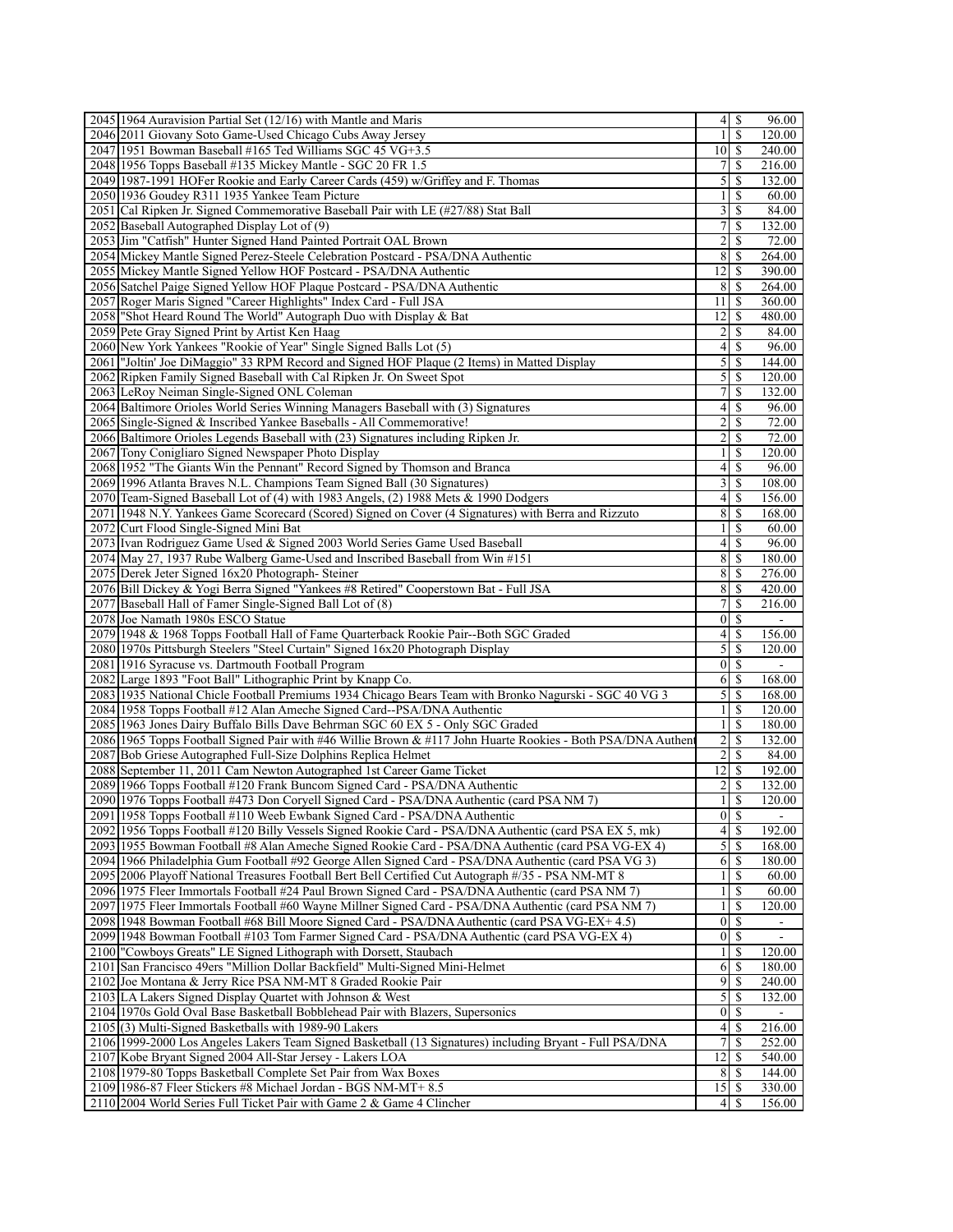| Lot | Description | Bids | | Price |
|---|---|---|---|---|
| 2045 | 1964 Auravision Partial Set (12/16) with Mantle and Maris | 4 | $ | 96.00 |
| 2046 | 2011 Giovany Soto Game-Used Chicago Cubs Away Jersey | 1 | $ | 120.00 |
| 2047 | 1951 Bowman Baseball #165 Ted Williams SGC 45 VG+3.5 | 10 | $ | 240.00 |
| 2048 | 1956 Topps Baseball #135 Mickey Mantle - SGC 20 FR 1.5 | 7 | $ | 216.00 |
| 2049 | 1987-1991 HOFer Rookie and Early Career Cards (459) w/Griffey and F. Thomas | 5 | $ | 132.00 |
| 2050 | 1936 Goudey R311 1935 Yankee Team Picture | 1 | $ | 60.00 |
| 2051 | Cal Ripken Jr. Signed Commemorative Baseball Pair with LE (#27/88) Stat Ball | 3 | $ | 84.00 |
| 2052 | Baseball Autographed Display Lot of (9) | 7 | $ | 132.00 |
| 2053 | Jim "Catfish" Hunter Signed Hand Painted Portrait OAL Brown | 2 | $ | 72.00 |
| 2054 | Mickey Mantle Signed Perez-Steele Celebration Postcard - PSA/DNA Authentic | 8 | $ | 264.00 |
| 2055 | Mickey Mantle Signed Yellow HOF Postcard - PSA/DNA Authentic | 12 | $ | 390.00 |
| 2056 | Satchel Paige Signed Yellow HOF Plaque Postcard - PSA/DNA Authentic | 8 | $ | 264.00 |
| 2057 | Roger Maris Signed "Career Highlights" Index Card - Full JSA | 11 | $ | 360.00 |
| 2058 | "Shot Heard Round The World" Autograph Duo with Display & Bat | 12 | $ | 480.00 |
| 2059 | Pete Gray Signed Print by Artist Ken Haag | 2 | $ | 84.00 |
| 2060 | New York Yankees "Rookie of Year" Single Signed Balls Lot (5) | 4 | $ | 96.00 |
| 2061 | "Joltin' Joe DiMaggio" 33 RPM Record and Signed HOF Plaque (2 Items) in Matted Display | 5 | $ | 144.00 |
| 2062 | Ripken Family Signed Baseball with Cal Ripken Jr. On Sweet Spot | 5 | $ | 120.00 |
| 2063 | LeRoy Neiman Single-Signed ONL Coleman | 7 | $ | 132.00 |
| 2064 | Baltimore Orioles World Series Winning Managers Baseball with (3) Signatures | 4 | $ | 96.00 |
| 2065 | Single-Signed & Inscribed Yankee Baseballs - All Commemorative! | 2 | $ | 72.00 |
| 2066 | Baltimore Orioles Legends Baseball with (23) Signatures including Ripken Jr. | 2 | $ | 72.00 |
| 2067 | Tony Conigliaro Signed Newspaper Photo Display | 1 | $ | 120.00 |
| 2068 | 1952 "The Giants Win the Pennant" Record Signed by Thomson and Branca | 4 | $ | 96.00 |
| 2069 | 1996 Atlanta Braves N.L. Champions Team Signed Ball (30 Signatures) | 3 | $ | 108.00 |
| 2070 | Team-Signed Baseball Lot of (4) with 1983 Angels, (2) 1988 Mets & 1990 Dodgers | 4 | $ | 156.00 |
| 2071 | 1948 N.Y. Yankees Game Scorecard (Scored) Signed on Cover (4 Signatures) with Berra and Rizzuto | 8 | $ | 168.00 |
| 2072 | Curt Flood Single-Signed Mini Bat | 1 | $ | 60.00 |
| 2073 | Ivan Rodriguez Game Used & Signed 2003 World Series Game Used Baseball | 4 | $ | 96.00 |
| 2074 | May 27, 1937 Rube Walberg Game-Used and Inscribed Baseball from Win #151 | 8 | $ | 180.00 |
| 2075 | Derek Jeter Signed 16x20 Photograph- Steiner | 8 | $ | 276.00 |
| 2076 | Bill Dickey & Yogi Berra Signed "Yankees #8 Retired" Cooperstown Bat - Full JSA | 8 | $ | 420.00 |
| 2077 | Baseball Hall of Famer Single-Signed Ball Lot of (8) | 7 | $ | 216.00 |
| 2078 | Joe Namath 1980s ESCO Statue | 0 | $ | - |
| 2079 | 1948 & 1968 Topps Football Hall of Fame Quarterback Rookie Pair--Both SGC Graded | 4 | $ | 156.00 |
| 2080 | 1970s Pittsburgh Steelers "Steel Curtain" Signed 16x20 Photograph Display | 5 | $ | 120.00 |
| 2081 | 1916 Syracuse vs. Dartmouth Football Program | 0 | $ | - |
| 2082 | Large 1893 "Foot Ball" Lithographic Print by Knapp Co. | 6 | $ | 168.00 |
| 2083 | 1935 National Chicle Football Premiums 1934 Chicago Bears Team with Bronko Nagurski - SGC 40 VG 3 | 5 | $ | 168.00 |
| 2084 | 1958 Topps Football #12 Alan Ameche Signed Card--PSA/DNA Authentic | 1 | $ | 120.00 |
| 2085 | 1963 Jones Dairy Buffalo Bills Dave Behrman SGC 60 EX 5 - Only SGC Graded | 1 | $ | 180.00 |
| 2086 | 1965 Topps Football Signed Pair with #46 Willie Brown & #117 John Huarte Rookies - Both PSA/DNA Authent | 2 | $ | 132.00 |
| 2087 | Bob Griese Autographed Full-Size Dolphins Replica Helmet | 2 | $ | 84.00 |
| 2088 | September 11, 2011 Cam Newton Autographed 1st Career Game Ticket | 12 | $ | 192.00 |
| 2089 | 1966 Topps Football #120 Frank Buncom Signed Card - PSA/DNA Authentic | 2 | $ | 132.00 |
| 2090 | 1976 Topps Football #473 Don Coryell Signed Card - PSA/DNA Authentic (card PSA NM 7) | 1 | $ | 120.00 |
| 2091 | 1958 Topps Football #110 Weeb Ewbank Signed Card - PSA/DNA Authentic | 0 | $ | - |
| 2092 | 1956 Topps Football #120 Billy Vessels Signed Rookie Card - PSA/DNA Authentic (card PSA EX 5, mk) | 4 | $ | 192.00 |
| 2093 | 1955 Bowman Football #8 Alan Ameche Signed Rookie Card - PSA/DNA Authentic (card PSA VG-EX 4) | 5 | $ | 168.00 |
| 2094 | 1966 Philadelphia Gum Football #92 George Allen Signed Card - PSA/DNA Authentic (card PSA VG 3) | 6 | $ | 180.00 |
| 2095 | 2006 Playoff National Treasures Football Bert Bell Certified Cut Autograph #/35 - PSA NM-MT 8 | 1 | $ | 60.00 |
| 2096 | 1975 Fleer Immortals Football #24 Paul Brown Signed Card - PSA/DNA Authentic (card PSA NM 7) | 1 | $ | 60.00 |
| 2097 | 1975 Fleer Immortals Football #60 Wayne Millner Signed Card - PSA/DNA Authentic (card PSA NM 7) | 1 | $ | 120.00 |
| 2098 | 1948 Bowman Football #68 Bill Moore Signed Card - PSA/DNA Authentic (card PSA VG-EX+ 4.5) | 0 | $ | - |
| 2099 | 1948 Bowman Football #103 Tom Farmer Signed Card - PSA/DNA Authentic (card PSA VG-EX 4) | 0 | $ | - |
| 2100 | "Cowboys Greats" LE Signed Lithograph with Dorsett, Staubach | 1 | $ | 120.00 |
| 2101 | San Francisco 49ers "Million Dollar Backfield" Multi-Signed Mini-Helmet | 6 | $ | 180.00 |
| 2102 | Joe Montana & Jerry Rice PSA NM-MT 8 Graded Rookie Pair | 9 | $ | 240.00 |
| 2103 | LA Lakers Signed Display Quartet with Johnson & West | 5 | $ | 132.00 |
| 2104 | 1970s Gold Oval Base Basketball Bobblehead Pair with Blazers, Supersonics | 0 | $ | - |
| 2105 | (3) Multi-Signed Basketballs with 1989-90 Lakers | 4 | $ | 216.00 |
| 2106 | 1999-2000 Los Angeles Lakers Team Signed Basketball (13 Signatures) including Bryant - Full PSA/DNA | 7 | $ | 252.00 |
| 2107 | Kobe Bryant Signed 2004 All-Star Jersey - Lakers LOA | 12 | $ | 540.00 |
| 2108 | 1979-80 Topps Basketball Complete Set Pair from Wax Boxes | 8 | $ | 144.00 |
| 2109 | 1986-87 Fleer Stickers #8 Michael Jordan - BGS NM-MT+ 8.5 | 15 | $ | 330.00 |
| 2110 | 2004 World Series Full Ticket Pair with Game 2 & Game 4 Clincher | 4 | $ | 156.00 |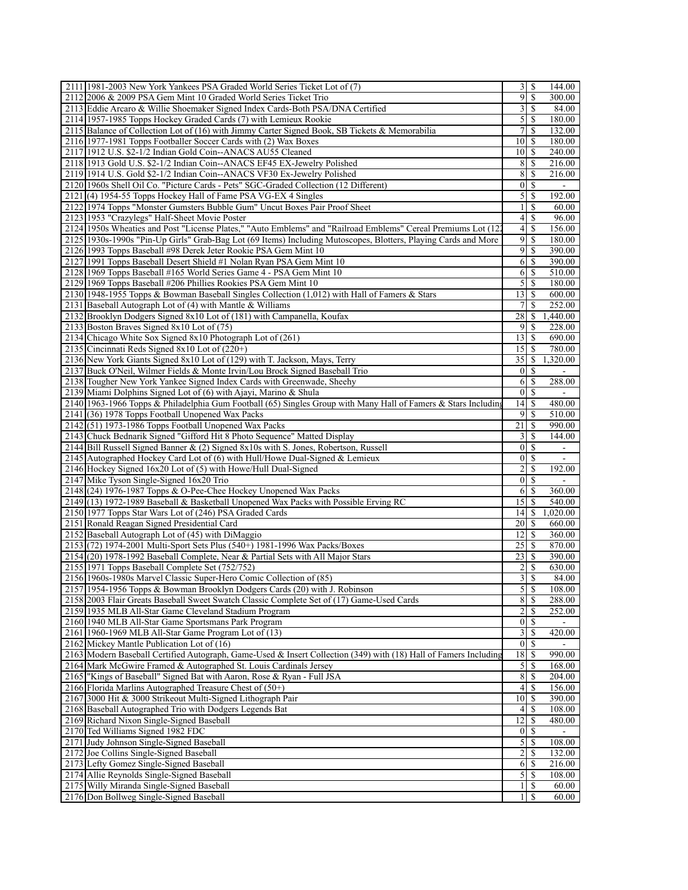| | | | | |
|---|---|---|---|---|
| 2111 | 1981-2003 New York Yankees PSA Graded World Series Ticket Lot of (7) | 3 | $ | 144.00 |
| 2112 | 2006 & 2009 PSA Gem Mint 10 Graded World Series Ticket Trio | 9 | $ | 300.00 |
| 2113 | Eddie Arcaro & Willie Shoemaker Signed Index Cards-Both PSA/DNA Certified | 3 | $ | 84.00 |
| 2114 | 1957-1985 Topps Hockey Graded Cards (7) with Lemieux Rookie | 5 | $ | 180.00 |
| 2115 | Balance of Collection Lot of (16) with Jimmy Carter Signed Book, SB Tickets & Memorabilia | 7 | $ | 132.00 |
| 2116 | 1977-1981 Topps Footballer Soccer Cards with (2) Wax Boxes | 10 | $ | 180.00 |
| 2117 | 1912 U.S. $2-1/2 Indian Gold Coin--ANACS AU55 Cleaned | 10 | $ | 240.00 |
| 2118 | 1913 Gold U.S. $2-1/2 Indian Coin--ANACS EF45 EX-Jewelry Polished | 8 | $ | 216.00 |
| 2119 | 1914 U.S. Gold $2-1/2 Indian Coin--ANACS VF30 Ex-Jewelry Polished | 8 | $ | 216.00 |
| 2120 | 1960s Shell Oil Co. "Picture Cards - Pets" SGC-Graded Collection (12 Different) | 0 | $ | - |
| 2121 | (4) 1954-55 Topps Hockey Hall of Fame PSA VG-EX 4 Singles | 5 | $ | 192.00 |
| 2122 | 1974 Topps "Monster Gumsters Bubble Gum" Uncut Boxes Pair Proof Sheet | 1 | $ | 60.00 |
| 2123 | 1953 "Crazylegs" Half-Sheet Movie Poster | 4 | $ | 96.00 |
| 2124 | 1950s Wheaties and Post "License Plates," "Auto Emblems" and "Railroad Emblems" Cereal Premiums Lot (12 | 4 | $ | 156.00 |
| 2125 | 1930s-1990s "Pin-Up Girls" Grab-Bag Lot (69 Items) Including Mutoscopes, Blotters, Playing Cards and More | 9 | $ | 180.00 |
| 2126 | 1993 Topps Baseball #98 Derek Jeter Rookie PSA Gem Mint 10 | 9 | $ | 390.00 |
| 2127 | 1991 Topps Baseball Desert Shield #1 Nolan Ryan PSA Gem Mint 10 | 6 | $ | 390.00 |
| 2128 | 1969 Topps Baseball #165 World Series Game 4 - PSA Gem Mint 10 | 6 | $ | 510.00 |
| 2129 | 1969 Topps Baseball #206 Phillies Rookies PSA Gem Mint 10 | 5 | $ | 180.00 |
| 2130 | 1948-1955 Topps & Bowman Baseball Singles Collection (1,012) with Hall of Famers & Stars | 13 | $ | 600.00 |
| 2131 | Baseball Autograph Lot of (4) with Mantle & Williams | 7 | $ | 252.00 |
| 2132 | Brooklyn Dodgers Signed 8x10 Lot of (181) with Campanella, Koufax | 28 | $ | 1,440.00 |
| 2133 | Boston Braves Signed 8x10 Lot of (75) | 9 | $ | 228.00 |
| 2134 | Chicago White Sox Signed 8x10 Photograph Lot of (261) | 13 | $ | 690.00 |
| 2135 | Cincinnati Reds Signed 8x10 Lot of (220+) | 15 | $ | 780.00 |
| 2136 | New York Giants Signed 8x10 Lot of (129) with T. Jackson, Mays, Terry | 35 | $ | 1,320.00 |
| 2137 | Buck O'Neil, Wilmer Fields & Monte Irvin/Lou Brock Signed Baseball Trio | 0 | $ | - |
| 2138 | Tougher New York Yankee Signed Index Cards with Greenwade, Sheehy | 6 | $ | 288.00 |
| 2139 | Miami Dolphins Signed Lot of (6) with Ajayi, Marino & Shula | 0 | $ | - |
| 2140 | 1963-1966 Topps & Philadelphia Gum Football (65) Singles Group with Many Hall of Famers & Stars Including | 14 | $ | 480.00 |
| 2141 | (36) 1978 Topps Football Unopened Wax Packs | 9 | $ | 510.00 |
| 2142 | (51) 1973-1986 Topps Football Unopened Wax Packs | 21 | $ | 990.00 |
| 2143 | Chuck Bednarik Signed "Gifford Hit 8 Photo Sequence" Matted Display | 3 | $ | 144.00 |
| 2144 | Bill Russell Signed Banner & (2) Signed 8x10s with S. Jones, Robertson, Russell | 0 | $ | - |
| 2145 | Autographed Hockey Card Lot of (6) with Hull/Howe Dual-Signed & Lemieux | 0 | $ | - |
| 2146 | Hockey Signed 16x20 Lot of (5) with Howe/Hull Dual-Signed | 2 | $ | 192.00 |
| 2147 | Mike Tyson Single-Signed 16x20 Trio | 0 | $ | - |
| 2148 | (24) 1976-1987 Topps & O-Pee-Chee Hockey Unopened Wax Packs | 6 | $ | 360.00 |
| 2149 | (13) 1972-1989 Baseball & Basketball Unopened Wax Packs with Possible Erving RC | 15 | $ | 540.00 |
| 2150 | 1977 Topps Star Wars Lot of (246) PSA Graded Cards | 14 | $ | 1,020.00 |
| 2151 | Ronald Reagan Signed Presidential Card | 20 | $ | 660.00 |
| 2152 | Baseball Autograph Lot of (45) with DiMaggio | 12 | $ | 360.00 |
| 2153 | (72) 1974-2001 Multi-Sport Sets Plus (540+) 1981-1996 Wax Packs/Boxes | 25 | $ | 870.00 |
| 2154 | (20) 1978-1992 Baseball Complete, Near & Partial Sets with All Major Stars | 23 | $ | 390.00 |
| 2155 | 1971 Topps Baseball Complete Set (752/752) | 2 | $ | 630.00 |
| 2156 | 1960s-1980s Marvel Classic Super-Hero Comic Collection of (85) | 3 | $ | 84.00 |
| 2157 | 1954-1956 Topps & Bowman Brooklyn Dodgers Cards (20) with J. Robinson | 5 | $ | 108.00 |
| 2158 | 2003 Flair Greats Baseball Sweet Swatch Classic Complete Set of (17) Game-Used Cards | 8 | $ | 288.00 |
| 2159 | 1935 MLB All-Star Game Cleveland Stadium Program | 2 | $ | 252.00 |
| 2160 | 1940 MLB All-Star Game Sportsmans Park Program | 0 | $ | - |
| 2161 | 1960-1969 MLB All-Star Game Program Lot of (13) | 3 | $ | 420.00 |
| 2162 | Mickey Mantle Publication Lot of (16) | 0 | $ | - |
| 2163 | Modern Baseball Certified Autograph, Game-Used & Insert Collection (349) with (18) Hall of Famers Including | 18 | $ | 990.00 |
| 2164 | Mark McGwire Framed & Autographed St. Louis Cardinals Jersey | 5 | $ | 168.00 |
| 2165 | "Kings of Baseball" Signed Bat with Aaron, Rose & Ryan - Full JSA | 8 | $ | 204.00 |
| 2166 | Florida Marlins Autographed Treasure Chest of (50+) | 4 | $ | 156.00 |
| 2167 | 3000 Hit & 3000 Strikeout Multi-Signed Lithograph Pair | 10 | $ | 390.00 |
| 2168 | Baseball Autographed Trio with Dodgers Legends Bat | 4 | $ | 108.00 |
| 2169 | Richard Nixon Single-Signed Baseball | 12 | $ | 480.00 |
| 2170 | Ted Williams Signed 1982 FDC | 0 | $ | - |
| 2171 | Judy Johnson Single-Signed Baseball | 5 | $ | 108.00 |
| 2172 | Joe Collins Single-Signed Baseball | 2 | $ | 132.00 |
| 2173 | Lefty Gomez Single-Signed Baseball | 6 | $ | 216.00 |
| 2174 | Allie Reynolds Single-Signed Baseball | 5 | $ | 108.00 |
| 2175 | Willy Miranda Single-Signed Baseball | 1 | $ | 60.00 |
| 2176 | Don Bollweg Single-Signed Baseball | 1 | $ | 60.00 |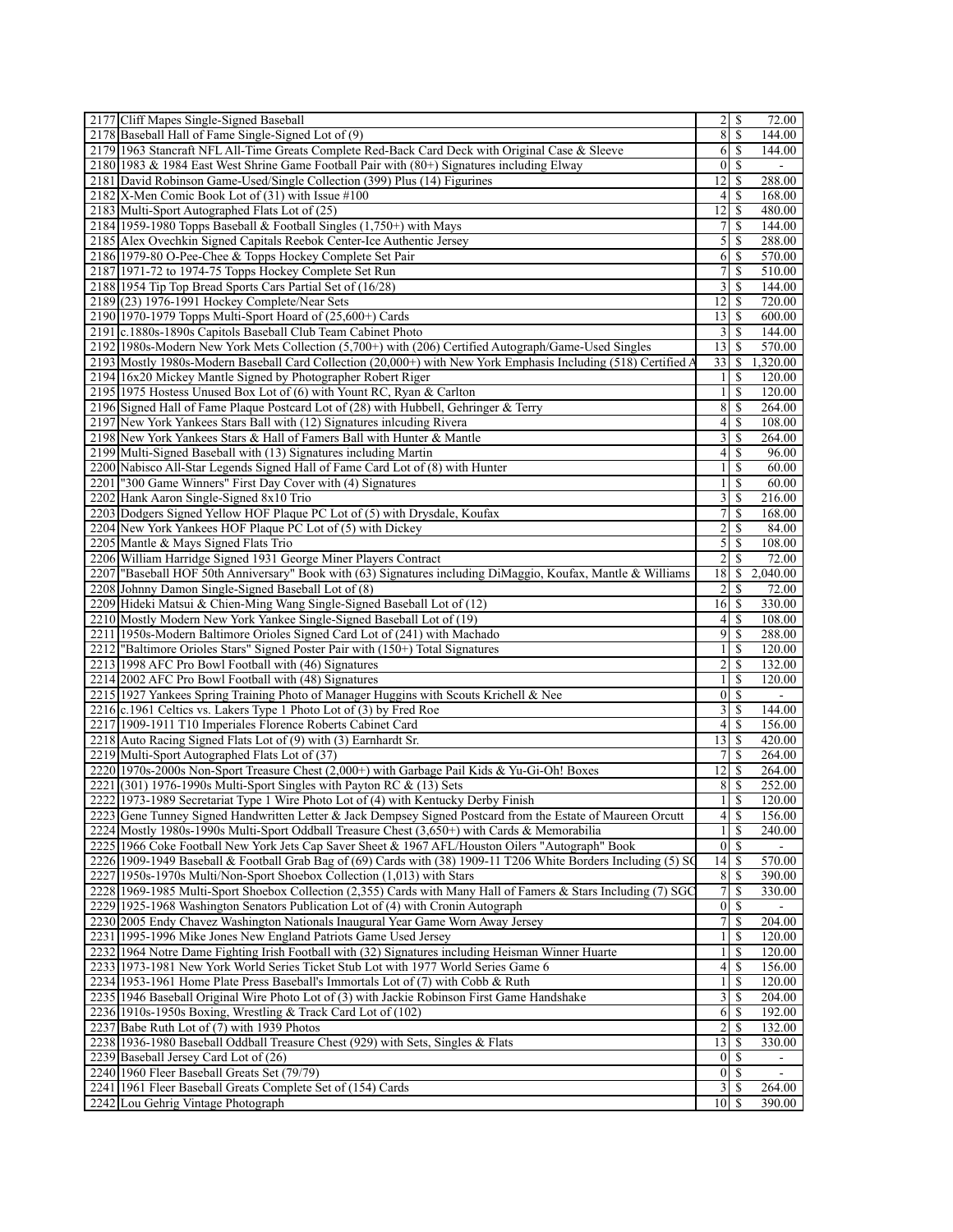| | | | | |
|---|---|---|---|---|
| 2177 | Cliff Mapes Single-Signed Baseball | 2 | $ | 72.00 |
| 2178 | Baseball Hall of Fame Single-Signed Lot of (9) | 8 | $ | 144.00 |
| 2179 | 1963 Stancraft NFL All-Time Greats Complete Red-Back Card Deck with Original Case & Sleeve | 6 | $ | 144.00 |
| 2180 | 1983 & 1984 East West Shrine Game Football Pair with (80+) Signatures including Elway | 0 | $ | - |
| 2181 | David Robinson Game-Used/Single Collection (399) Plus (14) Figurines | 12 | $ | 288.00 |
| 2182 | X-Men Comic Book Lot of (31) with Issue #100 | 4 | $ | 168.00 |
| 2183 | Multi-Sport Autographed Flats Lot of (25) | 12 | $ | 480.00 |
| 2184 | 1959-1980 Topps Baseball & Football Singles (1,750+) with Mays | 7 | $ | 144.00 |
| 2185 | Alex Ovechkin Signed Capitals Reebok Center-Ice Authentic Jersey | 5 | $ | 288.00 |
| 2186 | 1979-80 O-Pee-Chee & Topps Hockey Complete Set Pair | 6 | $ | 570.00 |
| 2187 | 1971-72 to 1974-75 Topps Hockey Complete Set Run | 7 | $ | 510.00 |
| 2188 | 1954 Tip Top Bread Sports Cars Partial Set of (16/28) | 3 | $ | 144.00 |
| 2189 | (23) 1976-1991 Hockey Complete/Near Sets | 12 | $ | 720.00 |
| 2190 | 1970-1979 Topps Multi-Sport Hoard of (25,600+) Cards | 13 | $ | 600.00 |
| 2191 | c.1880s-1890s Capitols Baseball Club Team Cabinet Photo | 3 | $ | 144.00 |
| 2192 | 1980s-Modern New York Mets Collection (5,700+) with (206) Certified Autograph/Game-Used Singles | 13 | $ | 570.00 |
| 2193 | Mostly 1980s-Modern Baseball Card Collection (20,000+) with New York Emphasis Including (518) Certified A | 33 | $ | 1,320.00 |
| 2194 | 16x20 Mickey Mantle Signed by Photographer Robert Riger | 1 | $ | 120.00 |
| 2195 | 1975 Hostess Unused Box Lot of (6) with Yount RC, Ryan & Carlton | 1 | $ | 120.00 |
| 2196 | Signed Hall of Fame Plaque Postcard Lot of (28) with Hubbell, Gehringer & Terry | 8 | $ | 264.00 |
| 2197 | New York Yankees Stars Ball with (12) Signatures inlcuding Rivera | 4 | $ | 108.00 |
| 2198 | New York Yankees Stars & Hall of Famers Ball with Hunter & Mantle | 3 | $ | 264.00 |
| 2199 | Multi-Signed Baseball with (13) Signatures including Martin | 4 | $ | 96.00 |
| 2200 | Nabisco All-Star Legends Signed Hall of Fame Card Lot of (8) with Hunter | 1 | $ | 60.00 |
| 2201 | "300 Game Winners" First Day Cover with (4) Signatures | 1 | $ | 60.00 |
| 2202 | Hank Aaron Single-Signed 8x10 Trio | 3 | $ | 216.00 |
| 2203 | Dodgers Signed Yellow HOF Plaque PC Lot of (5) with Drysdale, Koufax | 7 | $ | 168.00 |
| 2204 | New York Yankees HOF Plaque PC Lot of (5) with Dickey | 2 | $ | 84.00 |
| 2205 | Mantle & Mays Signed Flats Trio | 5 | $ | 108.00 |
| 2206 | William Harridge Signed 1931 George Miner Players Contract | 2 | $ | 72.00 |
| 2207 | "Baseball HOF 50th Anniversary" Book with (63) Signatures including DiMaggio, Koufax, Mantle & Williams | 18 | $ | 2,040.00 |
| 2208 | Johnny Damon Single-Signed Baseball Lot of (8) | 2 | $ | 72.00 |
| 2209 | Hideki Matsui & Chien-Ming Wang Single-Signed Baseball Lot of (12) | 16 | $ | 330.00 |
| 2210 | Mostly Modern New York Yankee Single-Signed Baseball Lot of (19) | 4 | $ | 108.00 |
| 2211 | 1950s-Modern Baltimore Orioles Signed Card Lot of (241) with Machado | 9 | $ | 288.00 |
| 2212 | "Baltimore Orioles Stars" Signed Poster Pair with (150+) Total Signatures | 1 | $ | 120.00 |
| 2213 | 1998 AFC Pro Bowl Football with (46) Signatures | 2 | $ | 132.00 |
| 2214 | 2002 AFC Pro Bowl Football with (48) Signatures | 1 | $ | 120.00 |
| 2215 | 1927 Yankees Spring Training Photo of Manager Huggins with Scouts Krichell & Nee | 0 | $ | - |
| 2216 | c.1961 Celtics vs. Lakers Type 1 Photo Lot of (3) by Fred Roe | 3 | $ | 144.00 |
| 2217 | 1909-1911 T10 Imperiales Florence Roberts Cabinet Card | 4 | $ | 156.00 |
| 2218 | Auto Racing Signed Flats Lot of (9) with (3) Earnhardt Sr. | 13 | $ | 420.00 |
| 2219 | Multi-Sport Autographed Flats Lot of (37) | 7 | $ | 264.00 |
| 2220 | 1970s-2000s Non-Sport Treasure Chest (2,000+) with Garbage Pail Kids & Yu-Gi-Oh! Boxes | 12 | $ | 264.00 |
| 2221 | (301) 1976-1990s Multi-Sport Singles with Payton RC & (13) Sets | 8 | $ | 252.00 |
| 2222 | 1973-1989 Secretariat Type 1 Wire Photo Lot of (4) with Kentucky Derby Finish | 1 | $ | 120.00 |
| 2223 | Gene Tunney Signed Handwritten Letter & Jack Dempsey Signed Postcard from the Estate of Maureen Orcutt | 4 | $ | 156.00 |
| 2224 | Mostly 1980s-1990s Multi-Sport Oddball Treasure Chest (3,650+) with Cards & Memorabilia | 1 | $ | 240.00 |
| 2225 | 1966 Coke Football New York Jets Cap Saver Sheet & 1967 AFL/Houston Oilers "Autograph" Book | 0 | $ | - |
| 2226 | 1909-1949 Baseball & Football Grab Bag of (69) Cards with (38) 1909-11 T206 White Borders Including (5) SG | 14 | $ | 570.00 |
| 2227 | 1950s-1970s Multi/Non-Sport Shoebox Collection (1,013) with Stars | 8 | $ | 390.00 |
| 2228 | 1969-1985 Multi-Sport Shoebox Collection (2,355) Cards with Many Hall of Famers & Stars Including (7) SGC | 7 | $ | 330.00 |
| 2229 | 1925-1968 Washington Senators Publication Lot of (4) with Cronin Autograph | 0 | $ | - |
| 2230 | 2005 Endy Chavez Washington Nationals Inaugural Year Game Worn Away Jersey | 7 | $ | 204.00 |
| 2231 | 1995-1996 Mike Jones New England Patriots Game Used Jersey | 1 | $ | 120.00 |
| 2232 | 1964 Notre Dame Fighting Irish Football with (32) Signatures including Heisman Winner Huarte | 1 | $ | 120.00 |
| 2233 | 1973-1981 New York World Series Ticket Stub Lot with 1977 World Series Game 6 | 4 | $ | 156.00 |
| 2234 | 1953-1961 Home Plate Press Baseball's Immortals Lot of (7) with Cobb & Ruth | 1 | $ | 120.00 |
| 2235 | 1946 Baseball Original Wire Photo Lot of (3) with Jackie Robinson First Game Handshake | 3 | $ | 204.00 |
| 2236 | 1910s-1950s Boxing, Wrestling & Track Card Lot of (102) | 6 | $ | 192.00 |
| 2237 | Babe Ruth Lot of (7) with 1939 Photos | 2 | $ | 132.00 |
| 2238 | 1936-1980 Baseball Oddball Treasure Chest (929) with Sets, Singles & Flats | 13 | $ | 330.00 |
| 2239 | Baseball Jersey Card Lot of (26) | 0 | $ | - |
| 2240 | 1960 Fleer Baseball Greats Set (79/79) | 0 | $ | - |
| 2241 | 1961 Fleer Baseball Greats Complete Set of (154) Cards | 3 | $ | 264.00 |
| 2242 | Lou Gehrig Vintage Photograph | 10 | $ | 390.00 |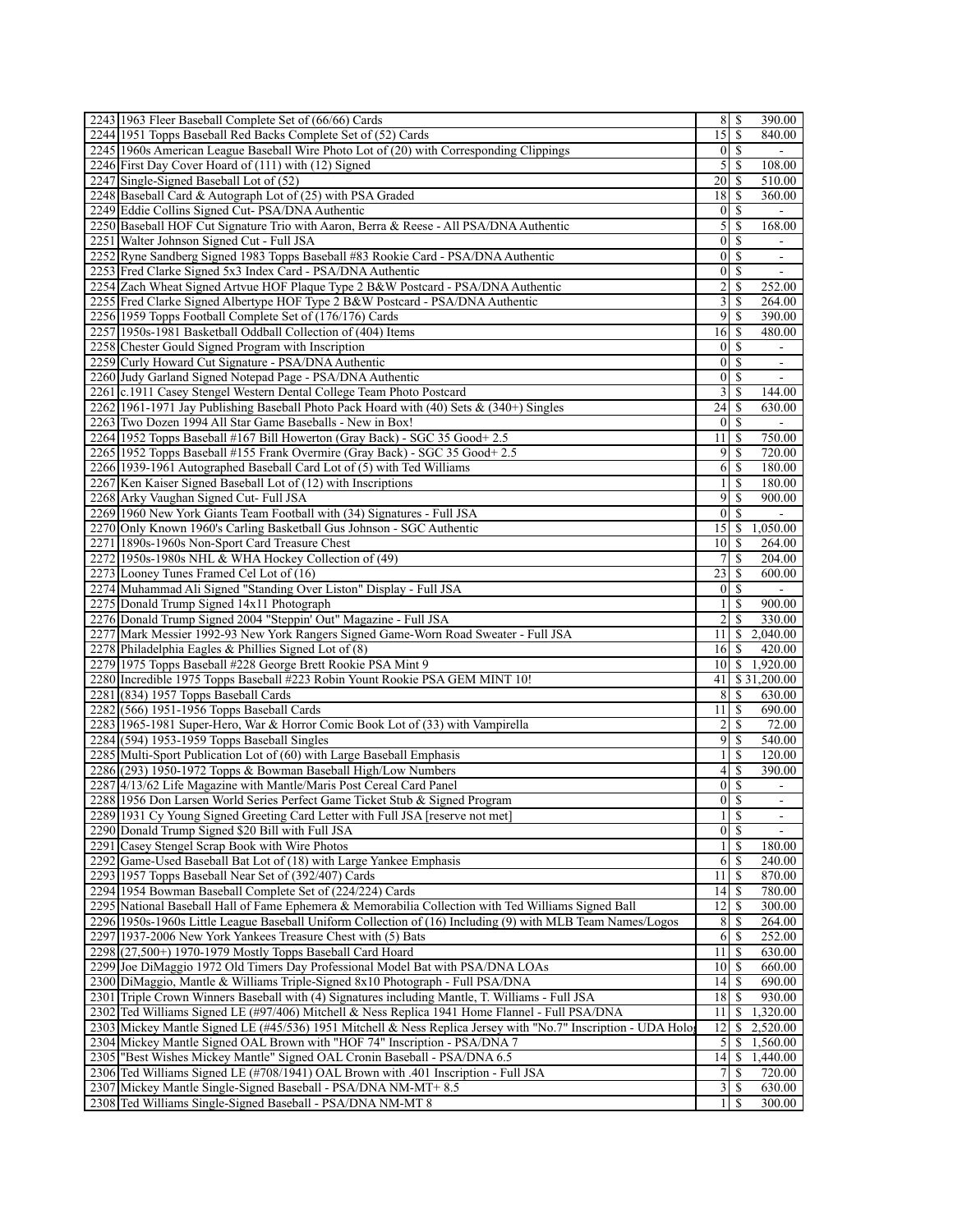| | | | | |
|---|---|---|---|---|
| 2243 | 1963 Fleer Baseball Complete Set of (66/66) Cards | 8 | $ | 390.00 |
| 2244 | 1951 Topps Baseball Red Backs Complete Set of (52) Cards | 15 | $ | 840.00 |
| 2245 | 1960s American League Baseball Wire Photo Lot of (20) with Corresponding Clippings | 0 | $ | - |
| 2246 | First Day Cover Hoard of (111) with (12) Signed | 5 | $ | 108.00 |
| 2247 | Single-Signed Baseball Lot of (52) | 20 | $ | 510.00 |
| 2248 | Baseball Card & Autograph Lot of (25) with PSA Graded | 18 | $ | 360.00 |
| 2249 | Eddie Collins Signed Cut- PSA/DNA Authentic | 0 | $ | - |
| 2250 | Baseball HOF Cut Signature Trio with Aaron, Berra & Reese - All PSA/DNA Authentic | 5 | $ | 168.00 |
| 2251 | Walter Johnson Signed Cut - Full JSA | 0 | $ | - |
| 2252 | Ryne Sandberg Signed 1983 Topps Baseball #83 Rookie Card - PSA/DNA Authentic | 0 | $ | - |
| 2253 | Fred Clarke Signed 5x3 Index Card - PSA/DNA Authentic | 0 | $ | - |
| 2254 | Zach Wheat Signed Artvue HOF Plaque Type 2 B&W Postcard - PSA/DNA Authentic | 2 | $ | 252.00 |
| 2255 | Fred Clarke Signed Albertype HOF Type 2 B&W Postcard - PSA/DNA Authentic | 3 | $ | 264.00 |
| 2256 | 1959 Topps Football Complete Set of (176/176) Cards | 9 | $ | 390.00 |
| 2257 | 1950s-1981 Basketball Oddball Collection of (404) Items | 16 | $ | 480.00 |
| 2258 | Chester Gould Signed Program with Inscription | 0 | $ | - |
| 2259 | Curly Howard Cut Signature - PSA/DNA Authentic | 0 | $ | - |
| 2260 | Judy Garland Signed Notepad Page - PSA/DNA Authentic | 0 | $ | - |
| 2261 | c.1911 Casey Stengel Western Dental College Team Photo Postcard | 3 | $ | 144.00 |
| 2262 | 1961-1971 Jay Publishing Baseball Photo Pack Hoard with (40) Sets & (340+) Singles | 24 | $ | 630.00 |
| 2263 | Two Dozen 1994 All Star Game Baseballs - New in Box! | 0 | $ | - |
| 2264 | 1952 Topps Baseball #167 Bill Howerton (Gray Back) - SGC 35 Good+ 2.5 | 11 | $ | 750.00 |
| 2265 | 1952 Topps Baseball #155 Frank Overmire (Gray Back) - SGC 35 Good+ 2.5 | 9 | $ | 720.00 |
| 2266 | 1939-1961 Autographed Baseball Card Lot of (5) with Ted Williams | 6 | $ | 180.00 |
| 2267 | Ken Kaiser Signed Baseball Lot of (12) with Inscriptions | 1 | $ | 180.00 |
| 2268 | Arky Vaughan Signed Cut- Full JSA | 9 | $ | 900.00 |
| 2269 | 1960 New York Giants Team Football with (34) Signatures - Full JSA | 0 | $ | - |
| 2270 | Only Known 1960's Carling Basketball Gus Johnson - SGC Authentic | 15 | $ | 1,050.00 |
| 2271 | 1890s-1960s Non-Sport Card Treasure Chest | 10 | $ | 264.00 |
| 2272 | 1950s-1980s NHL & WHA Hockey Collection of (49) | 7 | $ | 204.00 |
| 2273 | Looney Tunes Framed Cel Lot of (16) | 23 | $ | 600.00 |
| 2274 | Muhammad Ali Signed "Standing Over Liston" Display - Full JSA | 0 | $ | - |
| 2275 | Donald Trump Signed 14x11 Photograph | 1 | $ | 900.00 |
| 2276 | Donald Trump Signed 2004 "Steppin' Out" Magazine - Full JSA | 2 | $ | 330.00 |
| 2277 | Mark Messier 1992-93 New York Rangers Signed Game-Worn Road Sweater - Full JSA | 11 | $ | 2,040.00 |
| 2278 | Philadelphia Eagles & Phillies Signed Lot of (8) | 16 | $ | 420.00 |
| 2279 | 1975 Topps Baseball #228 George Brett Rookie PSA Mint 9 | 10 | $ | 1,920.00 |
| 2280 | Incredible 1975 Topps Baseball #223 Robin Yount Rookie PSA GEM MINT 10! | 41 | $ | 31,200.00 |
| 2281 | (834) 1957 Topps Baseball Cards | 8 | $ | 630.00 |
| 2282 | (566) 1951-1956 Topps Baseball Cards | 11 | $ | 690.00 |
| 2283 | 1965-1981 Super-Hero, War & Horror Comic Book Lot of (33) with Vampirella | 2 | $ | 72.00 |
| 2284 | (594) 1953-1959 Topps Baseball Singles | 9 | $ | 540.00 |
| 2285 | Multi-Sport Publication Lot of (60) with Large Baseball Emphasis | 1 | $ | 120.00 |
| 2286 | (293) 1950-1972 Topps & Bowman Baseball High/Low Numbers | 4 | $ | 390.00 |
| 2287 | 4/13/62 Life Magazine with Mantle/Maris Post Cereal Card Panel | 0 | $ | - |
| 2288 | 1956 Don Larsen World Series Perfect Game Ticket Stub & Signed Program | 0 | $ | - |
| 2289 | 1931 Cy Young Signed Greeting Card Letter with Full JSA [reserve not met] | 1 | $ | - |
| 2290 | Donald Trump Signed $20 Bill with Full JSA | 0 | $ | - |
| 2291 | Casey Stengel Scrap Book with Wire Photos | 1 | $ | 180.00 |
| 2292 | Game-Used Baseball Bat Lot of (18) with Large Yankee Emphasis | 6 | $ | 240.00 |
| 2293 | 1957 Topps Baseball Near Set of (392/407) Cards | 11 | $ | 870.00 |
| 2294 | 1954 Bowman Baseball Complete Set of (224/224) Cards | 14 | $ | 780.00 |
| 2295 | National Baseball Hall of Fame Ephemera & Memorabilia Collection with Ted Williams Signed Ball | 12 | $ | 300.00 |
| 2296 | 1950s-1960s Little League Baseball Uniform Collection of (16) Including (9) with MLB Team Names/Logos | 8 | $ | 264.00 |
| 2297 | 1937-2006 New York Yankees Treasure Chest with (5) Bats | 6 | $ | 252.00 |
| 2298 | (27,500+) 1970-1979 Mostly Topps Baseball Card Hoard | 11 | $ | 630.00 |
| 2299 | Joe DiMaggio 1972 Old Timers Day Professional Model Bat with PSA/DNA LOAs | 10 | $ | 660.00 |
| 2300 | DiMaggio, Mantle & Williams Triple-Signed 8x10 Photograph - Full PSA/DNA | 14 | $ | 690.00 |
| 2301 | Triple Crown Winners Baseball with (4) Signatures including Mantle, T. Williams - Full JSA | 18 | $ | 930.00 |
| 2302 | Ted Williams Signed LE (#97/406) Mitchell & Ness Replica 1941 Home Flannel - Full PSA/DNA | 11 | $ | 1,320.00 |
| 2303 | Mickey Mantle Signed LE (#45/536) 1951 Mitchell & Ness Replica Jersey with "No.7" Inscription - UDA Holo | 12 | $ | 2,520.00 |
| 2304 | Mickey Mantle Signed OAL Brown with "HOF 74" Inscription - PSA/DNA 7 | 5 | $ | 1,560.00 |
| 2305 | "Best Wishes Mickey Mantle" Signed OAL Cronin Baseball - PSA/DNA 6.5 | 14 | $ | 1,440.00 |
| 2306 | Ted Williams Signed LE (#708/1941) OAL Brown with .401 Inscription - Full JSA | 7 | $ | 720.00 |
| 2307 | Mickey Mantle Single-Signed Baseball - PSA/DNA NM-MT+ 8.5 | 3 | $ | 630.00 |
| 2308 | Ted Williams Single-Signed Baseball - PSA/DNA NM-MT 8 | 1 | $ | 300.00 |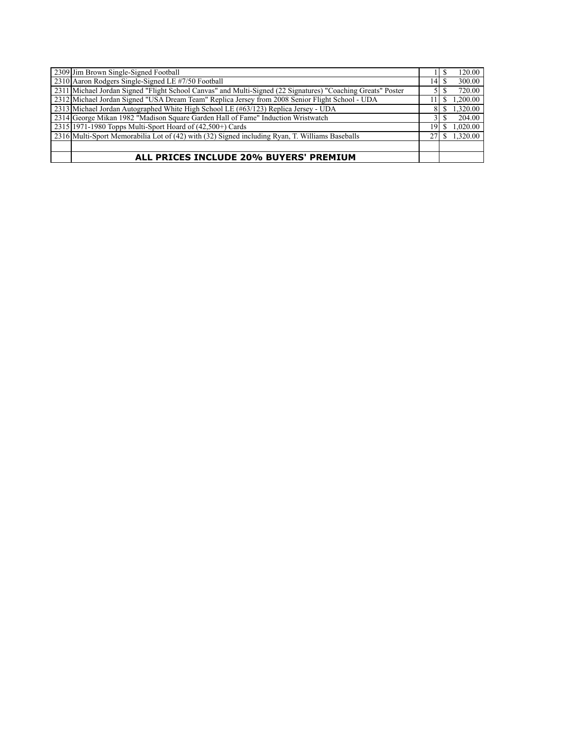| | | | |
|---|---|---|---|
| 2309 | Jim Brown Single-Signed Football | 1 | $ 120.00 |
| 2310 | Aaron Rodgers Single-Signed LE #7/50 Football | 14 | $ 300.00 |
| 2311 | Michael Jordan Signed "Flight School Canvas" and Multi-Signed (22 Signatures) "Coaching Greats" Poster | 5 | $ 720.00 |
| 2312 | Michael Jordan Signed "USA Dream Team" Replica Jersey from 2008 Senior Flight School - UDA | 11 | $ 1,200.00 |
| 2313 | Michael Jordan Autographed White High School LE (#63/123) Replica Jersey - UDA | 8 | $ 1,320.00 |
| 2314 | George Mikan 1982 "Madison Square Garden Hall of Fame" Induction Wristwatch | 3 | $ 204.00 |
| 2315 | 1971-1980 Topps Multi-Sport Hoard of (42,500+) Cards | 19 | $ 1,020.00 |
| 2316 | Multi-Sport Memorabilia Lot of (42) with (32) Signed including Ryan, T. Williams Baseballs | 27 | $ 1,320.00 |
| | | | |
| | **ALL PRICES INCLUDE 20% BUYERS' PREMIUM** | | |